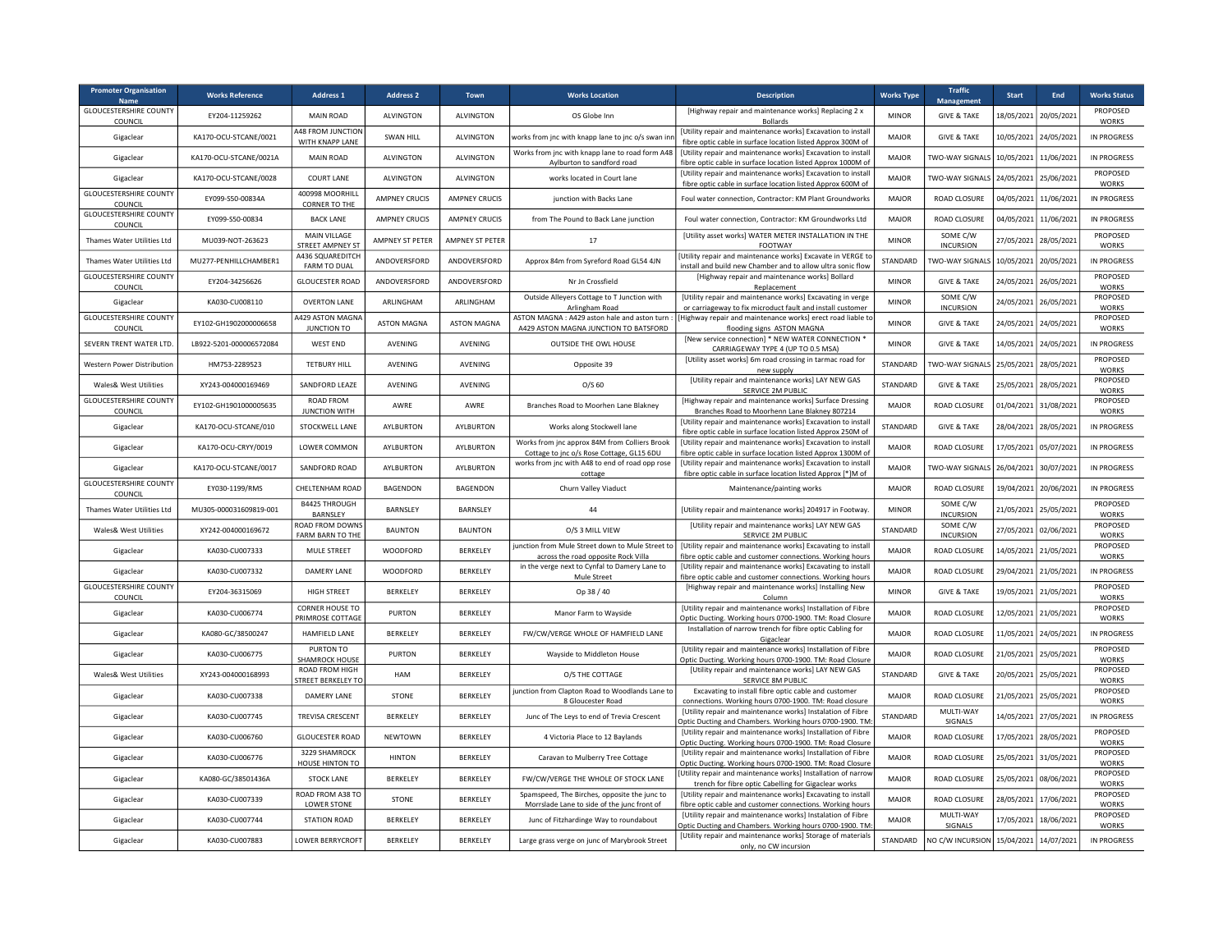| Promoter Organisation Name | Works Reference | Address 1 | Address 2 | Town | Works Location | Description | Works Type | Traffic Management | Start | End | Works Status |
|---|---|---|---|---|---|---|---|---|---|---|---|
| GLOUCESTERSHIRE COUNTY COUNCIL | EY204-11259262 | MAIN ROAD | ALVINGTON | ALVINGTON | OS Globe Inn | [Highway repair and maintenance works] Replacing 2 x Bollards | MINOR | GIVE & TAKE | 18/05/2021 | 20/05/2021 | PROPOSED WORKS |
| Gigaclear | KA170-OCU-STCANE/0021 | A48 FROM JUNCTION WITH KNAPP LANE | SWAN HILL | ALVINGTON | works from jnc with knapp lane to jnc o/s swan inn | [Utility repair and maintenance works] Excavation to install fibre optic cable in surface location listed Approx 300M of | MAJOR | GIVE & TAKE | 10/05/2021 | 24/05/2021 | IN PROGRESS |
| Gigaclear | KA170-OCU-STCANE/0021A | MAIN ROAD | ALVINGTON | ALVINGTON | Works from jnc with knapp lane to road form A48 Aylburton to sandford road | [Utility repair and maintenance works] Excavation to install fibre optic cable in surface location listed Approx 1000M of | MAJOR | TWO-WAY SIGNALS | 10/05/2021 | 11/06/2021 | IN PROGRESS |
| Gigaclear | KA170-OCU-STCANE/0028 | COURT LANE | ALVINGTON | ALVINGTON | works located in Court lane | [Utility repair and maintenance works] Excavation to install fibre optic cable in surface location listed Approx 600M of | MAJOR | TWO-WAY SIGNALS | 24/05/2021 | 25/06/2021 | PROPOSED WORKS |
| GLOUCESTERSHIRE COUNTY COUNCIL | EY099-S50-00834A | 400998 MOORHILL CORNER TO THE | AMPNEY CRUCIS | AMPNEY CRUCIS | junction with Backs Lane | Foul water connection, Contractor: KM Plant Groundworks | MAJOR | ROAD CLOSURE | 04/05/2021 | 11/06/2021 | IN PROGRESS |
| GLOUCESTERSHIRE COUNTY COUNCIL | EY099-S50-00834 | BACK LANE | AMPNEY CRUCIS | AMPNEY CRUCIS | from The Pound to Back Lane junction | Foul water connection, Contractor: KM Groundworks Ltd | MAJOR | ROAD CLOSURE | 04/05/2021 | 11/06/2021 | IN PROGRESS |
| Thames Water Utilities Ltd | MU039-NOT-263623 | MAIN VILLAGE STREET AMPNEY ST | AMPNEY ST PETER | AMPNEY ST PETER | 17 | [Utility asset works] WATER METER INSTALLATION IN THE FOOTWAY | MINOR | SOME C/W INCURSION | 27/05/2021 | 28/05/2021 | PROPOSED WORKS |
| Thames Water Utilities Ltd | MU277-PENHILLCHAMBER1 | A436 SQUAREDITCH FARM TO DUAL | ANDOVERSFORD | ANDOVERSFORD | Approx 84m from Syreford Road GL54 4JN | [Utility repair and maintenance works] Excavate in VERGE to install and build new Chamber and to allow ultra sonic flow | STANDARD | TWO-WAY SIGNALS | 10/05/2021 | 20/05/2021 | IN PROGRESS |
| GLOUCESTERSHIRE COUNTY COUNCIL | EY204-34256626 | GLOUCESTER ROAD | ANDOVERSFORD | ANDOVERSFORD | Nr Jn Crossfield | [Highway repair and maintenance works] Bollard Replacement | MINOR | GIVE & TAKE | 24/05/2021 | 26/05/2021 | PROPOSED WORKS |
| Gigaclear | KA030-CU008110 | OVERTON LANE | ARLINGHAM | ARLINGHAM | Outside Alleyers Cottage to T Junction with Arlingham Road | [Utility repair and maintenance works] Excavating in verge or carriageway to fix microduct fault and install customer | MINOR | SOME C/W INCURSION | 24/05/2021 | 26/05/2021 | PROPOSED WORKS |
| GLOUCESTERSHIRE COUNTY COUNCIL | EY102-GH1902000006658 | A429 ASTON MAGNA JUNCTION TO | ASTON MAGNA | ASTON MAGNA | ASTON MAGNA : A429 aston hale and aston turn : A429 ASTON MAGNA JUNCTION TO BATSFORD | [Highway repair and maintenance works] erect road liable to flooding signs ASTON MAGNA | MINOR | GIVE & TAKE | 24/05/2021 | 24/05/2021 | PROPOSED WORKS |
| SEVERN TRENT WATER LTD. | LB922-5201-000006572084 | WEST END | AVENING | AVENING | OUTSIDE THE OWL HOUSE | [New service connection] * NEW WATER CONNECTION * CARRIAGEWAY TYPE 4 (UP TO 0.5 MSA) | MINOR | GIVE & TAKE | 14/05/2021 | 24/05/2021 | IN PROGRESS |
| Western Power Distribution | HM753-2289523 | TETBURY HILL | AVENING | AVENING | Opposite 39 | [Utility asset works] 6m road crossing in tarmac road for new supply | STANDARD | TWO-WAY SIGNALS | 25/05/2021 | 28/05/2021 | PROPOSED WORKS |
| Wales& West Utilities | XY243-004000169469 | SANDFORD LEAZE | AVENING | AVENING | O/S 60 | [Utility repair and maintenance works] LAY NEW GAS SERVICE 2M PUBLIC | STANDARD | GIVE & TAKE | 25/05/2021 | 28/05/2021 | PROPOSED WORKS |
| GLOUCESTERSHIRE COUNTY COUNCIL | EY102-GH1901000005635 | ROAD FROM JUNCTION WITH | AWRE | AWRE | Branches Road to Moorhen Lane Blakney | [Highway repair and maintenance works] Surface Dressing Branches Road to Moorhenn Lane Blakney 807214 | MAJOR | ROAD CLOSURE | 01/04/2021 | 31/08/2021 | PROPOSED WORKS |
| Gigaclear | KA170-OCU-STCANE/010 | STOCKWELL LANE | AYLBURTON | AYLBURTON | Works along Stockwell lane | [Utility repair and maintenance works] Excavation to install fibre optic cable in surface location listed Approx 250M of | STANDARD | GIVE & TAKE | 28/04/2021 | 28/05/2021 | IN PROGRESS |
| Gigaclear | KA170-OCU-CRYY/0019 | LOWER COMMON | AYLBURTON | AYLBURTON | Works from jnc approx 84M from Colliers Brook Cottage to jnc o/s Rose Cottage, GL15 6DU | [Utility repair and maintenance works] Excavation to install fibre optic cable in surface location listed Approx 1300M of | MAJOR | ROAD CLOSURE | 17/05/2021 | 05/07/2021 | IN PROGRESS |
| Gigaclear | KA170-OCU-STCANE/0017 | SANDFORD ROAD | AYLBURTON | AYLBURTON | works from jnc with A48 to end of road opp rose cottage | [Utility repair and maintenance works] Excavation to install fibre optic cable in surface location listed Approx [*]M of | MAJOR | TWO-WAY SIGNALS | 26/04/2021 | 30/07/2021 | IN PROGRESS |
| GLOUCESTERSHIRE COUNTY COUNCIL | EY030-1199/RMS | CHELTENHAM ROAD | BAGENDON | BAGENDON | Churn Valley Viaduct | Maintenance/painting works | MAJOR | ROAD CLOSURE | 19/04/2021 | 20/06/2021 | IN PROGRESS |
| Thames Water Utilities Ltd | MU305-000031609819-001 | B4425 THROUGH BARNSLEY | BARNSLEY | BARNSLEY | 44 | [Utility repair and maintenance works] 204917 in Footway. | MINOR | SOME C/W INCURSION | 21/05/2021 | 25/05/2021 | PROPOSED WORKS |
| Wales& West Utilities | XY242-004000169672 | ROAD FROM DOWNS FARM BARN TO THE | BAUNTON | BAUNTON | O/S 3 MILL VIEW | [Utility repair and maintenance works] LAY NEW GAS SERVICE 2M PUBLIC | STANDARD | SOME C/W INCURSION | 27/05/2021 | 02/06/2021 | PROPOSED WORKS |
| Gigaclear | KA030-CU007333 | MULE STREET | WOODFORD | BERKELEY | junction from Mule Street down to Mule Street to across the road opposite Rock Villa | [Utility repair and maintenance works] Excavating to install fibre optic cable and customer connections. Working hours | MAJOR | ROAD CLOSURE | 14/05/2021 | 21/05/2021 | PROPOSED WORKS |
| Gigaclear | KA030-CU007332 | DAMERY LANE | WOODFORD | BERKELEY | in the verge next to Cynfal to Damery Lane to Mule Street | [Utility repair and maintenance works] Excavating to install fibre optic cable and customer connections. Working hours | MAJOR | ROAD CLOSURE | 29/04/2021 | 21/05/2021 | IN PROGRESS |
| GLOUCESTERSHIRE COUNTY COUNCIL | EY204-36315069 | HIGH STREET | BERKELEY | BERKELEY | Op 38 / 40 | [Highway repair and maintenance works] Installing New Column | MINOR | GIVE & TAKE | 19/05/2021 | 21/05/2021 | PROPOSED WORKS |
| Gigaclear | KA030-CU006774 | CORNER HOUSE TO PRIMROSE COTTAGE | PURTON | BERKELEY | Manor Farm to Wayside | [Utility repair and maintenance works] Installation of Fibre Optic Ducting. Working hours 0700-1900. TM: Road Closure | MAJOR | ROAD CLOSURE | 12/05/2021 | 21/05/2021 | PROPOSED WORKS |
| Gigaclear | KA080-GC/38500247 | HAMFIELD LANE | BERKELEY | BERKELEY | FW/CW/VERGE WHOLE OF HAMFIELD LANE | Installation of narrow trench for fibre optic Cabling for Gigaclear | MAJOR | ROAD CLOSURE | 11/05/2021 | 24/05/2021 | IN PROGRESS |
| Gigaclear | KA030-CU006775 | PURTON TO SHAMROCK HOUSE | PURTON | BERKELEY | Wayside to Middleton House | [Utility repair and maintenance works] Installation of Fibre Optic Ducting. Working hours 0700-1900. TM: Road Closure | MAJOR | ROAD CLOSURE | 21/05/2021 | 25/05/2021 | PROPOSED WORKS |
| Wales& West Utilities | XY243-004000168993 | ROAD FROM HIGH STREET BERKELEY TO | HAM | BERKELEY | O/S THE COTTAGE | [Utility repair and maintenance works] LAY NEW GAS SERVICE 8M PUBLIC | STANDARD | GIVE & TAKE | 20/05/2021 | 25/05/2021 | PROPOSED WORKS |
| Gigaclear | KA030-CU007338 | DAMERY LANE | STONE | BERKELEY | junction from Clapton Road to Woodlands Lane to 8 Gloucester Road | Excavating to install fibre optic cable and customer connections. Working hours 0700-1900. TM: Road closure | MAJOR | ROAD CLOSURE | 21/05/2021 | 25/05/2021 | PROPOSED WORKS |
| Gigaclear | KA030-CU007745 | TREVISA CRESCENT | BERKELEY | BERKELEY | Junc of The Leys to end of Trevia Crescent | [Utility repair and maintenance works] Instalation of Fibre Optic Ducting and Chambers. Working hours 0700-1900. TM: | STANDARD | MULTI-WAY SIGNALS | 14/05/2021 | 27/05/2021 | IN PROGRESS |
| Gigaclear | KA030-CU006760 | GLOUCESTER ROAD | NEWTOWN | BERKELEY | 4 Victoria Place to 12 Baylands | [Utility repair and maintenance works] Installation of Fibre Optic Ducting. Working hours 0700-1900. TM: Road Closure | MAJOR | ROAD CLOSURE | 17/05/2021 | 28/05/2021 | PROPOSED WORKS |
| Gigaclear | KA030-CU006776 | 3229 SHAMROCK HOUSE HINTON TO | HINTON | BERKELEY | Caravan to Mulberry Tree Cottage | [Utility repair and maintenance works] Installation of Fibre Optic Ducting. Working hours 0700-1900. TM: Road Closure | MAJOR | ROAD CLOSURE | 25/05/2021 | 31/05/2021 | PROPOSED WORKS |
| Gigaclear | KA080-GC/38501436A | STOCK LANE | BERKELEY | BERKELEY | FW/CW/VERGE THE WHOLE OF STOCK LANE | [Utility repair and maintenance works] Installation of narrow trench for fibre optic Cabelling for Gigaclear works | MAJOR | ROAD CLOSURE | 25/05/2021 | 08/06/2021 | PROPOSED WORKS |
| Gigaclear | KA030-CU007339 | ROAD FROM A38 TO LOWER STONE | STONE | BERKELEY | Spamspeed, The Birches, opposite the junc to Morrslade Lane to side of the junc front of | [Utility repair and maintenance works] Excavating to install fibre optic cable and customer connections. Working hours | MAJOR | ROAD CLOSURE | 28/05/2021 | 17/06/2021 | PROPOSED WORKS |
| Gigaclear | KA030-CU007744 | STATION ROAD | BERKELEY | BERKELEY | Junc of Fitzhardinge Way to roundabout | [Utility repair and maintenance works] Instalation of Fibre Optic Ducting and Chambers. Working hours 0700-1900. TM: | MAJOR | MULTI-WAY SIGNALS | 17/05/2021 | 18/06/2021 | PROPOSED WORKS |
| Gigaclear | KA030-CU007883 | LOWER BERRYCROFT | BERKELEY | BERKELEY | Large grass verge on junc of Marybrook Street | [Utility repair and maintenance works] Storage of materials only, no CW incursion | STANDARD | NO C/W INCURSION | 15/04/2021 | 14/07/2021 | IN PROGRESS |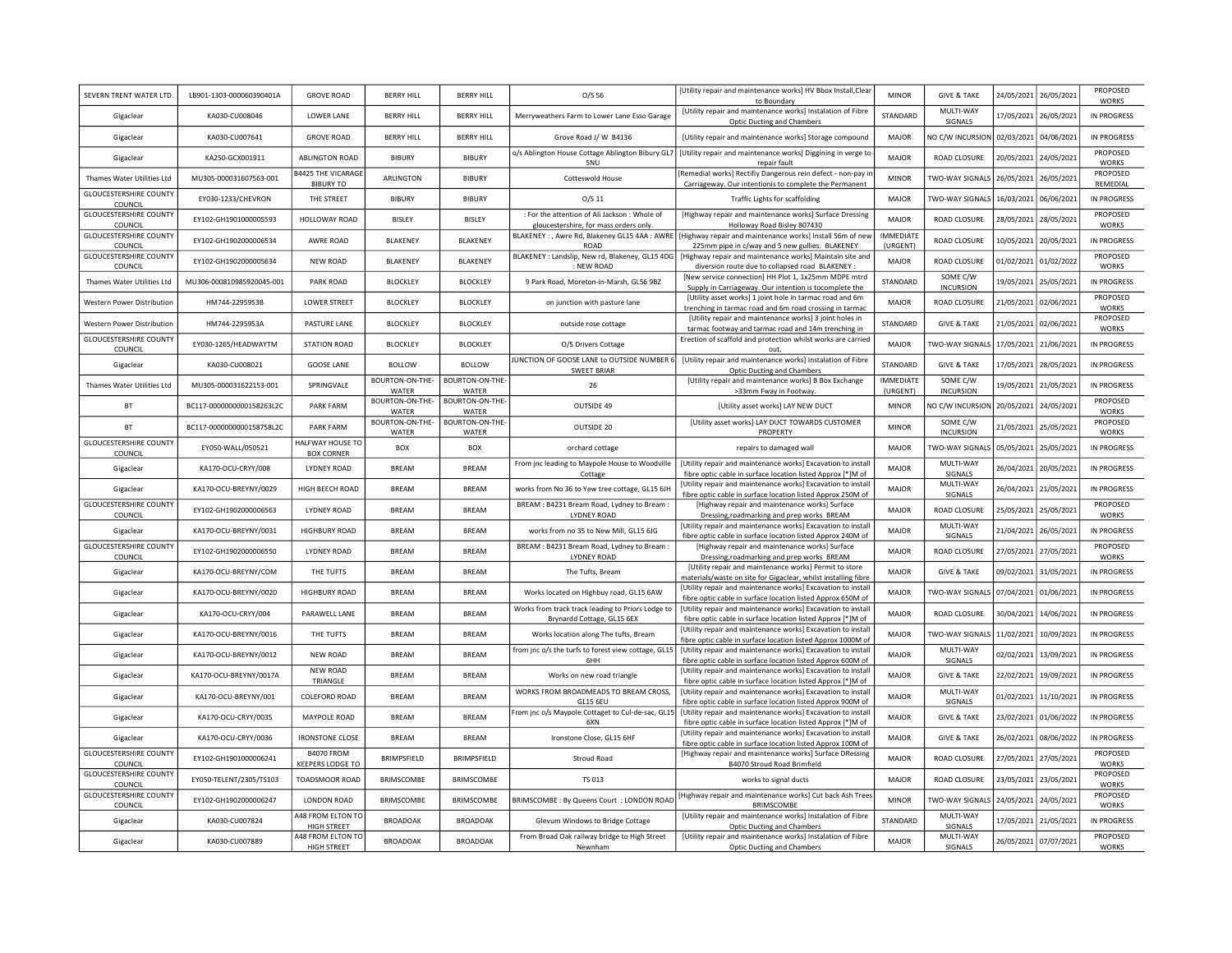| SEVERN TRENT WATER LTD. | LB901-1303-000060390401A | GROVE ROAD | BERRY HILL | BERRY HILL | O/S 56 | [Utility repair and maintenance works] HV Bbox Install,Clear to Boundary | MINOR | GIVE & TAKE | 24/05/2021 | 26/05/2021 | PROPOSED WORKS |
|---|---|---|---|---|---|---|---|---|---|---|---|
| Gigaclear | KA030-CU008046 | LOWER LANE | BERRY HILL | BERRY HILL | Merryweathers Farm to Lower Lane Esso Garage | [Utility repair and maintenance works] Instalation of Fibre Optic Ducting and Chambers | STANDARD | MULTI-WAY SIGNALS | 17/05/2021 | 26/05/2021 | IN PROGRESS |
| Gigaclear | KA030-CU007641 | GROVE ROAD | BERRY HILL | BERRY HILL | Grove Road J/ W B4136 | [Utility repair and maintenance works] Storage compound | MAJOR | NO C/W INCURSION | 02/03/2021 | 04/06/2021 | IN PROGRESS |
| Gigaclear | KA250-GCX001911 | ABLINGTON ROAD | BIBURY | BIBURY | o/s Ablington House Cottage Ablington Bibury GL7 5NU | [Utility repair and maintenance works] Diggining in verge to repair fault | MAJOR | ROAD CLOSURE | 20/05/2021 | 24/05/2021 | PROPOSED WORKS |
| Thames Water Utilities Ltd | MU305-000031607563-001 | B4425 THE VICARAGE BIBURY TO | ARLINGTON | BIBURY | Cotteswold House | [Remedial works] Rectifiy Dangerous rein defect - non-pay in Carriageway. Our intentionis to complete the Permanent | MINOR | TWO-WAY SIGNALS | 26/05/2021 | 26/05/2021 | PROPOSED REMEDIAL |
| GLOUCESTERSHIRE COUNTY COUNCIL | EY030-1233/CHEVRON | THE STREET | BIBURY | BIBURY | O/S 11 | Traffic Lights for scaffolding | MAJOR | TWO-WAY SIGNALS | 16/03/2021 | 06/06/2021 | IN PROGRESS |
| GLOUCESTERSHIRE COUNTY COUNCIL | EY102-GH1901000005593 | HOLLOWAY ROAD | BISLEY | BISLEY | : For the attention of Ali Jackson : Whole of gloucestershire, for mass orders only. | [Highway repair and maintenance works] Surface Dressing Holloway Road Bisley 807430 | MAJOR | ROAD CLOSURE | 28/05/2021 | 28/05/2021 | PROPOSED WORKS |
| GLOUCESTERSHIRE COUNTY COUNCIL | EY102-GH1902000006534 | AWRE ROAD | BLAKENEY | BLAKENEY | BLAKENEY : , Awre Rd, Blakeney GL15 4AA : AWRE ROAD | [Highway repair and maintenance works] Install 56m of new 225mm pipe in c/way and 5 new gullies. BLAKENEY | IMMEDIATE (URGENT) | ROAD CLOSURE | 10/05/2021 | 20/05/2021 | IN PROGRESS |
| GLOUCESTERSHIRE COUNTY COUNCIL | EY102-GH1902000005634 | NEW ROAD | BLAKENEY | BLAKENEY | BLAKENEY : Landslip, New rd, Blakeney, GL15 4DG : NEW ROAD | [Highway repair and maintenance works] Maintain site and diversion route due to collapsed road BLAKENEY : | MAJOR | ROAD CLOSURE | 01/02/2021 | 01/02/2022 | PROPOSED WORKS |
| Thames Water Utilities Ltd | MU306-000810985920045-001 | PARK ROAD | BLOCKLEY | BLOCKLEY | 9 Park Road, Moreton-in-Marsh, GL56 9BZ | [New service connection] HH Plot 1, 1x25mm MDPE mtrd Supply in Carriageway. Our intention is tocomplete the | STANDARD | SOME C/W INCURSION | 19/05/2021 | 25/05/2021 | IN PROGRESS |
| Western Power Distribution | HM744-2295953B | LOWER STREET | BLOCKLEY | BLOCKLEY | on junction with pasture lane | [Utility asset works] 1 joint hole in tarmac road and 6m trenching in tarmac road and 6m road crossing in tarmac | MAJOR | ROAD CLOSURE | 21/05/2021 | 02/06/2021 | PROPOSED WORKS |
| Western Power Distribution | HM744-2295953A | PASTURE LANE | BLOCKLEY | BLOCKLEY | outside rose cottage | [Utility repair and maintenance works] 3 joint holes in tarmac footway and tarmac road and 14m trenching in | STANDARD | GIVE & TAKE | 21/05/2021 | 02/06/2021 | PROPOSED WORKS |
| GLOUCESTERSHIRE COUNTY COUNCIL | EY030-1265/HEADWAYTM | STATION ROAD | BLOCKLEY | BLOCKLEY | O/S Drivers Cottage | Erection of scaffold and protection whilst works are carried out. | MAJOR | TWO-WAY SIGNALS | 17/05/2021 | 21/06/2021 | IN PROGRESS |
| Gigaclear | KA030-CU008021 | GOOSE LANE | BOLLOW | BOLLOW | JUNCTION OF GOOSE LANE to OUTSIDE NUMBER 6 SWEET BRIAR | [Utility repair and maintenance works] Instalation of Fibre Optic Ducting and Chambers | STANDARD | GIVE & TAKE | 17/05/2021 | 28/05/2021 | IN PROGRESS |
| Thames Water Utilities Ltd | MU305-000031622153-001 | SPRINGVALE | BOURTON-ON-THE-WATER | BOURTON-ON-THE-WATER | 26 | [Utility repair and maintenance works] B Box Exchange >33mm Fway in Footway. | IMMEDIATE (URGENT) | SOME C/W INCURSION | 19/05/2021 | 21/05/2021 | IN PROGRESS |
| BT | BC117-0000000000158263L2C | PARK FARM | BOURTON-ON-THE-WATER | BOURTON-ON-THE-WATER | OUTSIDE 49 | [Utility asset works] LAY NEW DUCT | MINOR | NO C/W INCURSION | 20/05/2021 | 24/05/2021 | PROPOSED WORKS |
| BT | BC117-0000000000158758L2C | PARK FARM | BOURTON-ON-THE-WATER | BOURTON-ON-THE-WATER | OUTSIDE 20 | [Utility asset works] LAY DUCT TOWARDS CUSTOMER PROPERTY | MINOR | SOME C/W INCURSION | 21/05/2021 | 25/05/2021 | PROPOSED WORKS |
| GLOUCESTERSHIRE COUNTY COUNCIL | EY050-WALL/050521 | HALFWAY HOUSE TO BOX CORNER | BOX | BOX | orchard cottage | repairs to damaged wall | MAJOR | TWO-WAY SIGNALS | 05/05/2021 | 25/05/2021 | IN PROGRESS |
| Gigaclear | KA170-OCU-CRYY/008 | LYDNEY ROAD | BREAM | BREAM | From jnc leading to Maypole House to Woodville Cottage | [Utility repair and maintenance works] Excavation to install fibre optic cable in surface location listed Approx [*]M of | MAJOR | MULTI-WAY SIGNALS | 26/04/2021 | 20/05/2021 | IN PROGRESS |
| Gigaclear | KA170-OCU-BREYNY/0029 | HIGH BEECH ROAD | BREAM | BREAM | works from No 36 to Yew tree cottage, GL15 6JH | [Utility repair and maintenance works] Excavation to install fibre optic cable in surface location listed Approx 250M of | MAJOR | MULTI-WAY SIGNALS | 26/04/2021 | 21/05/2021 | IN PROGRESS |
| GLOUCESTERSHIRE COUNTY COUNCIL | EY102-GH1902000006563 | LYDNEY ROAD | BREAM | BREAM | BREAM : B4231 Bream Road, Lydney to Bream : LYDNEY ROAD | [Highway repair and maintenance works] Surface Dressing,roadmarking and prep works BREAM | MAJOR | ROAD CLOSURE | 25/05/2021 | 25/05/2021 | PROPOSED WORKS |
| Gigaclear | KA170-OCU-BREYNY/0031 | HIGHBURY ROAD | BREAM | BREAM | works from no 35 to New Mill, GL15 6JG | [Utility repair and maintenance works] Excavation to install fibre optic cable in surface location listed Approx 240M of | MAJOR | MULTI-WAY SIGNALS | 21/04/2021 | 26/05/2021 | IN PROGRESS |
| GLOUCESTERSHIRE COUNTY COUNCIL | EY102-GH1902000006550 | LYDNEY ROAD | BREAM | BREAM | BREAM : B4231 Bream Road, Lydney to Bream : LYDNEY ROAD | [Highway repair and maintenance works] Surface Dressing,roadmarking and prep works BREAM | MAJOR | ROAD CLOSURE | 27/05/2021 | 27/05/2021 | PROPOSED WORKS |
| Gigaclear | KA170-OCU-BREYNY/COM | THE TUFTS | BREAM | BREAM | The Tufts, Bream | [Utility repair and maintenance works] Permit to store materials/waste on site for Gigaclear, whilst installing fibre | MAJOR | GIVE & TAKE | 09/02/2021 | 31/05/2021 | IN PROGRESS |
| Gigaclear | KA170-OCU-BREYNY/0020 | HIGHBURY ROAD | BREAM | BREAM | Works located on Highbuy road, GL15 6AW | [Utility repair and maintenance works] Excavation to install fibre optic cable in surface location listed Approx 650M of | MAJOR | TWO-WAY SIGNALS | 07/04/2021 | 01/06/2021 | IN PROGRESS |
| Gigaclear | KA170-OCU-CRYY/004 | PARAWELL LANE | BREAM | BREAM | Works from track track leading to Priors Lodge to Brynardd Cottage, GL15 6EX | [Utility repair and maintenance works] Excavation to install fibre optic cable in surface location listed Approx [*]M of | MAJOR | ROAD CLOSURE | 30/04/2021 | 14/06/2021 | IN PROGRESS |
| Gigaclear | KA170-OCU-BREYNY/0016 | THE TUFTS | BREAM | BREAM | Works location along The tufts, Bream | [Utility repair and maintenance works] Excavation to install fibre optic cable in surface location listed Approx 1000M of | MAJOR | TWO-WAY SIGNALS | 11/02/2021 | 10/09/2021 | IN PROGRESS |
| Gigaclear | KA170-OCU-BREYNY/0012 | NEW ROAD | BREAM | BREAM | from jnc o/s the turfs to forest view cottage, GL15 6HH | [Utility repair and maintenance works] Excavation to install fibre optic cable in surface location listed Approx 600M of | MAJOR | MULTI-WAY SIGNALS | 02/02/2021 | 13/09/2021 | IN PROGRESS |
| Gigaclear | KA170-OCU-BREYNY/0017A | NEW ROAD TRIANGLE | BREAM | BREAM | Works on new road triangle | [Utility repair and maintenance works] Excavation to install fibre optic cable in surface location listed Approx [*]M of | MAJOR | GIVE & TAKE | 22/02/2021 | 19/09/2021 | IN PROGRESS |
| Gigaclear | KA170-OCU-BREYNY/001 | COLEFORD ROAD | BREAM | BREAM | WORKS FROM BROADMEADS TO BREAM CROSS, GL15 6EU | [Utility repair and maintenance works] Excavation to install fibre optic cable in surface location listed Approx 900M of | MAJOR | MULTI-WAY SIGNALS | 01/02/2021 | 11/10/2021 | IN PROGRESS |
| Gigaclear | KA170-OCU-CRYY/0035 | MAYPOLE ROAD | BREAM | BREAM | From jnc o/s Maypole Cottaget to Cul-de-sac, GL15 6XN | [Utility repair and maintenance works] Excavation to install fibre optic cable in surface location listed Approx [*]M of | MAJOR | GIVE & TAKE | 23/02/2021 | 01/06/2022 | IN PROGRESS |
| Gigaclear | KA170-OCU-CRYY/0036 | IRONSTONE CLOSE | BREAM | BREAM | Ironstone Close, GL15 6HF | [Utility repair and maintenance works] Excavation to install fibre optic cable in surface location listed Approx 100M of | MAJOR | GIVE & TAKE | 26/02/2021 | 08/06/2022 | IN PROGRESS |
| GLOUCESTERSHIRE COUNTY COUNCIL | EY102-GH1901000006241 | B4070 FROM KEEPERS LODGE TO | BRIMPSFIELD | BRIMPSFIELD | Stroud Road | [Highway repair and maintenance works] Surface DRessing B4070 Stroud Road Brimfield | MAJOR | ROAD CLOSURE | 27/05/2021 | 27/05/2021 | PROPOSED WORKS |
| GLOUCESTERSHIRE COUNTY COUNCIL | EY050-TELENT/2305/TS103 | TOADSMOOR ROAD | BRIMSCOMBE | BRIMSCOMBE | TS 013 | works to signal ducts | MAJOR | ROAD CLOSURE | 23/05/2021 | 23/05/2021 | PROPOSED WORKS |
| GLOUCESTERSHIRE COUNTY COUNCIL | EY102-GH1902000006247 | LONDON ROAD | BRIMSCOMBE | BRIMSCOMBE | BRIMSCOMBE : By Queens Court : LONDON ROAD | [Highway repair and maintenance works] Cut back Ash Trees BRIMSCOMBE | MINOR | TWO-WAY SIGNALS | 24/05/2021 | 24/05/2021 | PROPOSED WORKS |
| Gigaclear | KA030-CU007824 | A48 FROM ELTON TO HIGH STREET | BROADOAK | BROADOAK | Glevum Windows to Bridge Cottage | [Utility repair and maintenance works] Instalation of Fibre Optic Ducting and Chambers | STANDARD | MULTI-WAY SIGNALS | 17/05/2021 | 21/05/2021 | IN PROGRESS |
| Gigaclear | KA030-CU007889 | A48 FROM ELTON TO HIGH STREET | BROADOAK | BROADOAK | From Broad Oak railway bridge to High Street Newnham | [Utility repair and maintenance works] Instalation of Fibre Optic Ducting and Chambers | MAJOR | MULTI-WAY SIGNALS | 26/05/2021 | 07/07/2021 | PROPOSED WORKS |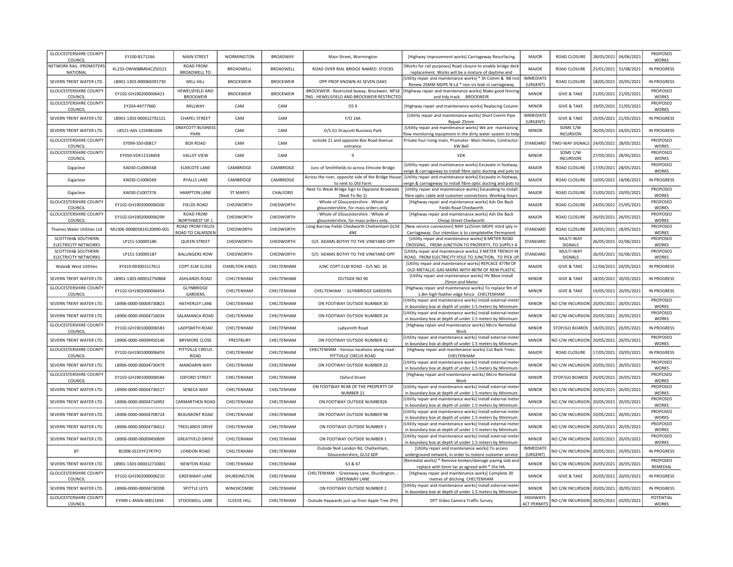| GLOUCESTERSHIRE COUNTY COUNCIL | EY100-817124A | MAIN STREET | WORMINGTON | BROADWAY | Main Street, Wormington | [Highway improvement works] Carriageway Resurfacing | MAJOR | ROAD CLOSURE | 28/05/2021 | 04/06/2021 | PROPOSED WORKS |
|---|---|---|---|---|---|---|---|---|---|---|---|
| NETWORK RAIL -PROMOTERS NATIONAL | KL233-OWW88M64C250121 | ROAD FROM BROADWELL TO | BROADWELL | BROADWELL | ROAD OVER RIAL BRIDGE NAMED: STOCKS | [Works for rail purposes] Road closure to enable bridge deck replacement. Works will be a mixture of daytime and | MAJOR | ROAD CLOSURE | 25/01/2021 | 31/08/2021 | IN PROGRESS |
| SEVERN TRENT WATER LTD. | LB901-1303-000060391730 | MILL HILL | BROCKWEIR | BROCKWEIR | OPP PROP KNOWN AS SEVEN OAKS | [Utility repair and maintenance works] * Sh Comm & BB Inst Renew 25MM MDPE N-Ld * non vis leak in carriageway | IMMEDIATE (URGENT) | ROAD CLOSURE | 18/05/2021 | 20/05/2021 | IN PROGRESS |
| GLOUCESTERSHIRE COUNTY COUNCIL | EY102-GH1902000006421 | HEWELSFIELD AND BROCKWEIR | BROCKWEIR | BROCKWEIR | BROCKWEIR : Restricted byway, Brockweir, NP16 7NG : HEWELSFIELD AND BROCKWEIR RESTRICTED | [Highway repair and maintenance works] Make good fencing and tidy track. BROCKWEIR | MINOR | GIVE & TAKE | 21/05/2021 | 21/05/2021 | PROPOSED WORKS |
| GLOUCESTERSHIRE COUNTY COUNCIL | EY204-44777660 | MILLWAY | CAM | CAM | OS 9 | [Highway repair and maintenance works] Replacing Column | MINOR | GIVE & TAKE | 19/05/2021 | 21/05/2021 | PROPOSED WORKS |
| SEVERN TRENT WATER LTD. | LB901-1303-000012792121 | CHAPEL STREET | CAM | CAM | F/O 14A | [Utility repair and maintenance works] Short Comm Pipe Repair 25mm | IMMEDIATE (URGENT) | GIVE & TAKE | 19/05/2021 | 21/05/2021 | IN PROGRESS |
| SEVERN TRENT WATER LTD. | LB521-A6S-125698169A | DRAYCOTT BUSINESS PARK | CAM | CAM | O/S G1 Draycott Business Park | [Utility repair and maintenance works] We are maintaining flow monitoring equipment in the dirty water system to help | MINOR | SOME C/W INCURSION | 20/05/2021 | 24/05/2021 | IN PROGRESS |
| GLOUCESTERSHIRE COUNTY COUNCIL | EY099-S50-00817 | BOX ROAD | CAM | CAM | outside 21 and opposite Box Road Avenue entrance | Private foul rising main, Promoter: Wain Homes, Contractor: KW Bell | STANDARD | TWO-WAY SIGNALS | 24/05/2021 | 28/05/2021 | PROPOSED WORKS |
| GLOUCESTERSHIRE COUNTY COUNCIL | EY050-VDK11318458 | VALLEY VIEW | CAM | CAM | 9 | VDK | MINOR | SOME C/W INCURSION | 27/05/2021 | 28/05/2021 | PROPOSED WORKS |
| Gigaclear | KA030-CU006568 | ELMCOTE LANE | CAMBRIDGE | CAMBRIDGE | Junc of Smithfields to across Elmcote Bridge | [Utility repair and maintenance works] Excavate in footway, verge & carriageway to install fibre optic ducting and pots to | MAJOR | ROAD CLOSURE | 17/05/2021 | 28/05/2021 | PROPOSED WORKS |
| Gigaclear | KA030-CU006569 | RYALLS LANE | CAMBRIDGE | CAMBRIDGE | Across the river, opposite side of the Bridge House to next to Old Farm | [Utility repair and maintenance works] Excavate in footway, verge & carriageway to install fibre optic ducting and pots to | MAJOR | ROAD CLOSURE | 10/05/2021 | 18/06/2021 | IN PROGRESS |
| Gigaclear | KA030-CU007376 | HAMPTON LANE | ST MARYS | CHALFORD | Next To Weak Bridge Sign to Opposite Brookside (Next To No 1) | [Utility repair and maintenance works] Excavating to install fibre optic cable and customer connections. Working hours | MAJOR | ROAD CLOSURE | 15/05/2021 | 20/05/2021 | PROPOSED WORKS |
| GLOUCESTERSHIRE COUNTY COUNCIL | EY102-GH1902000006300 | FIELDS ROAD | CHEDWORTH | CHEDWORTH | : Whole of Gloucestershire : Whole of gloucestershire, for mass orders only. | [Highway repair and maintenance works] Ash Die Back Fields Road Chedworth | MAJOR | ROAD CLOSURE | 24/05/2021 | 25/05/2021 | PROPOSED WORKS |
| GLOUCESTERSHIRE COUNTY COUNCIL | EY102-GH1902000006299 | ROAD FROM NORTHWEST OF 1 | CHEDWORTH | CHEDWORTH | : Whole of Gloucestershire : Whole of gloucestershire, for mass orders only. | [Highway repair and maintenance works] Ash Die Back Cheap Street Chedworth | MAJOR | ROAD CLOSURE | 26/05/2021 | 26/05/2021 | PROPOSED WORKS |
| Thames Water Utilities Ltd | MU306-000805814120090-001 | ROAD FROM FIELDS ROAD TO CALMSDEN | CHEDWORTH | CHEDWORTH | Long Barrow Fields Chedworth Cheltenham GL54 4NE | [New service connection] NHH 1x25mm MDPE mtrd sply in Carriageway. Our intention is to completethe Permanent | STANDARD | ROAD CLOSURE | 24/05/2021 | 28/05/2021 | PROPOSED WORKS |
| SCOTTISH& SOUTHERN ELECTRICITY NETWORKS | LP151-S30005186 | QUEEN STREET | CHEDWORTH | CHEDWORTH | O/S `ADAMS BOTHY TO THE VINEYARD OPP | [Utility repair and maintenance works] 8 METER ROAD CROSSING , FROM JUNCTION TO PROPERTY, TO SUPPLY A | STANDARD | MULTI-WAY SIGNALS | 26/05/2021 | 02/06/2021 | PROPOSED WORKS |
| SCOTTISH& SOUTHERN ELECTRICITY NETWORKS | LP151-S30005187 | BALLINGERS ROW | CHEDWORTH | CHEDWORTH | O/S `ADAMS BOTHY TO THE VINEYARD OPP | [Utility repair and maintenance works] 3 METER TRENCH IN ROAD, FROM ELECTRICITY POLE TO JUNCTION, TO PICK UP | STANDARD | MULTI-WAY SIGNALS | 26/05/2021 | 02/06/2021 | PROPOSED WORKS |
| Wales& West Utilities | XY410-003001517611 | COPT ELM CLOSE | CHARLTON KINGS | CHELTENHAM | JUNC COPT ELM ROAD - O/S NO. 26 | [Utility repair and maintenance works] REPLACE 477M OF OLD METALLIC GAS MAINS WITH 487M OF NEW PLASTIC | MAJOR | GIVE & TAKE | 12/04/2021 | 20/05/2021 | IN PROGRESS |
| SEVERN TRENT WATER LTD. | LB901-1303-000012750868 | ASHLANDS ROAD | CHELTENHAM | CHELTENHAM | OUTSIDE NO 90 | [Utility repair and maintenance works] HV Bbox Install 25mm and Meter | MINOR | GIVE & TAKE | 18/05/2021 | 20/05/2021 | IN PROGRESS |
| GLOUCESTERSHIRE COUNTY COUNCIL | EY102-GH1902000006454 | GLYNBRIDGE GARDENS | CHELTENHAM | CHELTENHAM | CHELTENHAM : : GLYNBRIDGE GARDENS | [Highway repair and maintenance works] To replace 9m of 1.8m high feather edge fence CHELTENHAM | MINOR | GIVE & TAKE | 19/05/2021 | 20/05/2021 | IN PROGRESS |
| SEVERN TRENT WATER LTD. | LB906-0000-00004730823 | HATHERLEY LANE | CHELTENHAM | CHELTENHAM | ON FOOTWAY OUTSIDE NUMBER 30 | [Utility repair and maintenance works] Install external meter in boundary box at depth of under 1.5 meters by Minimum | MINOR | NO C/W INCURSION | 20/05/2021 | 20/05/2021 | PROPOSED WORKS |
| SEVERN TRENT WATER LTD. | LB906-0000-00004716034 | SALAMANCA ROAD | CHELTENHAM | CHELTENHAM | ON FOOTWAY OUTSIDE NUMBER 24 | [Utility repair and maintenance works] Install external meter in boundary box at depth of under 1.5 meters by Minimum | MINOR | NO C/W INCURSION | 20/05/2021 | 20/05/2021 | PROPOSED WORKS |
| GLOUCESTERSHIRE COUNTY COUNCIL | EY102-GH1901000006583 | LADYSMITH ROAD | CHELTENHAM | CHELTENHAM | Ladysmith Road | [Highway repair and maintenance works] Micro Remedial Work | MINOR | STOP/GO BOARDS | 18/05/2021 | 20/05/2021 | IN PROGRESS |
| SEVERN TRENT WATER LTD. | LB906-0000-00009450146 | BRYMORE CLOSE | PRESTBURY | CHELTENHAM | ON FOOTWAY OUTSIDE NUMBER 42 | [Utility repair and maintenance works] Install external meter in boundary box at depth of under 1.5 meters by Minimum | MINOR | NO C/W INCURSION | 20/05/2021 | 20/05/2021 | PROPOSED WORKS |
| GLOUCESTERSHIRE COUNTY COUNCIL | EY102-GH1901000006459 | PITTVILLE CIRCUS ROAD | CHELTENHAM | CHELTENHAM | CHELTENHAM : Various locations along road : PITTVILLE CIRCUS ROAD | [Highway repair and maintenance works] Cut Back Trees. CHELTENHAM | MAJOR | ROAD CLOSURE | 17/05/2021 | 20/05/2021 | IN PROGRESS |
| SEVERN TRENT WATER LTD. | LB906-0000-00004730479 | MANDARIN WAY | CHELTENHAM | CHELTENHAM | ON FOOTWAY OUTSIDE NUMBER 22 | [Utility repair and maintenance works] Install external meter in boundary box at depth of under 1.5 meters by Minimum | MINOR | NO C/W INCURSION | 20/05/2021 | 20/05/2021 | PROPOSED WORKS |
| GLOUCESTERSHIRE COUNTY COUNCIL | EY102-GH1901000006584 | OXFORD STREET | CHELTENHAM | CHELTENHAM | Oxford Street | [Highway repair and maintenance works] Micro Remedial Work | MINOR | STOP/GO BOARDS | 20/05/2021 | 20/05/2021 | PROPOSED WORKS |
| SEVERN TRENT WATER LTD. | LB906-0000-00004736517 | SENECA WAY | CHELTENHAM | CHELTENHAM | ON FOOTWAY REAR OF THE PROPERTY OF NUMBER 21 | [Utility repair and maintenance works] Install external meter in boundary box at depth of under 1.5 meters by Minimum | MINOR | NO C/W INCURSION | 20/05/2021 | 20/05/2021 | PROPOSED WORKS |
| SEVERN TRENT WATER LTD. | LB906-0000-00004716992 | CARMARTHEN ROAD | CHELTENHAM | CHELTENHAM | ON FOOTWAY OUTSIDE NUMBER26 | [Utility repair and maintenance works] Install external meter in boundary box at depth of under 1.5 meters by Minimum | MINOR | NO C/W INCURSION | 20/05/2021 | 20/05/2021 | PROPOSED WORKS |
| SEVERN TRENT WATER LTD. | LB906-0000-00004708724 | BEAUMONT ROAD | CHELTENHAM | CHELTENHAM | ON FOOTWAY OUTSIDE NUMBER 98 | [Utility repair and maintenance works] Install external meter in boundary box at depth of under 1.5 meters by Minimum | MINOR | NO C/W INCURSION | 20/05/2021 | 20/05/2021 | PROPOSED WORKS |
| SEVERN TRENT WATER LTD. | LB906-0000-00004736613 | TREELANDS DRIVE | CHELTENHAM | CHELTENHAM | ON FOOTWAY OUTSIDE NUMBER 1 | [Utility repair and maintenance works] Install external meter in boundary box at depth of under 1.5 meters by Minimum | MINOR | NO C/W INCURSION | 20/05/2021 | 20/05/2021 | PROPOSED WORKS |
| SEVERN TRENT WATER LTD. | LB906-0000-00009450609 | GREATFIELD DRIVE | CHELTENHAM | CHELTENHAM | ON FOOTWAY OUTSIDE NUMBER 1 | [Utility repair and maintenance works] Install external meter in boundary box at depth of under 1.5 meters by Minimum | MINOR | NO C/W INCURSION | 20/05/2021 | 20/05/2021 | PROPOSED WORKS |
| BT | BC008-SS1DYF27KTPO | LONDON ROAD | CHELTENHAM | CHELTENHAM | Outside No4 London Rd, Cheltenham, Gloucestershire, GL52 6DF | [Utility repair and maintenance works] To access underground network, in order to restore customer service | IMMEDIATE (URGENT) | NO C/W INCURSION | 20/05/2021 | 20/05/2021 | IN PROGRESS |
| SEVERN TRENT WATER LTD. | LB901-1303-000012710001 | NEWTON ROAD | CHELTENHAM | CHELTENHAM | 63 & 67 | [Remedial works] * Remove broken/damage paving slab and replace with 6mm tar as agreed with * the HA. | MINOR | NO C/W INCURSION | 20/05/2021 | 20/05/2021 | PROPOSED REMEDIAL |
| GLOUCESTERSHIRE COUNTY COUNCIL | EY102-GH1902000006210 | GREENWAY LANE | SHURDINGTON | CHELTENHAM | CHELTENHAM : Greenway Lane, Shurdington. : GREENWAY LANE | [Highway repair and maintenance works] Complete 30 metres of ditching CHELTENHAM | MINOR | GIVE & TAKE | 20/05/2021 | 20/05/2021 | IN PROGRESS |
| SEVERN TRENT WATER LTD. | LB906-0000-00004730398 | SPITTLE LEYS | WINCHCOMBE | CHELTENHAM | ON FOOTWAY OUTSIDE NUMBER 2 | [Utility repair and maintenance works] Install external meter in boundary box at depth of under 1.5 meters by Minimum | MINOR | NO C/W INCURSION | 20/05/2021 | 20/05/2021 | IN PROGRESS |
| GLOUCESTERSHIRE COUNTY COUNCIL | EY099-L-MAIN-00011494 | STOCKWELL LANE | CLEEVE HILL | CHELTENHAM | Outside Haywards just up from Apple Tree (PH) | DFT Video Camera Traffic Survey | HIGHWAYS ACT PERMITS | NO C/W INCURSION | 20/05/2021 | 20/05/2021 | POTENTIAL WORKS |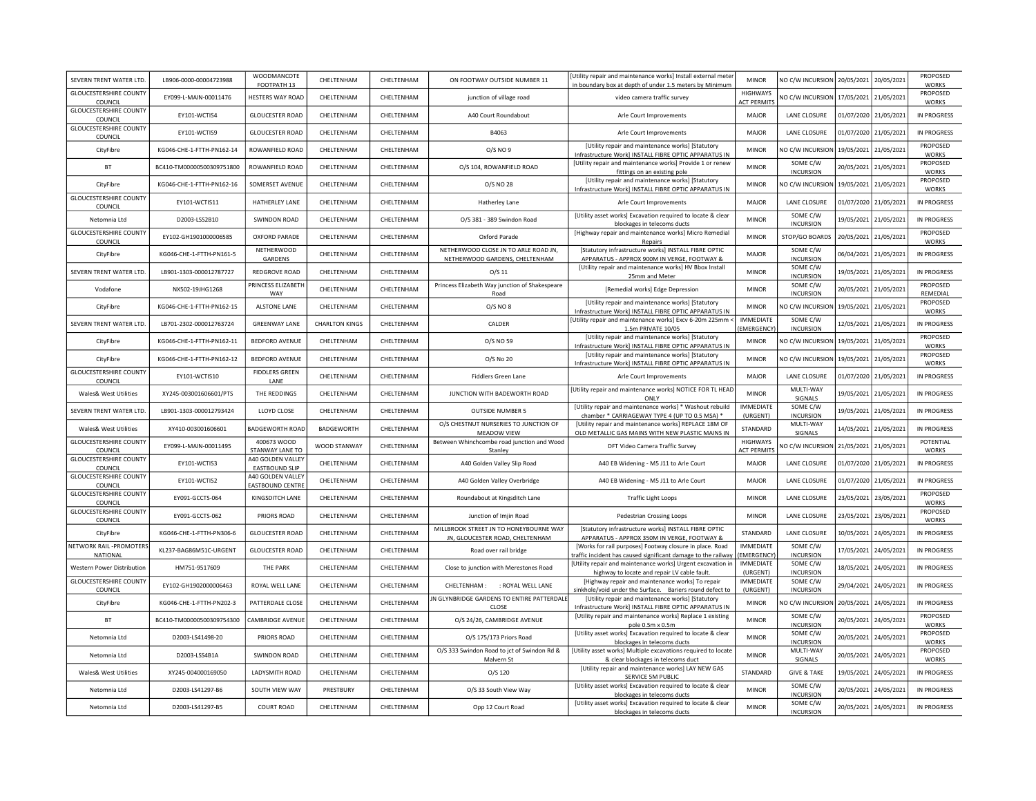| | | | | | | | | | | | |
|---|---|---|---|---|---|---|---|---|---|---|---|
| SEVERN TRENT WATER LTD. | LB906-0000-00004723988 | WOODMANCOTE FOOTPATH 13 | CHELTENHAM | CHELTENHAM | ON FOOTWAY OUTSIDE NUMBER 11 | [Utility repair and maintenance works] Install external meter in boundary box at depth of under 1.5 meters by Minimum | MINOR | NO C/W INCURSION | 20/05/2021 | 20/05/2021 | PROPOSED WORKS |
| GLOUCESTERSHIRE COUNTY COUNCIL | EY099-L-MAIN-00011476 | HESTERS WAY ROAD | CHELTENHAM | CHELTENHAM | junction of village road | video camera traffic survey | HIGHWAYS ACT PERMITS | NO C/W INCURSION | 17/05/2021 | 21/05/2021 | PROPOSED WORKS |
| GLOUCESTERSHIRE COUNTY COUNCIL | EY101-WCTIS4 | GLOUCESTER ROAD | CHELTENHAM | CHELTENHAM | A40 Court Roundabout | Arle Court Improvements | MAJOR | LANE CLOSURE | 01/07/2020 | 21/05/2021 | IN PROGRESS |
| GLOUCESTERSHIRE COUNTY COUNCIL | EY101-WCTIS9 | GLOUCESTER ROAD | CHELTENHAM | CHELTENHAM | B4063 | Arle Court Improvements | MAJOR | LANE CLOSURE | 01/07/2020 | 21/05/2021 | IN PROGRESS |
| CityFibre | KG046-CHE-1-FTTH-PN162-14 | ROWANFIELD ROAD | CHELTENHAM | CHELTENHAM | O/S NO 9 | [Utility repair and maintenance works] [Statutory Infrastructure Work] INSTALL FIBRE OPTIC APPARATUS IN | MINOR | NO C/W INCURSION | 19/05/2021 | 21/05/2021 | PROPOSED WORKS |
| BT | BC410-TM00000500309751800 | ROWANFIELD ROAD | CHELTENHAM | CHELTENHAM | O/S 104, ROWANFIELD ROAD | [Utility repair and maintenance works] Provide 1 or renew fittings on an existing pole | MINOR | SOME C/W INCURSION | 20/05/2021 | 21/05/2021 | PROPOSED WORKS |
| CityFibre | KG046-CHE-1-FTTH-PN162-16 | SOMERSET AVENUE | CHELTENHAM | CHELTENHAM | O/S NO 28 | [Utility repair and maintenance works] [Statutory Infrastructure Work] INSTALL FIBRE OPTIC APPARATUS IN | MINOR | NO C/W INCURSION | 19/05/2021 | 21/05/2021 | PROPOSED WORKS |
| GLOUCESTERSHIRE COUNTY COUNCIL | EY101-WCTIS11 | HATHERLEY LANE | CHELTENHAM | CHELTENHAM | Hatherley Lane | Arle Court Improvements | MAJOR | LANE CLOSURE | 01/07/2020 | 21/05/2021 | IN PROGRESS |
| Netomnia Ltd | D2003-LSS2B10 | SWINDON ROAD | CHELTENHAM | CHELTENHAM | O/S 381 - 389 Swindon Road | [Utility asset works] Excavation required to locate & clear blockages in telecoms ducts | MINOR | SOME C/W INCURSION | 19/05/2021 | 21/05/2021 | IN PROGRESS |
| GLOUCESTERSHIRE COUNTY COUNCIL | EY102-GH1901000006585 | OXFORD PARADE | CHELTENHAM | CHELTENHAM | Oxford Parade | [Highway repair and maintenance works] Micro Remedial Repairs | MINOR | STOP/GO BOARDS | 20/05/2021 | 21/05/2021 | PROPOSED WORKS |
| CityFibre | KG046-CHE-1-FTTH-PN161-5 | NETHERWOOD GARDENS | CHELTENHAM | CHELTENHAM | NETHERWOOD CLOSE JN TO ARLE ROAD JN, NETHERWOOD GARDENS, CHELTENHAM | [Statutory infrastructure works] INSTALL FIBRE OPTIC APPARATUS - APPROX 900M IN VERGE, FOOTWAY & | MAJOR | SOME C/W INCURSION | 06/04/2021 | 21/05/2021 | IN PROGRESS |
| SEVERN TRENT WATER LTD. | LB901-1303-000012787727 | REDGROVE ROAD | CHELTENHAM | CHELTENHAM | O/S 11 | [Utility repair and maintenance works] HV Bbox Install 25mm and Meter | MINOR | SOME C/W INCURSION | 19/05/2021 | 21/05/2021 | IN PROGRESS |
| Vodafone | NX502-19JHG1268 | PRINCESS ELIZABETH WAY | CHELTENHAM | CHELTENHAM | Princess Elizabeth Way junction of Shakespeare Road | [Remedial works] Edge Depression | MINOR | SOME C/W INCURSION | 20/05/2021 | 21/05/2021 | PROPOSED REMEDIAL |
| CityFibre | KG046-CHE-1-FTTH-PN162-15 | ALSTONE LANE | CHELTENHAM | CHELTENHAM | O/S NO 8 | [Utility repair and maintenance works] [Statutory Infrastructure Work] INSTALL FIBRE OPTIC APPARATUS IN | MINOR | NO C/W INCURSION | 19/05/2021 | 21/05/2021 | PROPOSED WORKS |
| SEVERN TRENT WATER LTD. | LB701-2302-000012763724 | GREENWAY LANE | CHARLTON KINGS | CHELTENHAM | CALDER | [Utility repair and maintenance works] Excv 6-20m 225mm < 1.5m PRIVATE 10/05 | IMMEDIATE (EMERGENCY) | SOME C/W INCURSION | 12/05/2021 | 21/05/2021 | IN PROGRESS |
| CityFibre | KG046-CHE-1-FTTH-PN162-11 | BEDFORD AVENUE | CHELTENHAM | CHELTENHAM | O/S NO 59 | [Utility repair and maintenance works] [Statutory Infrastructure Work] INSTALL FIBRE OPTIC APPARATUS IN | MINOR | NO C/W INCURSION | 19/05/2021 | 21/05/2021 | PROPOSED WORKS |
| CityFibre | KG046-CHE-1-FTTH-PN162-12 | BEDFORD AVENUE | CHELTENHAM | CHELTENHAM | O/S No 20 | [Utility repair and maintenance works] [Statutory Infrastructure Work] INSTALL FIBRE OPTIC APPARATUS IN | MINOR | NO C/W INCURSION | 19/05/2021 | 21/05/2021 | PROPOSED WORKS |
| GLOUCESTERSHIRE COUNTY COUNCIL | EY101-WCTIS10 | FIDDLERS GREEN LANE | CHELTENHAM | CHELTENHAM | Fiddlers Green Lane | Arle Court Improvements | MAJOR | LANE CLOSURE | 01/07/2020 | 21/05/2021 | IN PROGRESS |
| Wales& West Utilities | XY245-003001606601/PTS | THE REDDINGS | CHELTENHAM | CHELTENHAM | JUNCTION WITH BADEWORTH ROAD | [Utility repair and maintenance works] NOTICE FOR TL HEAD ONLY | MINOR | MULTI-WAY SIGNALS | 19/05/2021 | 21/05/2021 | IN PROGRESS |
| SEVERN TRENT WATER LTD. | LB901-1303-000012793424 | LLOYD CLOSE | CHELTENHAM | CHELTENHAM | OUTSIDE NUMBER 5 | [Utility repair and maintenance works] * Washout rebuild chamber * CARRIAGEWAY TYPE 4 (UP TO 0.5 MSA) * | IMMEDIATE (URGENT) | SOME C/W INCURSION | 19/05/2021 | 21/05/2021 | IN PROGRESS |
| Wales& West Utilities | XY410-003001606601 | BADGEWORTH ROAD | BADGEWORTH | CHELTENHAM | O/S CHESTNUT NURSERIES TO JUNCTION OF MEADOW VIEW | [Utility repair and maintenance works] REPLACE 18M OF OLD METALLIC GAS MAINS WITH NEW PLASTIC MAINS IN | STANDARD | MULTI-WAY SIGNALS | 14/05/2021 | 21/05/2021 | IN PROGRESS |
| GLOUCESTERSHIRE COUNTY COUNCIL | EY099-L-MAIN-00011495 | 400673 WOOD STANWAY LANE TO | WOOD STANWAY | CHELTENHAM | Between Whinchcombe road junction and Wood Stanley | DFT Video Camera Traffic Survey | HIGHWAYS ACT PERMITS | NO C/W INCURSION | 21/05/2021 | 21/05/2021 | POTENTIAL WORKS |
| GLOUCESTERSHIRE COUNTY COUNCIL | EY101-WCTIS3 | A40 GOLDEN VALLEY EASTBOUND SLIP | CHELTENHAM | CHELTENHAM | A40 Golden Valley Slip Road | A40 EB Widening - M5 J11 to Arle Court | MAJOR | LANE CLOSURE | 01/07/2020 | 21/05/2021 | IN PROGRESS |
| GLOUCESTERSHIRE COUNTY COUNCIL | EY101-WCTIS2 | A40 GOLDEN VALLEY EASTBOUND CENTRE | CHELTENHAM | CHELTENHAM | A40 Golden Valley Overbridge | A40 EB Widening - M5 J11 to Arle Court | MAJOR | LANE CLOSURE | 01/07/2020 | 21/05/2021 | IN PROGRESS |
| GLOUCESTERSHIRE COUNTY COUNCIL | EY091-GCCTS-064 | KINGSDITCH LANE | CHELTENHAM | CHELTENHAM | Roundabout at Kingsditch Lane | Traffic Light Loops | MINOR | LANE CLOSURE | 23/05/2021 | 23/05/2021 | PROPOSED WORKS |
| GLOUCESTERSHIRE COUNTY COUNCIL | EY091-GCCTS-062 | PRIORS ROAD | CHELTENHAM | CHELTENHAM | Junction of Imjin Road | Pedestrian Crossing Loops | MINOR | LANE CLOSURE | 23/05/2021 | 23/05/2021 | PROPOSED WORKS |
| CityFibre | KG046-CHE-1-FTTH-PN306-6 | GLOUCESTER ROAD | CHELTENHAM | CHELTENHAM | MILLBROOK STREET JN TO HONEYBOURNE WAY JN, GLOUCESTER ROAD, CHELTENHAM | [Statutory infrastructure works] INSTALL FIBRE OPTIC APPARATUS - APPROX 350M IN VERGE, FOOTWAY & | STANDARD | LANE CLOSURE | 10/05/2021 | 24/05/2021 | IN PROGRESS |
| NETWORK RAIL -PROMOTERS NATIONAL | KL237-BAG86M51C-URGENT | GLOUCESTER ROAD | CHELTENHAM | CHELTENHAM | Road over rail bridge | [Works for rail purposes] Footway closure in place. Road traffic incident has caused significant damage to the railway | IMMEDIATE (EMERGENCY) | SOME C/W INCURSION | 17/05/2021 | 24/05/2021 | IN PROGRESS |
| Western Power Distribution | HM751-9517609 | THE PARK | CHELTENHAM | CHELTENHAM | Close to junction with Merestones Road | [Utility repair and maintenance works] Urgent excavation in highway to locate and repair LV cable fault. | IMMEDIATE (URGENT) | SOME C/W INCURSION | 18/05/2021 | 24/05/2021 | IN PROGRESS |
| GLOUCESTERSHIRE COUNTY COUNCIL | EY102-GH1902000006463 | ROYAL WELL LANE | CHELTENHAM | CHELTENHAM | CHELTENHAM : : ROYAL WELL LANE | [Highway repair and maintenance works] To repair sinkhole/void under the Surface. Bariers round defect to | IMMEDIATE (URGENT) | SOME C/W INCURSION | 29/04/2021 | 24/05/2021 | IN PROGRESS |
| CityFibre | KG046-CHE-1-FTTH-PN202-3 | PATTERDALE CLOSE | CHELTENHAM | CHELTENHAM | JN GLYNBRIDGE GARDENS TO ENTIRE PATTERDALE CLOSE | [Utility repair and maintenance works] [Statutory Infrastructure Work] INSTALL FIBRE OPTIC APPARATUS IN | MINOR | NO C/W INCURSION | 20/05/2021 | 24/05/2021 | IN PROGRESS |
| BT | BC410-TM00000500309754300 | CAMBRIDGE AVENUE | CHELTENHAM | CHELTENHAM | O/S 24/26, CAMBRIDGE AVENUE | [Utility repair and maintenance works] Replace 1 existing pole 0.5m x 0.5m | MINOR | SOME C/W INCURSION | 20/05/2021 | 24/05/2021 | PROPOSED WORKS |
| Netomnia Ltd | D2003-LS41498-20 | PRIORS ROAD | CHELTENHAM | CHELTENHAM | O/S 175/173 Priors Road | [Utility asset works] Excavation required to locate & clear blockages in telecoms ducts | MINOR | SOME C/W INCURSION | 20/05/2021 | 24/05/2021 | PROPOSED WORKS |
| Netomnia Ltd | D2003-LSS4B1A | SWINDON ROAD | CHELTENHAM | CHELTENHAM | O/S 333 Swindon Road to jct of Swindon Rd & Malvern St | [Utility asset works] Multiple excavations required to locate & clear blockages in telecoms duct | MINOR | MULTI-WAY SIGNALS | 20/05/2021 | 24/05/2021 | PROPOSED WORKS |
| Wales& West Utilities | XY245-004000169050 | LADYSMITH ROAD | CHELTENHAM | CHELTENHAM | O/S 120 | [Utility repair and maintenance works] LAY NEW GAS SERVICE 5M PUBLIC | STANDARD | GIVE & TAKE | 19/05/2021 | 24/05/2021 | IN PROGRESS |
| Netomnia Ltd | D2003-LS41297-B6 | SOUTH VIEW WAY | PRESTBURY | CHELTENHAM | O/S 33 South View Way | [Utility asset works] Excavation required to locate & clear blockages in telecoms ducts | MINOR | SOME C/W INCURSION | 20/05/2021 | 24/05/2021 | IN PROGRESS |
| Netomnia Ltd | D2003-LS41297-B5 | COURT ROAD | CHELTENHAM | CHELTENHAM | Opp 12 Court Road | [Utility asset works] Excavation required to locate & clear blockages in telecoms ducts | MINOR | SOME C/W INCURSION | 20/05/2021 | 24/05/2021 | IN PROGRESS |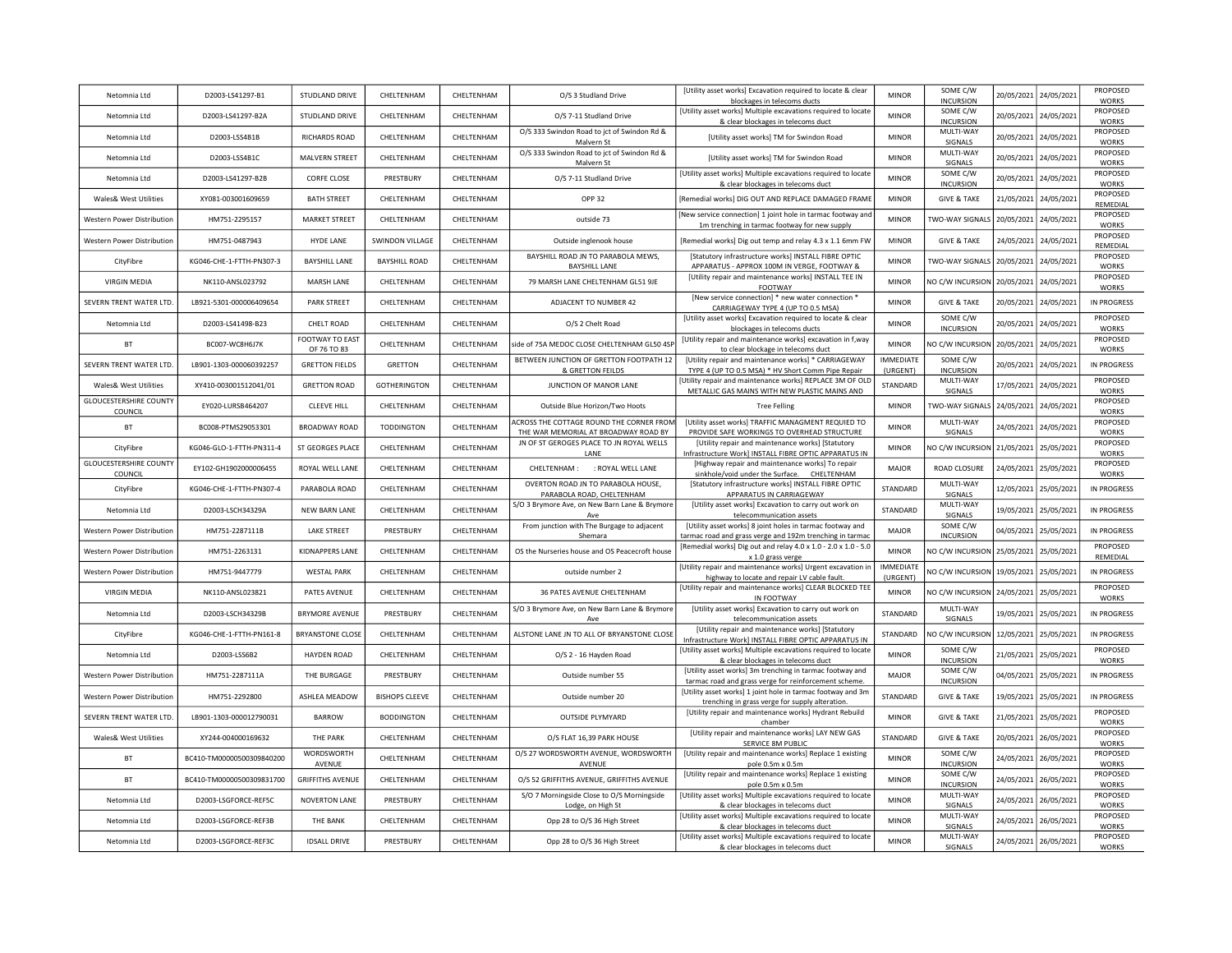| Netomnia Ltd | D2003-LS41297-B1 | STUDLAND DRIVE | CHELTENHAM | CHELTENHAM | O/S 3 Studland Drive | [Utility asset works] Excavation required to locate & clear blockages in telecoms ducts | MINOR | SOME C/W INCURSION | 20/05/2021 | 24/05/2021 | PROPOSED WORKS |
|---|---|---|---|---|---|---|---|---|---|---|---|
| Netomnia Ltd | D2003-LS41297-B2A | STUDLAND DRIVE | CHELTENHAM | CHELTENHAM | O/S 7-11 Studland Drive | [Utility asset works] Multiple excavations required to locate & clear blockages in telecoms duct | MINOR | SOME C/W INCURSION | 20/05/2021 | 24/05/2021 | PROPOSED WORKS |
| Netomnia Ltd | D2003-LSS4B1B | RICHARDS ROAD | CHELTENHAM | CHELTENHAM | O/S 333 Swindon Road to jct of Swindon Rd & Malvern St | [Utility asset works] TM for Swindon Road | MINOR | MULTI-WAY SIGNALS | 20/05/2021 | 24/05/2021 | PROPOSED WORKS |
| Netomnia Ltd | D2003-LSS4B1C | MALVERN STREET | CHELTENHAM | CHELTENHAM | O/S 333 Swindon Road to jct of Swindon Rd & Malvern St | [Utility asset works] TM for Swindon Road | MINOR | MULTI-WAY SIGNALS | 20/05/2021 | 24/05/2021 | PROPOSED WORKS |
| Netomnia Ltd | D2003-LS41297-B2B | CORFE CLOSE | PRESTBURY | CHELTENHAM | O/S 7-11 Studland Drive | [Utility asset works] Multiple excavations required to locate & clear blockages in telecoms duct | MINOR | SOME C/W INCURSION | 20/05/2021 | 24/05/2021 | PROPOSED WORKS |
| Wales& West Utilities | XY081-003001609659 | BATH STREET | CHELTENHAM | CHELTENHAM | OPP 32 | [Remedial works] DIG OUT AND REPLACE DAMAGED FRAME | MINOR | GIVE & TAKE | 21/05/2021 | 24/05/2021 | PROPOSED REMEDIAL |
| Western Power Distribution | HM751-2295157 | MARKET STREET | CHELTENHAM | CHELTENHAM | outside 73 | [New service connection] 1 joint hole in tarmac footway and 1m trenching in tarmac footway for new supply | MINOR | TWO-WAY SIGNALS | 20/05/2021 | 24/05/2021 | PROPOSED WORKS |
| Western Power Distribution | HM751-0487943 | HYDE LANE | SWINDON VILLAGE | CHELTENHAM | Outside inglenook house | [Remedial works] Dig out temp and relay 4.3 x 1.1 6mm FW | MINOR | GIVE & TAKE | 24/05/2021 | 24/05/2021 | PROPOSED REMEDIAL |
| CityFibre | KG046-CHE-1-FTTH-PN307-3 | BAYSHILL LANE | BAYSHILL ROAD | CHELTENHAM | BAYSHILL ROAD JN TO PARABOLA MEWS, BAYSHILL LANE | [Statutory infrastructure works] INSTALL FIBRE OPTIC APPARATUS - APPROX 100M IN VERGE, FOOTWAY & | MINOR | TWO-WAY SIGNALS | 20/05/2021 | 24/05/2021 | PROPOSED WORKS |
| VIRGIN MEDIA | NK110-ANSL023792 | MARSH LANE | CHELTENHAM | CHELTENHAM | 79 MARSH LANE CHELTENHAM GL51 9JE | [Utility repair and maintenance works] INSTALL TEE IN FOOTWAY | MINOR | NO C/W INCURSION | 20/05/2021 | 24/05/2021 | PROPOSED WORKS |
| SEVERN TRENT WATER LTD. | LB921-5301-000006409654 | PARK STREET | CHELTENHAM | CHELTENHAM | ADJACENT TO NUMBER 42 | [New service connection] * new water connection * CARRIAGEWAY TYPE 4 (UP TO 0.5 MSA) | MINOR | GIVE & TAKE | 20/05/2021 | 24/05/2021 | IN PROGRESS |
| Netomnia Ltd | D2003-LS41498-B23 | CHELT ROAD | CHELTENHAM | CHELTENHAM | O/S 2 Chelt Road | [Utility asset works] Excavation required to locate & clear blockages in telecoms ducts | MINOR | SOME C/W INCURSION | 20/05/2021 | 24/05/2021 | PROPOSED WORKS |
| BT | BC007-WC8H6J7K | FOOTWAY TO EAST OF 76 TO 83 | CHELTENHAM | CHELTENHAM | side of 75A MEDOC CLOSE CHELTENHAM GL50 4SP | [Utility repair and maintenance works] excavation in f,way to clear blockage in telecoms duct | MINOR | NO C/W INCURSION | 20/05/2021 | 24/05/2021 | PROPOSED WORKS |
| SEVERN TRENT WATER LTD. | LB901-1303-000060392257 | GRETTON FIELDS | GRETTON | CHELTENHAM | BETWEEN JUNCTION OF GRETTON FOOTPATH 12 & GRETTON FEILDS | [Utility repair and maintenance works] * CARRIAGEWAY TYPE 4 (UP TO 0.5 MSA) * HV Short Comm Pipe Repair | IMMEDIATE (URGENT) | SOME C/W INCURSION | 20/05/2021 | 24/05/2021 | IN PROGRESS |
| Wales& West Utilities | XY410-003001512041/01 | GRETTON ROAD | GOTHERINGTON | CHELTENHAM | JUNCTION OF MANOR LANE | [Utility repair and maintenance works] REPLACE 3M OF OLD METALLIC GAS MAINS WITH NEW PLASTIC MAINS AND | STANDARD | MULTI-WAY SIGNALS | 17/05/2021 | 24/05/2021 | PROPOSED WORKS |
| GLOUCESTERSHIRE COUNTY COUNCIL | EY020-LURSB464207 | CLEEVE HILL | CHELTENHAM | CHELTENHAM | Outside Blue Horizon/Two Hoots | Tree Felling | MINOR | TWO-WAY SIGNALS | 24/05/2021 | 24/05/2021 | PROPOSED WORKS |
| BT | BC008-PTMS29053301 | BROADWAY ROAD | TODDINGTON | CHELTENHAM | ACROSS THE COTTAGE ROUND THE CORNER FROM THE WAR MEMORIAL AT BROADWAY ROAD BY | [Utility asset works] TRAFFIC MANAGMENT REQUIED TO PROVIDE SAFE WORKINGS TO OVERHEAD STRUCTURE | MINOR | MULTI-WAY SIGNALS | 24/05/2021 | 24/05/2021 | PROPOSED WORKS |
| CityFibre | KG046-GLO-1-FTTH-PN311-4 | ST GEORGES PLACE | CHELTENHAM | CHELTENHAM | JN OF ST GEROGES PLACE TO JN ROYAL WELLS LANE | [Utility repair and maintenance works] [Statutory Infrastructure Work] INSTALL FIBRE OPTIC APPARATUS IN | MINOR | NO C/W INCURSION | 21/05/2021 | 25/05/2021 | PROPOSED WORKS |
| GLOUCESTERSHIRE COUNTY COUNCIL | EY102-GH1902000006455 | ROYAL WELL LANE | CHELTENHAM | CHELTENHAM | CHELTENHAM : : ROYAL WELL LANE | [Highway repair and maintenance works] To repair sinkhole/void under the Surface. CHELTENHAM | MAJOR | ROAD CLOSURE | 24/05/2021 | 25/05/2021 | PROPOSED WORKS |
| CityFibre | KG046-CHE-1-FTTH-PN307-4 | PARABOLA ROAD | CHELTENHAM | CHELTENHAM | OVERTON ROAD JN TO PARABOLA HOUSE, PARABOLA ROAD, CHELTENHAM | [Statutory infrastructure works] INSTALL FIBRE OPTIC APPARATUS IN CARRIAGEWAY | STANDARD | MULTI-WAY SIGNALS | 12/05/2021 | 25/05/2021 | IN PROGRESS |
| Netomnia Ltd | D2003-LSCH34329A | NEW BARN LANE | CHELTENHAM | CHELTENHAM | S/O 3 Brymore Ave, on New Barn Lane & Brymore Ave | [Utility asset works] Excavation to carry out work on telecommunication assets | STANDARD | MULTI-WAY SIGNALS | 19/05/2021 | 25/05/2021 | IN PROGRESS |
| Western Power Distribution | HM751-2287111B | LAKE STREET | PRESTBURY | CHELTENHAM | From junction with The Burgage to adjacent Shemara | [Utility asset works] 8 joint holes in tarmac footway and tarmac road and grass verge and 192m trenching in tarmac | MAJOR | SOME C/W INCURSION | 04/05/2021 | 25/05/2021 | IN PROGRESS |
| Western Power Distribution | HM751-2263131 | KIDNAPPERS LANE | CHELTENHAM | CHELTENHAM | OS the Nurseries house and OS Peacecroft house | [Remedial works] Dig out and relay 4.0 x 1.0 - 2.0 x 1.0 - 5.0 x 1.0 grass verge | MINOR | NO C/W INCURSION | 25/05/2021 | 25/05/2021 | PROPOSED REMEDIAL |
| Western Power Distribution | HM751-9447779 | WESTAL PARK | CHELTENHAM | CHELTENHAM | outside number 2 | [Utility repair and maintenance works] Urgent excavation in highway to locate and repair LV cable fault. | IMMEDIATE (URGENT) | NO C/W INCURSION | 19/05/2021 | 25/05/2021 | IN PROGRESS |
| VIRGIN MEDIA | NK110-ANSL023821 | PATES AVENUE | CHELTENHAM | CHELTENHAM | 36 PATES AVENUE CHELTENHAM | [Utility repair and maintenance works] CLEAR BLOCKED TEE IN FOOTWAY | MINOR | NO C/W INCURSION | 24/05/2021 | 25/05/2021 | PROPOSED WORKS |
| Netomnia Ltd | D2003-LSCH34329B | BRYMORE AVENUE | PRESTBURY | CHELTENHAM | S/O 3 Brymore Ave, on New Barn Lane & Brymore Ave | [Utility asset works] Excavation to carry out work on telecommunication assets | STANDARD | MULTI-WAY SIGNALS | 19/05/2021 | 25/05/2021 | IN PROGRESS |
| CityFibre | KG046-CHE-1-FTTH-PN161-8 | BRYANSTONE CLOSE | CHELTENHAM | CHELTENHAM | ALSTONE LANE JN TO ALL OF BRYANSTONE CLOSE | [Utility repair and maintenance works] [Statutory Infrastructure Work] INSTALL FIBRE OPTIC APPARATUS IN | STANDARD | NO C/W INCURSION | 12/05/2021 | 25/05/2021 | IN PROGRESS |
| Netomnia Ltd | D2003-LSS6B2 | HAYDEN ROAD | CHELTENHAM | CHELTENHAM | O/S 2 - 16 Hayden Road | [Utility asset works] Multiple excavations required to locate & clear blockages in telecoms duct | MINOR | SOME C/W INCURSION | 21/05/2021 | 25/05/2021 | PROPOSED WORKS |
| Western Power Distribution | HM751-2287111A | THE BURGAGE | PRESTBURY | CHELTENHAM | Outside number 55 | [Utility asset works] 3m trenching in tarmac footway and tarmac road and grass verge for reinforcement scheme. | MAJOR | SOME C/W INCURSION | 04/05/2021 | 25/05/2021 | IN PROGRESS |
| Western Power Distribution | HM751-2292800 | ASHLEA MEADOW | BISHOPS CLEEVE | CHELTENHAM | Outside number 20 | [Utility asset works] 1 joint hole in tarmac footway and 3m trenching in grass verge for supply alteration. | STANDARD | GIVE & TAKE | 19/05/2021 | 25/05/2021 | IN PROGRESS |
| SEVERN TRENT WATER LTD. | LB901-1303-000012790031 | BARROW | BODDINGTON | CHELTENHAM | OUTSIDE PLYMYARD | [Utility repair and maintenance works] Hydrant Rebuild chamber | MINOR | GIVE & TAKE | 21/05/2021 | 25/05/2021 | PROPOSED WORKS |
| Wales& West Utilities | XY244-004000169632 | THE PARK | CHELTENHAM | CHELTENHAM | O/S FLAT 16,39 PARK HOUSE | [Utility repair and maintenance works] LAY NEW GAS SERVICE 8M PUBLIC | STANDARD | GIVE & TAKE | 20/05/2021 | 26/05/2021 | PROPOSED WORKS |
| BT | BC410-TM00000500309840200 | WORDSWORTH AVENUE | CHELTENHAM | CHELTENHAM | O/S 27 WORDSWORTH AVENUE, WORDSWORTH AVENUE | [Utility repair and maintenance works] Replace 1 existing pole 0.5m x 0.5m | MINOR | SOME C/W INCURSION | 24/05/2021 | 26/05/2021 | PROPOSED WORKS |
| BT | BC410-TM00000500309831700 | GRIFFITHS AVENUE | CHELTENHAM | CHELTENHAM | O/S 52 GRIFFITHS AVENUE, GRIFFITHS AVENUE | [Utility repair and maintenance works] Replace 1 existing pole 0.5m x 0.5m | MINOR | SOME C/W INCURSION | 24/05/2021 | 26/05/2021 | PROPOSED WORKS |
| Netomnia Ltd | D2003-LSGFORCE-REF5C | NOVERTON LANE | PRESTBURY | CHELTENHAM | S/O 7 Morningside Close to O/S Morningside Lodge, on High St | [Utility asset works] Multiple excavations required to locate & clear blockages in telecoms duct | MINOR | MULTI-WAY SIGNALS | 24/05/2021 | 26/05/2021 | PROPOSED WORKS |
| Netomnia Ltd | D2003-LSGFORCE-REF3B | THE BANK | CHELTENHAM | CHELTENHAM | Opp 28 to O/S 36 High Street | [Utility asset works] Multiple excavations required to locate & clear blockages in telecoms duct | MINOR | MULTI-WAY SIGNALS | 24/05/2021 | 26/05/2021 | PROPOSED WORKS |
| Netomnia Ltd | D2003-LSGFORCE-REF3C | IDSALL DRIVE | PRESTBURY | CHELTENHAM | Opp 28 to O/S 36 High Street | [Utility asset works] Multiple excavations required to locate & clear blockages in telecoms duct | MINOR | MULTI-WAY SIGNALS | 24/05/2021 | 26/05/2021 | PROPOSED WORKS |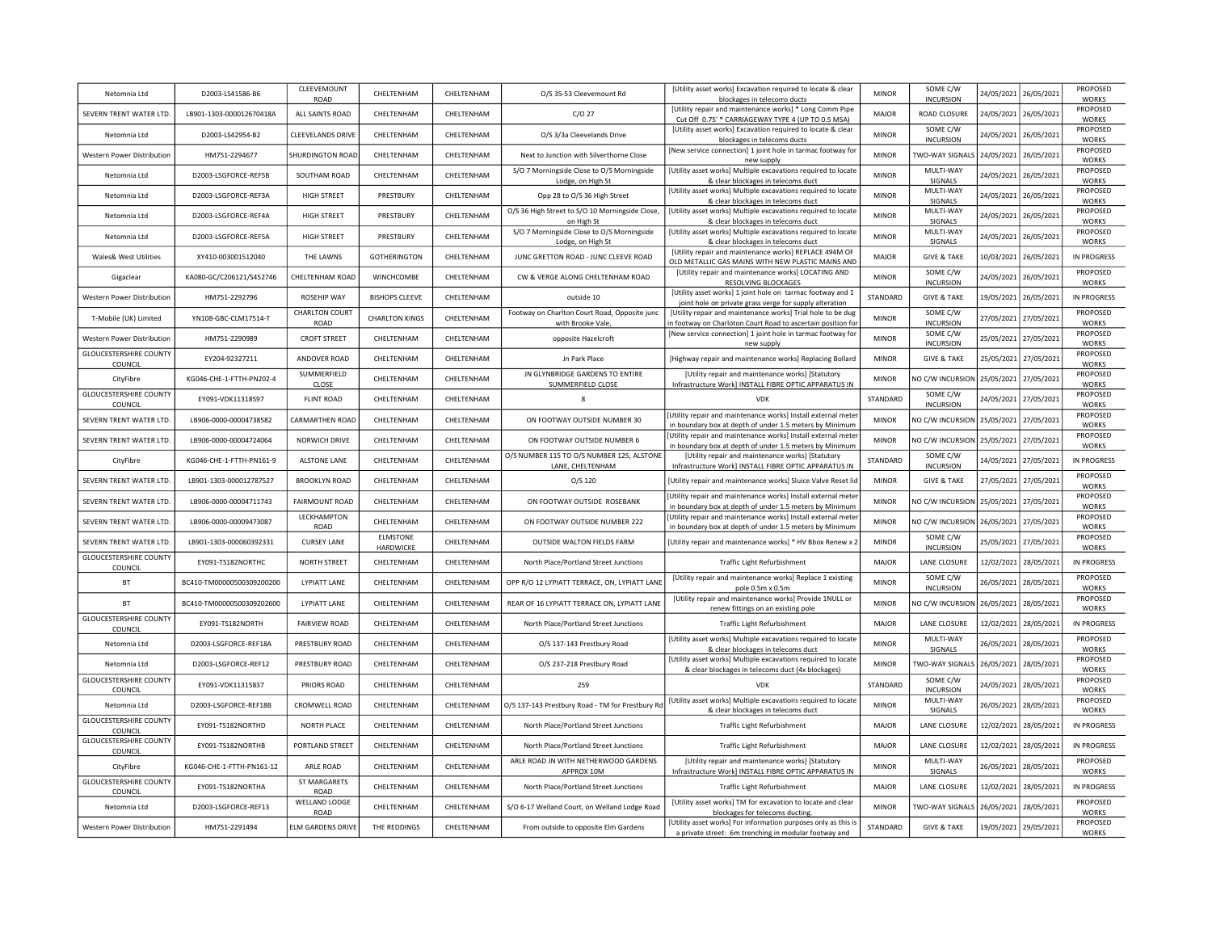| Netomnia Ltd | D2003-LS41586-B6 | CLEEVEMOUNT ROAD | CHELTENHAM | CHELTENHAM | O/S 35-53 Cleevemount Rd | [Utility asset works] Excavation required to locate & clear blockages in telecoms ducts | MINOR | SOME C/W INCURSION | 24/05/2021 | 26/05/2021 | PROPOSED WORKS |
|---|---|---|---|---|---|---|---|---|---|---|---|
| SEVERN TRENT WATER LTD. | LB901-1303-000012670418A | ALL SAINTS ROAD | CHELTENHAM | CHELTENHAM | C/O 27 | [Utility repair and maintenance works] * Long Comm Pipe Cut Off 0.75' * CARRIAGEWAY TYPE 4 (UP TO 0.5 MSA) | MAJOR | ROAD CLOSURE | 24/05/2021 | 26/05/2021 | PROPOSED WORKS |
| Netomnia Ltd | D2003-LS42954-B2 | CLEEVELANDS DRIVE | CHELTENHAM | CHELTENHAM | O/S 3/3a Cleevelands Drive | [Utility asset works] Excavation required to locate & clear blockages in telecoms ducts | MINOR | SOME C/W INCURSION | 24/05/2021 | 26/05/2021 | PROPOSED WORKS |
| Western Power Distribution | HM751-2294677 | SHURDINGTON ROAD | CHELTENHAM | CHELTENHAM | Next to Junction with Silverthorne Close | [New service connection] 1 joint hole in tarmac footway for new supply | MINOR | TWO-WAY SIGNALS | 24/05/2021 | 26/05/2021 | PROPOSED WORKS |
| Netomnia Ltd | D2003-LSGFORCE-REF5B | SOUTHAM ROAD | CHELTENHAM | CHELTENHAM | S/O 7 Morningside Close to O/S Morningside Lodge, on High St | [Utility asset works] Multiple excavations required to locate & clear blockages in telecoms duct | MINOR | MULTI-WAY SIGNALS | 24/05/2021 | 26/05/2021 | PROPOSED WORKS |
| Netomnia Ltd | D2003-LSGFORCE-REF3A | HIGH STREET | PRESTBURY | CHELTENHAM | Opp 28 to O/S 36 High Street | [Utility asset works] Multiple excavations required to locate & clear blockages in telecoms duct | MINOR | MULTI-WAY SIGNALS | 24/05/2021 | 26/05/2021 | PROPOSED WORKS |
| Netomnia Ltd | D2003-LSGFORCE-REF4A | HIGH STREET | PRESTBURY | CHELTENHAM | O/S 36 High Street to S/O 10 Morningside Close, on High St | [Utility asset works] Multiple excavations required to locate & clear blockages in telecoms duct | MINOR | MULTI-WAY SIGNALS | 24/05/2021 | 26/05/2021 | PROPOSED WORKS |
| Netomnia Ltd | D2003-LSGFORCE-REF5A | HIGH STREET | PRESTBURY | CHELTENHAM | S/O 7 Morningside Close to O/S Morningside Lodge, on High St | [Utility asset works] Multiple excavations required to locate & clear blockages in telecoms duct | MINOR | MULTI-WAY SIGNALS | 24/05/2021 | 26/05/2021 | PROPOSED WORKS |
| Wales& West Utilities | XY410-003001512040 | THE LAWNS | GOTHERINGTON | CHELTENHAM | JUNC GRETTON ROAD - JUNC CLEEVE ROAD | [Utility repair and maintenance works] REPLACE 494M OF OLD METALLIC GAS MAINS WITH NEW PLASTIC MAINS AND | MAJOR | GIVE & TAKE | 10/03/2021 | 26/05/2021 | IN PROGRESS |
| Gigaclear | KA080-GC/C206121/S452746 | CHELTENHAM ROAD | WINCHCOMBE | CHELTENHAM | CW & VERGE ALONG CHELTENHAM ROAD | [Utility repair and maintenance works] LOCATING AND RESOLVING BLOCKAGES | MINOR | SOME C/W INCURSION | 24/05/2021 | 26/05/2021 | PROPOSED WORKS |
| Western Power Distribution | HM751-2292796 | ROSEHIP WAY | BISHOPS CLEEVE | CHELTENHAM | outside 10 | [Utility asset works] 1 joint hole on tarmac footway and 1 joint hole on private grass verge for supply alteration | STANDARD | GIVE & TAKE | 19/05/2021 | 26/05/2021 | IN PROGRESS |
| T-Mobile (UK) Limited | YN108-GBC-CLM17514-T | CHARLTON COURT ROAD | CHARLTON KINGS | CHELTENHAM | Footway on Charlton Court Road, Opposite junc with Brooke Vale, | [Utility repair and maintenance works] Trial hole to be dug in footway on Charloton Court Road to ascertain position for | MINOR | SOME C/W INCURSION | 27/05/2021 | 27/05/2021 | PROPOSED WORKS |
| Western Power Distribution | HM751-2290989 | CROFT STREET | CHELTENHAM | CHELTENHAM | opposite Hazelcroft | [New service connection] 1 joint hole in tarmac footway for new supply | MINOR | SOME C/W INCURSION | 25/05/2021 | 27/05/2021 | PROPOSED WORKS |
| GLOUCESTERSHIRE COUNTY COUNCIL | EY204-92327211 | ANDOVER ROAD | CHELTENHAM | CHELTENHAM | Jn Park Place | [Highway repair and maintenance works] Replacing Bollard | MINOR | GIVE & TAKE | 25/05/2021 | 27/05/2021 | PROPOSED WORKS |
| CityFibre | KG046-CHE-1-FTTH-PN202-4 | SUMMERFIELD CLOSE | CHELTENHAM | CHELTENHAM | JN GLYNBRIDGE GARDENS TO ENTIRE SUMMERFIELD CLOSE | [Utility repair and maintenance works] [Statutory Infrastructure Work] INSTALL FIBRE OPTIC APPARATUS IN | MINOR | NO C/W INCURSION | 25/05/2021 | 27/05/2021 | PROPOSED WORKS |
| GLOUCESTERSHIRE COUNTY COUNCIL | EY091-VDK11318597 | FLINT ROAD | CHELTENHAM | CHELTENHAM | 8 | VDK | STANDARD | SOME C/W INCURSION | 24/05/2021 | 27/05/2021 | PROPOSED WORKS |
| SEVERN TRENT WATER LTD. | LB906-0000-00004738582 | CARMARTHEN ROAD | CHELTENHAM | CHELTENHAM | ON FOOTWAY OUTSIDE NUMBER 30 | [Utility repair and maintenance works] Install external meter in boundary box at depth of under 1.5 meters by Minimum | MINOR | NO C/W INCURSION | 25/05/2021 | 27/05/2021 | PROPOSED WORKS |
| SEVERN TRENT WATER LTD. | LB906-0000-00004724064 | NORWICH DRIVE | CHELTENHAM | CHELTENHAM | ON FOOTWAY OUTSIDE NUMBER 6 | [Utility repair and maintenance works] Install external meter in boundary box at depth of under 1.5 meters by Minimum | MINOR | NO C/W INCURSION | 25/05/2021 | 27/05/2021 | PROPOSED WORKS |
| CityFibre | KG046-CHE-1-FTTH-PN161-9 | ALSTONE LANE | CHELTENHAM | CHELTENHAM | O/S NUMBER 115 TO O/S NUMBER 125, ALSTONE LANE, CHELTENHAM | [Utility repair and maintenance works] [Statutory Infrastructure Work] INSTALL FIBRE OPTIC APPARATUS IN | STANDARD | SOME C/W INCURSION | 14/05/2021 | 27/05/2021 | IN PROGRESS |
| SEVERN TRENT WATER LTD. | LB901-1303-000012787527 | BROOKLYN ROAD | CHELTENHAM | CHELTENHAM | O/S 120 | [Utility repair and maintenance works] Sluice Valve Reset lid | MINOR | GIVE & TAKE | 27/05/2021 | 27/05/2021 | PROPOSED WORKS |
| SEVERN TRENT WATER LTD. | LB906-0000-00004711743 | FAIRMOUNT ROAD | CHELTENHAM | CHELTENHAM | ON FOOTWAY OUTSIDE ROSEBANK | [Utility repair and maintenance works] Install external meter in boundary box at depth of under 1.5 meters by Minimum | MINOR | NO C/W INCURSION | 25/05/2021 | 27/05/2021 | PROPOSED WORKS |
| SEVERN TRENT WATER LTD. | LB906-0000-00009473087 | LECKHAMPTON ROAD | CHELTENHAM | CHELTENHAM | ON FOOTWAY OUTSIDE NUMBER 222 | [Utility repair and maintenance works] Install external meter in boundary box at depth of under 1.5 meters by Minimum | MINOR | NO C/W INCURSION | 26/05/2021 | 27/05/2021 | PROPOSED WORKS |
| SEVERN TRENT WATER LTD. | LB901-1303-000060392331 | CURSEY LANE | ELMSTONE HARDWICKE | CHELTENHAM | OUTSIDE WALTON FIELDS FARM | [Utility repair and maintenance works] * HV Bbox Renew x 2 | MINOR | SOME C/W INCURSION | 25/05/2021 | 27/05/2021 | PROPOSED WORKS |
| GLOUCESTERSHIRE COUNTY COUNCIL | EY091-TS182NORTHC | NORTH STREET | CHELTENHAM | CHELTENHAM | North Place/Portland Street Junctions | Traffic Light Refurbishment | MAJOR | LANE CLOSURE | 12/02/2021 | 28/05/2021 | IN PROGRESS |
| BT | BC410-TM00000500309200200 | LYPIATT LANE | CHELTENHAM | CHELTENHAM | OPP R/O 12 LYPIATT TERRACE, ON, LYPIATT LANE | [Utility repair and maintenance works] Replace 1 existing pole 0.5m x 0.5m | MINOR | SOME C/W INCURSION | 26/05/2021 | 28/05/2021 | PROPOSED WORKS |
| BT | BC410-TM00000500309202600 | LYPIATT LANE | CHELTENHAM | CHELTENHAM | REAR OF 16 LYPIATT TERRACE ON, LYPIATT LANE | [Utility repair and maintenance works] Provide 1NULL or renew fittings on an existing pole | MINOR | NO C/W INCURSION | 26/05/2021 | 28/05/2021 | PROPOSED WORKS |
| GLOUCESTERSHIRE COUNTY COUNCIL | EY091-TS182NORTH | FAIRVIEW ROAD | CHELTENHAM | CHELTENHAM | North Place/Portland Street Junctions | Traffic Light Refurbishment | MAJOR | LANE CLOSURE | 12/02/2021 | 28/05/2021 | IN PROGRESS |
| Netomnia Ltd | D2003-LSGFORCE-REF18A | PRESTBURY ROAD | CHELTENHAM | CHELTENHAM | O/S 137-143 Prestbury Road | [Utility asset works] Multiple excavations required to locate & clear blockages in telecoms duct | MINOR | MULTI-WAY SIGNALS | 26/05/2021 | 28/05/2021 | PROPOSED WORKS |
| Netomnia Ltd | D2003-LSGFORCE-REF12 | PRESTBURY ROAD | CHELTENHAM | CHELTENHAM | O/S 237-218 Prestbury Road | [Utility asset works] Multiple excavations required to locate & clear blockages in telecoms duct (4x blockages) | MINOR | TWO-WAY SIGNALS | 26/05/2021 | 28/05/2021 | PROPOSED WORKS |
| GLOUCESTERSHIRE COUNTY COUNCIL | EY091-VDK11315837 | PRIORS ROAD | CHELTENHAM | CHELTENHAM | 259 | VDK | STANDARD | SOME C/W INCURSION | 24/05/2021 | 28/05/2021 | PROPOSED WORKS |
| Netomnia Ltd | D2003-LSGFORCE-REF18B | CROMWELL ROAD | CHELTENHAM | CHELTENHAM | O/S 137-143 Prestbury Road - TM for Prestbury Rd | [Utility asset works] Multiple excavations required to locate & clear blockages in telecoms duct | MINOR | MULTI-WAY SIGNALS | 26/05/2021 | 28/05/2021 | PROPOSED WORKS |
| GLOUCESTERSHIRE COUNTY COUNCIL | EY091-TS182NORTHD | NORTH PLACE | CHELTENHAM | CHELTENHAM | North Place/Portland Street Junctions | Traffic Light Refurbishment | MAJOR | LANE CLOSURE | 12/02/2021 | 28/05/2021 | IN PROGRESS |
| GLOUCESTERSHIRE COUNTY COUNCIL | EY091-TS182NORTHB | PORTLAND STREET | CHELTENHAM | CHELTENHAM | North Place/Portland Street Junctions | Traffic Light Refurbishment | MAJOR | LANE CLOSURE | 12/02/2021 | 28/05/2021 | IN PROGRESS |
| CityFibre | KG046-CHE-1-FTTH-PN161-12 | ARLE ROAD | CHELTENHAM | CHELTENHAM | ARLE ROAD JN WITH NETHERWOOD GARDENS APPROX 10M | [Utility repair and maintenance works] [Statutory Infrastructure Work] INSTALL FIBRE OPTIC APPARATUS IN | MINOR | MULTI-WAY SIGNALS | 26/05/2021 | 28/05/2021 | PROPOSED WORKS |
| GLOUCESTERSHIRE COUNTY COUNCIL | EY091-TS182NORTHA | ST MARGARETS ROAD | CHELTENHAM | CHELTENHAM | North Place/Portland Street Junctions | Traffic Light Refurbishment | MAJOR | LANE CLOSURE | 12/02/2021 | 28/05/2021 | IN PROGRESS |
| Netomnia Ltd | D2003-LSGFORCE-REF13 | WELLAND LODGE ROAD | CHELTENHAM | CHELTENHAM | S/O 6-17 Welland Court, on Welland Lodge Road | [Utility asset works] TM for excavation to locate and clear blockages for telecoms ducting. | MINOR | TWO-WAY SIGNALS | 26/05/2021 | 28/05/2021 | PROPOSED WORKS |
| Western Power Distribution | HM751-2291494 | ELM GARDENS DRIVE | THE REDDINGS | CHELTENHAM | From outside to opposite Elm Gardens | [Utility asset works] For information purposes only as this is a private street: 6m trenching in modular footway and | STANDARD | GIVE & TAKE | 19/05/2021 | 29/05/2021 | PROPOSED WORKS |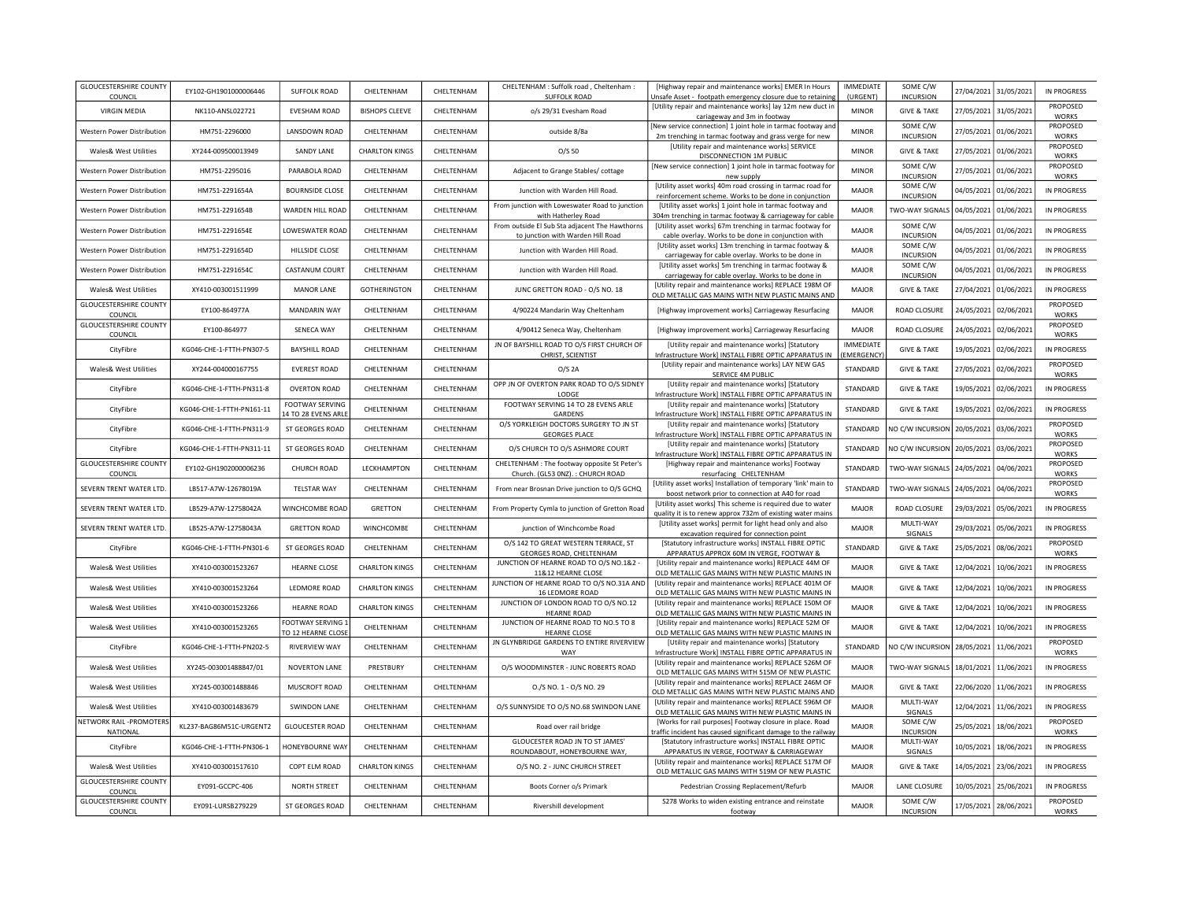| | | | | | | | | | | | |
|---|---|---|---|---|---|---|---|---|---|---|---|
| GLOUCESTERSHIRE COUNTY COUNCIL | EY102-GH1901000006446 | SUFFOLK ROAD | CHELTENHAM | CHELTENHAM | CHELTENHAM : Suffolk road , Cheltenham : SUFFOLK ROAD | [Highway repair and maintenance works] EMER In Hours Unsafe Asset - footpath emergency closure due to retaining | IMMEDIATE (URGENT) | SOME C/W INCURSION | 27/04/2021 | 31/05/2021 | IN PROGRESS |
| VIRGIN MEDIA | NK110-ANSL022721 | EVESHAM ROAD | BISHOPS CLEEVE | CHELTENHAM | o/s 29/31 Evesham Road | [Utility repair and maintenance works] lay 12m new duct in cariageway and 3m in footway | MINOR | GIVE & TAKE | 27/05/2021 | 31/05/2021 | PROPOSED WORKS |
| Western Power Distribution | HM751-2296000 | LANSDOWN ROAD | CHELTENHAM | CHELTENHAM | outside 8/8a | [New service connection] 1 joint hole in tarmac footway and 2m trenching in tarmac footway and grass verge for new | MINOR | SOME C/W INCURSION | 27/05/2021 | 01/06/2021 | PROPOSED WORKS |
| Wales& West Utilities | XY244-009500013949 | SANDY LANE | CHARLTON KINGS | CHELTENHAM | O/S 50 | [Utility repair and maintenance works] SERVICE DISCONNECTION 1M PUBLIC | MINOR | GIVE & TAKE | 27/05/2021 | 01/06/2021 | PROPOSED WORKS |
| Western Power Distribution | HM751-2295016 | PARABOLA ROAD | CHELTENHAM | CHELTENHAM | Adjacent to Grange Stables/ cottage | [New service connection] 1 joint hole in tarmac footway for new supply | MINOR | SOME C/W INCURSION | 27/05/2021 | 01/06/2021 | PROPOSED WORKS |
| Western Power Distribution | HM751-2291654A | BOURNSIDE CLOSE | CHELTENHAM | CHELTENHAM | Junction with Warden Hill Road. | [Utility asset works] 40m road crossing in tarmac road for reinforcement scheme. Works to be done in conjunction | MAJOR | SOME C/W INCURSION | 04/05/2021 | 01/06/2021 | IN PROGRESS |
| Western Power Distribution | HM751-2291654B | WARDEN HILL ROAD | CHELTENHAM | CHELTENHAM | From junction with Loweswater Road to junction with Hatherley Road | [Utility asset works] 1 joint hole in tarmac footway and 304m trenching in tarmac footway & carriageway for cable | MAJOR | TWO-WAY SIGNALS | 04/05/2021 | 01/06/2021 | IN PROGRESS |
| Western Power Distribution | HM751-2291654E | LOWESWATER ROAD | CHELTENHAM | CHELTENHAM | From outside El Sub Sta adjacent The Hawthorns to junction with Warden Hill Road | [Utility asset works] 67m trenching in tarmac footway for cable overlay. Works to be done in conjunction with | MAJOR | SOME C/W INCURSION | 04/05/2021 | 01/06/2021 | IN PROGRESS |
| Western Power Distribution | HM751-2291654D | HILLSIDE CLOSE | CHELTENHAM | CHELTENHAM | Junction with Warden Hill Road. | [Utility asset works] 13m trenching in tarmac footway & carriageway for cable overlay. Works to be done in | MAJOR | SOME C/W INCURSION | 04/05/2021 | 01/06/2021 | IN PROGRESS |
| Western Power Distribution | HM751-2291654C | CASTANUM COURT | CHELTENHAM | CHELTENHAM | Junction with Warden Hill Road. | [Utility asset works] 5m trenching in tarmac footway & carriageway for cable overlay. Works to be done in | MAJOR | SOME C/W INCURSION | 04/05/2021 | 01/06/2021 | IN PROGRESS |
| Wales& West Utilities | XY410-003001511999 | MANOR LANE | GOTHERINGTON | CHELTENHAM | JUNC GRETTON ROAD - O/S NO. 18 | [Utility repair and maintenance works] REPLACE 198M OF OLD METALLIC GAS MAINS WITH NEW PLASTIC MAINS AND | MAJOR | GIVE & TAKE | 27/04/2021 | 01/06/2021 | IN PROGRESS |
| GLOUCESTERSHIRE COUNTY COUNCIL | EY100-864977A | MANDARIN WAY | CHELTENHAM | CHELTENHAM | 4/90224 Mandarin Way Cheltenham | [Highway improvement works] Carriageway Resurfacing | MAJOR | ROAD CLOSURE | 24/05/2021 | 02/06/2021 | PROPOSED WORKS |
| GLOUCESTERSHIRE COUNTY COUNCIL | EY100-864977 | SENECA WAY | CHELTENHAM | CHELTENHAM | 4/90412 Seneca Way, Cheltenham | [Highway improvement works] Carriageway Resurfacing | MAJOR | ROAD CLOSURE | 24/05/2021 | 02/06/2021 | PROPOSED WORKS |
| CityFibre | KG046-CHE-1-FTTH-PN307-5 | BAYSHILL ROAD | CHELTENHAM | CHELTENHAM | JN OF BAYSHILL ROAD TO O/S FIRST CHURCH OF CHRIST, SCIENTIST | [Utility repair and maintenance works] [Statutory Infrastructure Work] INSTALL FIBRE OPTIC APPARATUS IN | IMMEDIATE (EMERGENCY) | GIVE & TAKE | 19/05/2021 | 02/06/2021 | IN PROGRESS |
| Wales& West Utilities | XY244-004000167755 | EVEREST ROAD | CHELTENHAM | CHELTENHAM | O/S 2A | [Utility repair and maintenance works] LAY NEW GAS SERVICE 4M PUBLIC | STANDARD | GIVE & TAKE | 27/05/2021 | 02/06/2021 | PROPOSED WORKS |
| CityFibre | KG046-CHE-1-FTTH-PN311-8 | OVERTON ROAD | CHELTENHAM | CHELTENHAM | OPP JN OF OVERTON PARK ROAD TO O/S SIDNEY LODGE | [Utility repair and maintenance works] [Statutory Infrastructure Work] INSTALL FIBRE OPTIC APPARATUS IN | STANDARD | GIVE & TAKE | 19/05/2021 | 02/06/2021 | IN PROGRESS |
| CityFibre | KG046-CHE-1-FTTH-PN161-11 | FOOTWAY SERVING 14 TO 28 EVENS ARLE | CHELTENHAM | CHELTENHAM | FOOTWAY SERVING 14 TO 28 EVENS ARLE GARDENS | [Utility repair and maintenance works] [Statutory Infrastructure Work] INSTALL FIBRE OPTIC APPARATUS IN | STANDARD | GIVE & TAKE | 19/05/2021 | 02/06/2021 | IN PROGRESS |
| CityFibre | KG046-CHE-1-FTTH-PN311-9 | ST GEORGES ROAD | CHELTENHAM | CHELTENHAM | O/S YORKLEIGH DOCTORS SURGERY TO JN ST GEORGES PLACE | [Utility repair and maintenance works] [Statutory Infrastructure Work] INSTALL FIBRE OPTIC APPARATUS IN | STANDARD | NO C/W INCURSION | 20/05/2021 | 03/06/2021 | PROPOSED WORKS |
| CityFibre | KG046-CHE-1-FTTH-PN311-11 | ST GEORGES ROAD | CHELTENHAM | CHELTENHAM | O/S CHURCH TO O/S ASHMORE COURT | [Utility repair and maintenance works] [Statutory Infrastructure Work] INSTALL FIBRE OPTIC APPARATUS IN | STANDARD | NO C/W INCURSION | 20/05/2021 | 03/06/2021 | PROPOSED WORKS |
| GLOUCESTERSHIRE COUNTY COUNCIL | EY102-GH1902000006236 | CHURCH ROAD | LECKHAMPTON | CHELTENHAM | CHELTENHAM : The footway opposite St Peter's Church. (GL53 0NZ). : CHURCH ROAD | [Highway repair and maintenance works] Footway resurfacing CHELTENHAM | STANDARD | TWO-WAY SIGNALS | 24/05/2021 | 04/06/2021 | PROPOSED WORKS |
| SEVERN TRENT WATER LTD. | LB517-A7W-12678019A | TELSTAR WAY | CHELTENHAM | CHELTENHAM | From near Brosnan Drive junction to O/S GCHQ | [Utility asset works] Installation of temporary 'link' main to boost network prior to connection at A40 for road | STANDARD | TWO-WAY SIGNALS | 24/05/2021 | 04/06/2021 | PROPOSED WORKS |
| SEVERN TRENT WATER LTD. | LB529-A7W-12758042A | WINCHCOMBE ROAD | GRETTON | CHELTENHAM | From Property Cymla to junction of Gretton Road | [Utility asset works] This scheme is required due to water quality it is to renew approx 732m of existing water mains | MAJOR | ROAD CLOSURE | 29/03/2021 | 05/06/2021 | IN PROGRESS |
| SEVERN TRENT WATER LTD. | LB525-A7W-12758043A | GRETTON ROAD | WINCHCOMBE | CHELTENHAM | junction of Winchcombe Road | [Utility asset works] permit for light head only and also excavation required for connection point | MAJOR | MULTI-WAY SIGNALS | 29/03/2021 | 05/06/2021 | IN PROGRESS |
| CityFibre | KG046-CHE-1-FTTH-PN301-6 | ST GEORGES ROAD | CHELTENHAM | CHELTENHAM | O/S 142 TO GREAT WESTERN TERRACE, ST GEORGES ROAD, CHELTENHAM | [Statutory infrastructure works] INSTALL FIBRE OPTIC APPARATUS APPROX 60M IN VERGE, FOOTWAY & | STANDARD | GIVE & TAKE | 25/05/2021 | 08/06/2021 | PROPOSED WORKS |
| Wales& West Utilities | XY410-003001523267 | HEARNE CLOSE | CHARLTON KINGS | CHELTENHAM | JUNCTION OF HEARNE ROAD TO O/S NO.1&2 - 11&12 HEARNE CLOSE | [Utility repair and maintenance works] REPLACE 44M OF OLD METALLIC GAS MAINS WITH NEW PLASTIC MAINS IN | MAJOR | GIVE & TAKE | 12/04/2021 | 10/06/2021 | IN PROGRESS |
| Wales& West Utilities | XY410-003001523264 | LEDMORE ROAD | CHARLTON KINGS | CHELTENHAM | JUNCTION OF HEARNE ROAD TO O/S NO.31A AND 16 LEDMORE ROAD | [Utility repair and maintenance works] REPLACE 401M OF OLD METALLIC GAS MAINS WITH NEW PLASTIC MAINS IN | MAJOR | GIVE & TAKE | 12/04/2021 | 10/06/2021 | IN PROGRESS |
| Wales& West Utilities | XY410-003001523266 | HEARNE ROAD | CHARLTON KINGS | CHELTENHAM | JUNCTION OF LONDON ROAD TO O/S NO.12 HEARNE ROAD | [Utility repair and maintenance works] REPLACE 150M OF OLD METALLIC GAS MAINS WITH NEW PLASTIC MAINS IN | MAJOR | GIVE & TAKE | 12/04/2021 | 10/06/2021 | IN PROGRESS |
| Wales& West Utilities | XY410-003001523265 | FOOTWAY SERVING 1 TO 12 HEARNE CLOSE | CHELTENHAM | CHELTENHAM | JUNCTION OF HEARNE ROAD TO NO.5 TO 8 HEARNE CLOSE | [Utility repair and maintenance works] REPLACE 52M OF OLD METALLIC GAS MAINS WITH NEW PLASTIC MAINS IN | MAJOR | GIVE & TAKE | 12/04/2021 | 10/06/2021 | IN PROGRESS |
| CityFibre | KG046-CHE-1-FTTH-PN202-5 | RIVERVIEW WAY | CHELTENHAM | CHELTENHAM | JN GLYNBRIDGE GARDENS TO ENTIRE RIVERVIEW WAY | [Utility repair and maintenance works] [Statutory Infrastructure Work] INSTALL FIBRE OPTIC APPARATUS IN | STANDARD | NO C/W INCURSION | 28/05/2021 | 11/06/2021 | PROPOSED WORKS |
| Wales& West Utilities | XY245-003001488847/01 | NOVERTON LANE | PRESTBURY | CHELTENHAM | O/S WOODMINSTER - JUNC ROBERTS ROAD | [Utility repair and maintenance works] REPLACE 526M OF OLD METALLIC GAS MAINS WITH 515M OF NEW PLASTIC | MAJOR | TWO-WAY SIGNALS | 18/01/2021 | 11/06/2021 | IN PROGRESS |
| Wales& West Utilities | XY245-003001488846 | MUSCROFT ROAD | CHELTENHAM | CHELTENHAM | O./S NO. 1 - O/S NO. 29 | [Utility repair and maintenance works] REPLACE 246M OF OLD METALLIC GAS MAINS WITH NEW PLASTIC MAINS AND | MAJOR | GIVE & TAKE | 22/06/2020 | 11/06/2021 | IN PROGRESS |
| Wales& West Utilities | XY410-003001483679 | SWINDON LANE | CHELTENHAM | CHELTENHAM | O/S SUNNYSIDE TO O/S NO.68 SWINDON LANE | [Utility repair and maintenance works] REPLACE 596M OF OLD METALLIC GAS MAINS WITH NEW PLASTIC MAINS IN | MAJOR | MULTI-WAY SIGNALS | 12/04/2021 | 11/06/2021 | IN PROGRESS |
| NETWORK RAIL -PROMOTERS NATIONAL | KL237-BAG86M51C-URGENT2 | GLOUCESTER ROAD | CHELTENHAM | CHELTENHAM | Road over rail bridge | [Works for rail purposes] Footway closure in place. Road traffic incident has caused significant damage to the railway | MAJOR | SOME C/W INCURSION | 25/05/2021 | 18/06/2021 | PROPOSED WORKS |
| CityFibre | KG046-CHE-1-FTTH-PN306-1 | HONEYBOURNE WAY | CHELTENHAM | CHELTENHAM | GLOUCESTER ROAD JN TO ST JAMES' ROUNDABOUT, HONEYBOURNE WAY, | [Statutory infrastructure works] INSTALL FIBRE OPTIC APPARATUS IN VERGE, FOOTWAY & CARRIAGEWAY | MAJOR | MULTI-WAY SIGNALS | 10/05/2021 | 18/06/2021 | IN PROGRESS |
| Wales& West Utilities | XY410-003001517610 | COPT ELM ROAD | CHARLTON KINGS | CHELTENHAM | O/S NO. 2 - JUNC CHURCH STREET | [Utility repair and maintenance works] REPLACE 517M OF OLD METALLIC GAS MAINS WITH 519M OF NEW PLASTIC | MAJOR | GIVE & TAKE | 14/05/2021 | 23/06/2021 | IN PROGRESS |
| GLOUCESTERSHIRE COUNTY COUNCIL | EY091-GCCPC-406 | NORTH STREET | CHELTENHAM | CHELTENHAM | Boots Corner o/s Primark | Pedestrian Crossing Replacement/Refurb | MAJOR | LANE CLOSURE | 10/05/2021 | 25/06/2021 | IN PROGRESS |
| GLOUCESTERSHIRE COUNTY COUNCIL | EY091-LURSB279229 | ST GEORGES ROAD | CHELTENHAM | CHELTENHAM | Rivershill development | S278 Works to widen existing entrance and reinstate footway | MAJOR | SOME C/W INCURSION | 17/05/2021 | 28/06/2021 | PROPOSED WORKS |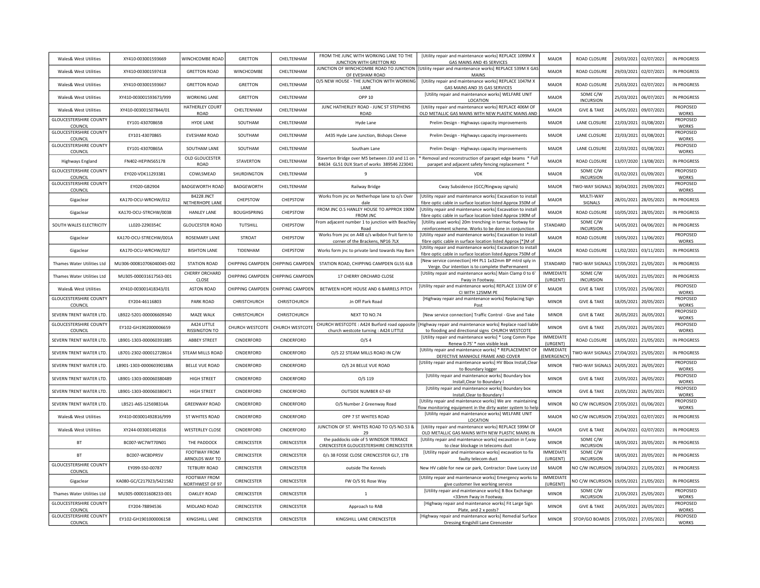| Wales& West Utilities | XY410-003001593669 | WINCHCOMBE ROAD | GRETTON | CHELTENHAM | FROM THE JUNC WITH WORKING LANE TO THE JUNCTION WITH GRETTON RD | [Utility repair and maintenance works] REPLACE 1099M X GAS MAINS AND 45 SERVICES | MAJOR | ROAD CLOSURE | 29/03/2021 | 02/07/2021 | IN PROGRESS |
|---|---|---|---|---|---|---|---|---|---|---|---|
| Wales& West Utilities | XY410-003001597418 | GRETTON ROAD | WINCHCOMBE | CHELTENHAM | JUNCTION OF WINCHCOMBE ROAD TO JUNCTION OF EVESHAM ROAD | [Utility repair and maintenance works] REPLACE 539M X GAS MAINS | MAJOR | ROAD CLOSURE | 29/03/2021 | 02/07/2021 | IN PROGRESS |
| Wales& West Utilities | XY410-003001593667 | GRETTON ROAD | GRETTON | CHELTENHAM | O/S NEW HOUSE - THE JUNCTION WITH WORKING LANE | [Utility repair and maintenance works] REPLACE 1047M X GAS MAINS AND 35 GAS SERVICES | MAJOR | ROAD CLOSURE | 25/03/2021 | 02/07/2021 | IN PROGRESS |
| Wales& West Utilities | XY410-003001593673/999 | WORKING LANE | GRETTON | CHELTENHAM | OPP 10 | [Utility repair and maintenance works] WELFARE UNIT LOCATION | MAJOR | SOME C/W INCURSION | 25/03/2021 | 06/07/2021 | IN PROGRESS |
| Wales& West Utilities | XY410-003001507844/01 | HATHERLEY COURT ROAD | CHELTENHAM | CHELTENHAM | JUNC HATHERLEY ROAD - JUNC ST STEPHENS ROAD | [Utility repair and maintenance works] REPLACE 406M OF OLD METALLIC GAS MAINS WITH NEW PLASTIC MAINS AND | MAJOR | GIVE & TAKE | 24/05/2021 | 09/07/2021 | PROPOSED WORKS |
| GLOUCESTERSHIRE COUNTY COUNCIL | EY101-43070865B | HYDE LANE | SOUTHAM | CHELTENHAM | Hyde Lane | Prelim Design - Highways capacity improvements | MAJOR | LANE CLOSURE | 22/03/2021 | 01/08/2021 | PROPOSED WORKS |
| GLOUCESTERSHIRE COUNTY COUNCIL | EY101-43070865 | EVESHAM ROAD | SOUTHAM | CHELTENHAM | A435 Hyde Lane Junction, Bishops Cleeve | Prelim Design - Highways capacity improvements | MAJOR | LANE CLOSURE | 22/03/2021 | 01/08/2021 | PROPOSED WORKS |
| GLOUCESTERSHIRE COUNTY COUNCIL | EY101-43070865A | SOUTHAM LANE | SOUTHAM | CHELTENHAM | Southam Lane | Prelim Design - Highways capacity improvements | MAJOR | LANE CLOSURE | 22/03/2021 | 01/08/2021 | PROPOSED WORKS |
| Highways England | FN402-HEPIN565178 | OLD GLOUCESTER ROAD | STAVERTON | CHELTENHAM | Staverton Bridge over M5 between J10 and 11 on B4634 GL51 0UX Start of works 389546 223041 | * Removal and reconstruction of parapet edge beams * Full parapet and adjacent safety fencing replacement * | MAJOR | ROAD CLOSURE | 13/07/2020 | 13/08/2021 | IN PROGRESS |
| GLOUCESTERSHIRE COUNTY COUNCIL | EY020-VDK11293381 | COWLSMEAD | SHURDINGTON | CHELTENHAM | 9 | VDK | MAJOR | SOME C/W INCURSION | 01/02/2021 | 01/09/2021 | PROPOSED WORKS |
| GLOUCESTERSHIRE COUNTY COUNCIL | EY020-GB2904 | BADGEWORTH ROAD | BADGEWORTH | CHELTENHAM | Railway Bridge | Cway Subsidence (GCC/Ringway signals) | MAJOR | TWO-WAY SIGNALS | 30/04/2021 | 29/09/2021 | PROPOSED WORKS |
| Gigaclear | KA170-OCU-WRCHW/012 | B4228 JNCT NETHERHOPE LANE | CHEPSTOW | CHEPSTOW | Works from jnc on Netherhope lane to o/s Over dale | [Utility repair and maintenance works] Excavation to install fibre optic cable in surface location listed Approx 350M of | MAJOR | MULTI-WAY SIGNALS | 28/01/2021 | 28/05/2021 | IN PROGRESS |
| Gigaclear | KA170-OCU-STRCHW/0038 | HANLEY LANE | BOUGHSPRING | CHEPSTOW | FROM JNC O.S HANLEY HOUSE TO APPROX 190M FROM JNC | [Utility repair and maintenance works] Excavation to install fibre optic cable in surface location listed Approx 190M of | MAJOR | ROAD CLOSURE | 10/05/2021 | 28/05/2021 | IN PROGRESS |
| SOUTH WALES ELECTRICITY | LL020-2290354C | GLOUCESTER ROAD | TUTSHILL | CHEPSTOW | From adjacent number 1 to junction with Beachley Road | [Utility asset works] 20m trenching in tarmac footway for reinforcement scheme. Works to be done in conjunction | STANDARD | SOME C/W INCURSION | 14/05/2021 | 04/06/2021 | IN PROGRESS |
| Gigaclear | KA170-OCU-STRECHW/001A | ROSEMARY LANE | STROAT | CHEPSTOW | Works from jnc on A48 o/s wibdon fruit farm to corner of the Brackens, NP16 7LX | [Utility repair and maintenance works] Excavation to install fibre optic cable in surface location listed Approx [*]M of | MAJOR | ROAD CLOSURE | 19/05/2021 | 11/06/2021 | PROPOSED WORKS |
| Gigaclear | KA170-OCU-WRCHW/027 | BISHTON LANE | TIDENHAM | CHEPSTOW | Works form jnc to private land towards Hay Barn | [Utility repair and maintenance works] Excavation to install fibre optic cable in surface location listed Approx 750M of | MAJOR | ROAD CLOSURE | 11/02/2021 | 03/11/2021 | IN PROGRESS |
| Thames Water Utilities Ltd | MU306-000810706040045-002 | STATION ROAD | CHIPPING CAMPDEN | CHIPPING CAMPDEN | STATION ROAD, CHIPPING CAMPDEN GL55 6LB | [New service connection] HH PL1 1x32mm BP mtrd sply in Verge. Our intention is to complete thePermanent | STANDARD | TWO-WAY SIGNALS | 17/05/2021 | 21/05/2021 | IN PROGRESS |
| Thames Water Utilities Ltd | MU305-000031617563-001 | CHERRY ORCHARD CLOSE | CHIPPING CAMPDEN | CHIPPING CAMPDEN | 17 CHERRY ORCHARD CLOSE | [Utility repair and maintenance works] Main Clamp 0 to 6' Fway in Footway. | IMMEDIATE (URGENT) | SOME C/W INCURSION | 16/05/2021 | 21/05/2021 | IN PROGRESS |
| Wales& West Utilities | XY410-003001418343/01 | ASTON ROAD | CHIPPING CAMPDEN | CHIPPING CAMPDEN | BETWEEN HOPE HOUSE AND 6 BARRELS PITCH | [Utility repair and maintenance works] REPLACE 131M OF 6' CI WITH 125MM PE | MAJOR | GIVE & TAKE | 17/05/2021 | 25/06/2021 | PROPOSED WORKS |
| GLOUCESTERSHIRE COUNTY COUNCIL | EY204-46116803 | PARK ROAD | CHRISTCHURCH | CHRISTCHURCH | Jn Off Park Road | [Highway repair and maintenance works] Replacing Sign Post | MINOR | GIVE & TAKE | 18/05/2021 | 20/05/2021 | PROPOSED WORKS |
| SEVERN TRENT WATER LTD. | LB922-5201-000006609340 | MAZE WALK | CHRISTCHURCH | CHRISTCHURCH | NEXT TO NO.74 | [New service connection] Traffic Control - Give and Take | MINOR | GIVE & TAKE | 26/05/2021 | 26/05/2021 | PROPOSED WORKS |
| GLOUCESTERSHIRE COUNTY COUNCIL | EY102-GH1902000006659 | A424 LITTLE RISSINGTON TO | CHURCH WESTCOTE | CHURCH WESTCOTE | CHURCH WESTCOTE : A424 Burford road opposite church westcote turning : A424 LITTLE | [Highway repair and maintenance works] Replace road liable to flooding and directional signs CHURCH WESTCOTE | MINOR | GIVE & TAKE | 25/05/2021 | 26/05/2021 | PROPOSED WORKS |
| SEVERN TRENT WATER LTD. | LB901-1303-000060391885 | ABBEY STREET | CINDERFORD | CINDERFORD | O/S 4 | [Utility repair and maintenance works] * Long Comm Pipe Renew 0.75' * non visible leak | IMMEDIATE (URGENT) | ROAD CLOSURE | 18/05/2021 | 21/05/2021 | IN PROGRESS |
| SEVERN TRENT WATER LTD. | LB701-2302-000012728614 | STEAM MILLS ROAD | CINDERFORD | CINDERFORD | O/S 22 STEAM MILLS ROAD IN C/W | [Utility repair and maintenance works] * REPLACEMENT OF DEFECTIVE MANHOLE FRAME AND COVER | IMMEDIATE (EMERGENCY) | TWO-WAY SIGNALS | 27/04/2021 | 25/05/2021 | IN PROGRESS |
| SEVERN TRENT WATER LTD. | LB901-1303-000060390188A | BELLE VUE ROAD | CINDERFORD | CINDERFORD | O/S 24 BELLE VUE ROAD | [Utility repair and maintenance works] HV Bbox Install,Clear to Boundary logger | MINOR | TWO-WAY SIGNALS | 24/05/2021 | 26/05/2021 | PROPOSED WORKS |
| SEVERN TRENT WATER LTD. | LB901-1303-000060380489 | HIGH STREET | CINDERFORD | CINDERFORD | O/S 119 | [Utility repair and maintenance works] Boundary box Install,Clear to Boundary l | MINOR | GIVE & TAKE | 23/05/2021 | 26/05/2021 | PROPOSED WORKS |
| SEVERN TRENT WATER LTD. | LB901-1303-000060380471 | HIGH STREET | CINDERFORD | CINDERFORD | OUTSIDE NUMBER 67-69 | [Utility repair and maintenance works] Boundary box Install,Clear to Boundary l | MINOR | GIVE & TAKE | 23/05/2021 | 26/05/2021 | PROPOSED WORKS |
| SEVERN TRENT WATER LTD. | LB521-A6S-125698314A | GREENWAY ROAD | CINDERFORD | CINDERFORD | O/S Number 2 Greenway Road | [Utility repair and maintenance works] We are maintaining flow monitoring equipment in the dirty water system to help | MINOR | NO C/W INCURSION | 27/05/2021 | 01/06/2021 | PROPOSED WORKS |
| Wales& West Utilities | XY410-003001492816/999 | ST WHITES ROAD | CINDERFORD | CINDERFORD | OPP 7 ST WHITES ROAD | [Utility repair and maintenance works] WELFARE UNIT LOCATION | MAJOR | NO C/W INCURSION | 27/04/2021 | 02/07/2021 | IN PROGRESS |
| Wales& West Utilities | XY244-003001492816 | WESTERLEY CLOSE | CINDERFORD | CINDERFORD | JUNCTION OF ST. WHITES ROAD TO O/S NO.53 & 29 | [Utility repair and maintenance works] REPLACE 599M OF OLD METALLIC GAS MAINS WITH NEW PLASTIC MAINS IN | MAJOR | GIVE & TAKE | 26/04/2021 | 02/07/2021 | IN PROGRESS |
| BT | BC007-WC7WT70N01 | THE PADDOCK | CIRENCESTER | CIRENCESTER | the paddocks side of 5 WINDSOR TERRACE CIRENCESTER GLOUCESTERSHIRE CIRENCESTER | [Utility repair and maintenance works] excavation in f,way to clear blockage in telecoms duct | MINOR | SOME C/W INCURSION | 18/05/2021 | 20/05/2021 | IN PROGRESS |
| BT | BC007-WC8DPR5V | FOOTWAY FROM ARNOLDS WAY TO | CIRENCESTER | CIRENCESTER | 0/s 38 FOSSE CLOSE CIRENCESTER GL7, 1TB | [Utility repair and maintenance works] excavation to fix faulty telecom duct | IMMEDIATE (URGENT) | SOME C/W INCURSION | 18/05/2021 | 20/05/2021 | IN PROGRESS |
| GLOUCESTERSHIRE COUNTY COUNCIL | EY099-S50-00787 | TETBURY ROAD | CIRENCESTER | CIRENCESTER | outside The Kennels | New HV cable for new car park, Contractor: Dave Lucey Ltd | MAJOR | NO C/W INCURSION | 19/04/2021 | 21/05/2021 | IN PROGRESS |
| Gigaclear | KA080-GC/C217923/S421582 | FOOTWAY FROM NORTHWEST OF 97 | CIRENCESTER | CIRENCESTER | FW O/S 91 Rose Way | [Utility repair and maintenance works] Emergency works to give customer live working service | IMMEDIATE (URGENT) | NO C/W INCURSION | 19/05/2021 | 21/05/2021 | IN PROGRESS |
| Thames Water Utilities Ltd | MU305-000031608233-001 | OAKLEY ROAD | CIRENCESTER | CIRENCESTER | 1 | [Utility repair and maintenance works] B Box Exchange <33mm Fway in Footway. | MINOR | SOME C/W INCURSION | 21/05/2021 | 25/05/2021 | PROPOSED WORKS |
| GLOUCESTERSHIRE COUNTY COUNCIL | EY204-78894536 | MIDLAND ROAD | CIRENCESTER | CIRENCESTER | Approach to RAB | [Highway repair and maintenance works] Fit Large Sign Plate, and 2 x posts? | MINOR | GIVE & TAKE | 24/05/2021 | 26/05/2021 | PROPOSED WORKS |
| GLOUCESTERSHIRE COUNTY COUNCIL | EY102-GH1901000006158 | KINGSHILL LANE | CIRENCESTER | CIRENCESTER | KINGSHILL LANE CIRENCESTER | [Highway repair and maintenance works] Remedial Surface Dressing Kingshill Lane Cirencester | MINOR | STOP/GO BOARDS | 27/05/2021 | 27/05/2021 | PROPOSED WORKS |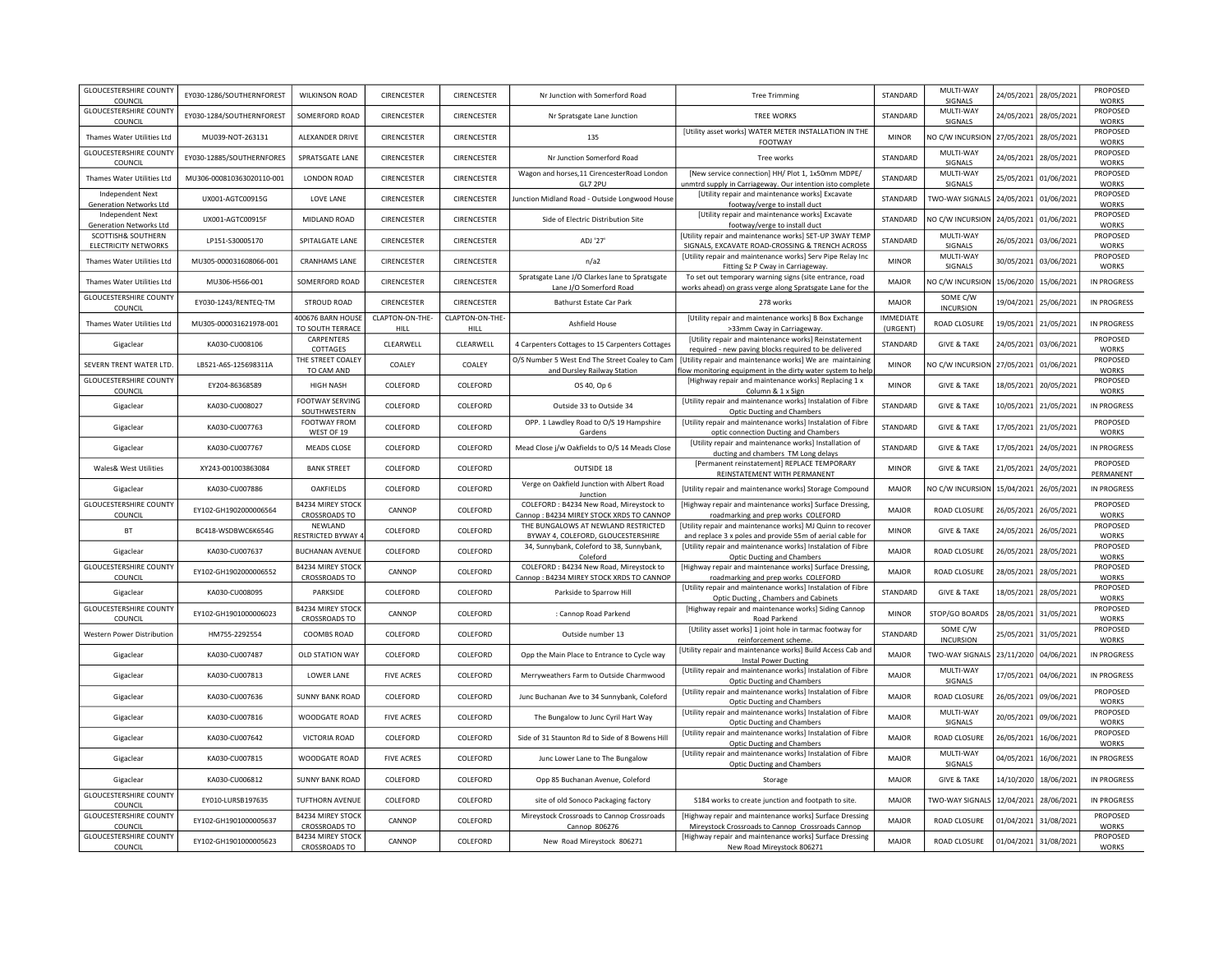| | | | | | | | | | | | |
|---|---|---|---|---|---|---|---|---|---|---|---|
| GLOUCESTERSHIRE COUNTY COUNCIL | EY030-1286/SOUTHERNFOREST | WILKINSON ROAD | CIRENCESTER | CIRENCESTER | Nr Junction with Somerford Road | Tree Trimming | STANDARD | MULTI-WAY SIGNALS | 24/05/2021 | 28/05/2021 | PROPOSED WORKS |
| GLOUCESTERSHIRE COUNTY COUNCIL | EY030-1284/SOUTHERNFOREST | SOMERFORD ROAD | CIRENCESTER | CIRENCESTER | Nr Spratsgate Lane Junction | TREE WORKS | STANDARD | MULTI-WAY SIGNALS | 24/05/2021 | 28/05/2021 | PROPOSED WORKS |
| Thames Water Utilities Ltd | MU039-NOT-263131 | ALEXANDER DRIVE | CIRENCESTER | CIRENCESTER | 135 | [Utility asset works] WATER METER INSTALLATION IN THE FOOTWAY | MINOR | NO C/W INCURSION | 27/05/2021 | 28/05/2021 | PROPOSED WORKS |
| GLOUCESTERSHIRE COUNTY COUNCIL | EY030-12885/SOUTHERNFORES | SPRATSGATE LANE | CIRENCESTER | CIRENCESTER | Nr Junction Somerford Road | Tree works | STANDARD | MULTI-WAY SIGNALS | 24/05/2021 | 28/05/2021 | PROPOSED WORKS |
| Thames Water Utilities Ltd | MU306-000810363020110-001 | LONDON ROAD | CIRENCESTER | CIRENCESTER | Wagon and horses,11 CirencesterRoad London GL7 2PU | [New service connection] HH/ Plot 1, 1x50mm MDPE/ unmtrd supply in Carriageway. Our intention isto complete | STANDARD | MULTI-WAY SIGNALS | 25/05/2021 | 01/06/2021 | PROPOSED WORKS |
| Independent Next Generation Networks Ltd | UX001-AGTC00915G | LOVE LANE | CIRENCESTER | CIRENCESTER | Junction Midland Road - Outside Longwood House | [Utility repair and maintenance works] Excavate footway/verge to install duct | STANDARD | TWO-WAY SIGNALS | 24/05/2021 | 01/06/2021 | PROPOSED WORKS |
| Independent Next Generation Networks Ltd | UX001-AGTC00915F | MIDLAND ROAD | CIRENCESTER | CIRENCESTER | Side of Electric Distribution Site | [Utility repair and maintenance works] Excavate footway/verge to install duct | STANDARD | NO C/W INCURSION | 24/05/2021 | 01/06/2021 | PROPOSED WORKS |
| SCOTTISH& SOUTHERN ELECTRICITY NETWORKS | LP151-S30005170 | SPITALGATE LANE | CIRENCESTER | CIRENCESTER | ADJ '27' | [Utility repair and maintenance works] SET-UP 3WAY TEMP SIGNALS, EXCAVATE ROAD-CROSSING & TRENCH ACROSS | STANDARD | MULTI-WAY SIGNALS | 26/05/2021 | 03/06/2021 | PROPOSED WORKS |
| Thames Water Utilities Ltd | MU305-000031608066-001 | CRANHAMS LANE | CIRENCESTER | CIRENCESTER | n/a2 | [Utility repair and maintenance works] Serv Pipe Relay Inc Fitting Sz P Cway in Carriageway. | MINOR | MULTI-WAY SIGNALS | 30/05/2021 | 03/06/2021 | PROPOSED WORKS |
| Thames Water Utilities Ltd | MU306-H566-001 | SOMERFORD ROAD | CIRENCESTER | CIRENCESTER | Spratsgate Lane J/O Clarkes lane to Spratsgate Lane J/O Somerford Road | To set out temporary warning signs (site entrance, road works ahead) on grass verge along Spratsgate Lane for the | MAJOR | NO C/W INCURSION | 15/06/2020 | 15/06/2021 | IN PROGRESS |
| GLOUCESTERSHIRE COUNTY COUNCIL | EY030-1243/RENTEQ-TM | STROUD ROAD | CIRENCESTER | CIRENCESTER | Bathurst Estate Car Park | 278 works | MAJOR | SOME C/W INCURSION | 19/04/2021 | 25/06/2021 | IN PROGRESS |
| Thames Water Utilities Ltd | MU305-000031621978-001 | 400676 BARN HOUSE TO SOUTH TERRACE | CLAPTON-ON-THE-HILL | CLAPTON-ON-THE-HILL | Ashfield House | [Utility repair and maintenance works] B Box Exchange >33mm Cway in Carriageway. | IMMEDIATE (URGENT) | ROAD CLOSURE | 19/05/2021 | 21/05/2021 | IN PROGRESS |
| Gigaclear | KA030-CU008106 | CARPENTERS COTTAGES | CLEARWELL | CLEARWELL | 4 Carpenters Cottages to 15 Carpenters Cottages | [Utility repair and maintenance works] Reinstatement required - new paving blocks required to be delivered | STANDARD | GIVE & TAKE | 24/05/2021 | 03/06/2021 | PROPOSED WORKS |
| SEVERN TRENT WATER LTD. | LB521-A6S-125698311A | THE STREET COALEY TO CAM AND | COALEY | COALEY | O/S Number 5 West End The Street Coaley to Cam and Dursley Railway Station | [Utility repair and maintenance works] We are maintaining flow monitoring equipment in the dirty water system to help | MINOR | NO C/W INCURSION | 27/05/2021 | 01/06/2021 | PROPOSED WORKS |
| GLOUCESTERSHIRE COUNTY COUNCIL | EY204-86368589 | HIGH NASH | COLEFORD | COLEFORD | OS 40, Op 6 | [Highway repair and maintenance works] Replacing 1 x Column & 1 x Sign | MINOR | GIVE & TAKE | 18/05/2021 | 20/05/2021 | PROPOSED WORKS |
| Gigaclear | KA030-CU008027 | FOOTWAY SERVING SOUTHWESTERN | COLEFORD | COLEFORD | Outside 33 to Outside 34 | [Utility repair and maintenance works] Instalation of Fibre Optic Ducting and Chambers | STANDARD | GIVE & TAKE | 10/05/2021 | 21/05/2021 | IN PROGRESS |
| Gigaclear | KA030-CU007763 | FOOTWAY FROM WEST OF 19 | COLEFORD | COLEFORD | OPP. 1 Lawdley Road to O/S 19 Hampshire Gardens | [Utility repair and maintenance works] Instalation of Fibre optic connection Ducting and Chambers | STANDARD | GIVE & TAKE | 17/05/2021 | 21/05/2021 | PROPOSED WORKS |
| Gigaclear | KA030-CU007767 | MEADS CLOSE | COLEFORD | COLEFORD | Mead Close j/w Oakfields to O/S 14 Meads Close | [Utility repair and maintenance works] Installation of ducting and chambers TM Long delays | STANDARD | GIVE & TAKE | 17/05/2021 | 24/05/2021 | IN PROGRESS |
| Wales& West Utilities | XY243-001003863084 | BANK STREET | COLEFORD | COLEFORD | OUTSIDE 18 | [Permanent reinstatement] REPLACE TEMPORARY REINSTATEMENT WITH PERMANENT | MINOR | GIVE & TAKE | 21/05/2021 | 24/05/2021 | PROPOSED PERMANENT |
| Gigaclear | KA030-CU007886 | OAKFIELDS | COLEFORD | COLEFORD | Verge on Oakfield Junction with Albert Road Junction | [Utility repair and maintenance works] Storage Compound | MAJOR | NO C/W INCURSION | 15/04/2021 | 26/05/2021 | IN PROGRESS |
| GLOUCESTERSHIRE COUNTY COUNCIL | EY102-GH1902000006564 | B4234 MIREY STOCK CROSSROADS TO | CANNOP | COLEFORD | COLEFORD : B4234 New Road, Mireystock to Cannop : B4234 MIREY STOCK XRDS TO CANNOP | [Highway repair and maintenance works] Surface Dressing, roadmarking and prep works COLEFORD | MAJOR | ROAD CLOSURE | 26/05/2021 | 26/05/2021 | PROPOSED WORKS |
| BT | BC418-WSDBWC6K654G | NEWLAND RESTRICTED BYWAY 4 | COLEFORD | COLEFORD | THE BUNGALOWS AT NEWLAND RESTRICTED BYWAY 4, COLEFORD, GLOUCESTERSHIRE | [Utility repair and maintenance works] MJ Quinn to recover and replace 3 x poles and provide 55m of aerial cable for | MINOR | GIVE & TAKE | 24/05/2021 | 26/05/2021 | PROPOSED WORKS |
| Gigaclear | KA030-CU007637 | BUCHANAN AVENUE | COLEFORD | COLEFORD | 34, Sunnybank, Coleford to 38, Sunnybank, Coleford | [Utility repair and maintenance works] Instalation of Fibre Optic Ducting and Chambers | MAJOR | ROAD CLOSURE | 26/05/2021 | 28/05/2021 | PROPOSED WORKS |
| GLOUCESTERSHIRE COUNTY COUNCIL | EY102-GH1902000006552 | B4234 MIREY STOCK CROSSROADS TO | CANNOP | COLEFORD | COLEFORD : B4234 New Road, Mireystock to Cannop : B4234 MIREY STOCK XRDS TO CANNOP | [Highway repair and maintenance works] Surface Dressing, roadmarking and prep works COLEFORD | MAJOR | ROAD CLOSURE | 28/05/2021 | 28/05/2021 | PROPOSED WORKS |
| Gigaclear | KA030-CU008095 | PARKSIDE | COLEFORD | COLEFORD | Parkside to Sparrow Hill | [Utility repair and maintenance works] Instalation of Fibre Optic Ducting , Chambers and Cabinets | STANDARD | GIVE & TAKE | 18/05/2021 | 28/05/2021 | PROPOSED WORKS |
| GLOUCESTERSHIRE COUNTY COUNCIL | EY102-GH1901000006023 | B4234 MIREY STOCK CROSSROADS TO | CANNOP | COLEFORD | : Cannop Road Parkend | [Highway repair and maintenance works] Siding Cannop Road Parkend | MINOR | STOP/GO BOARDS | 28/05/2021 | 31/05/2021 | PROPOSED WORKS |
| Western Power Distribution | HM755-2292554 | COOMBS ROAD | COLEFORD | COLEFORD | Outside number 13 | [Utility asset works] 1 joint hole in tarmac footway for reinforcement scheme. | STANDARD | SOME C/W INCURSION | 25/05/2021 | 31/05/2021 | PROPOSED WORKS |
| Gigaclear | KA030-CU007487 | OLD STATION WAY | COLEFORD | COLEFORD | Opp the Main Place to Entrance to Cycle way | [Utility repair and maintenance works] Build Access Cab and Instal Power Ducting | MAJOR | TWO-WAY SIGNALS | 23/11/2020 | 04/06/2021 | IN PROGRESS |
| Gigaclear | KA030-CU007813 | LOWER LANE | FIVE ACRES | COLEFORD | Merryweathers Farm to Outside Charmwood | [Utility repair and maintenance works] Instalation of Fibre Optic Ducting and Chambers | MAJOR | MULTI-WAY SIGNALS | 17/05/2021 | 04/06/2021 | IN PROGRESS |
| Gigaclear | KA030-CU007636 | SUNNY BANK ROAD | COLEFORD | COLEFORD | Junc Buchanan Ave to 34 Sunnybank, Coleford | [Utility repair and maintenance works] Instalation of Fibre Optic Ducting and Chambers | MAJOR | ROAD CLOSURE | 26/05/2021 | 09/06/2021 | PROPOSED WORKS |
| Gigaclear | KA030-CU007816 | WOODGATE ROAD | FIVE ACRES | COLEFORD | The Bungalow to Junc Cyril Hart Way | [Utility repair and maintenance works] Instalation of Fibre Optic Ducting and Chambers | MAJOR | MULTI-WAY SIGNALS | 20/05/2021 | 09/06/2021 | PROPOSED WORKS |
| Gigaclear | KA030-CU007642 | VICTORIA ROAD | COLEFORD | COLEFORD | Side of 31 Staunton Rd to Side of 8 Bowens Hill | [Utility repair and maintenance works] Instalation of Fibre Optic Ducting and Chambers | MAJOR | ROAD CLOSURE | 26/05/2021 | 16/06/2021 | PROPOSED WORKS |
| Gigaclear | KA030-CU007815 | WOODGATE ROAD | FIVE ACRES | COLEFORD | Junc Lower Lane to The Bungalow | [Utility repair and maintenance works] Instalation of Fibre Optic Ducting and Chambers | MAJOR | MULTI-WAY SIGNALS | 04/05/2021 | 16/06/2021 | IN PROGRESS |
| Gigaclear | KA030-CU006812 | SUNNY BANK ROAD | COLEFORD | COLEFORD | Opp 85 Buchanan Avenue, Coleford | Storage | MAJOR | GIVE & TAKE | 14/10/2020 | 18/06/2021 | IN PROGRESS |
| GLOUCESTERSHIRE COUNTY COUNCIL | EY010-LURSB197635 | TUFTHORN AVENUE | COLEFORD | COLEFORD | site of old Sonoco Packaging factory | S184 works to create junction and footpath to site. | MAJOR | TWO-WAY SIGNALS | 12/04/2021 | 28/06/2021 | IN PROGRESS |
| GLOUCESTERSHIRE COUNTY COUNCIL | EY102-GH1901000005637 | B4234 MIREY STOCK CROSSROADS TO | CANNOP | COLEFORD | Mireystock Crossroads to Cannop Crossroads Cannop 806276 | [Highway repair and maintenance works] Surface Dressing Mireystock Crossroads to Cannop Crossroads Cannop | MAJOR | ROAD CLOSURE | 01/04/2021 | 31/08/2021 | PROPOSED WORKS |
| GLOUCESTERSHIRE COUNTY COUNCIL | EY102-GH1901000005623 | B4234 MIREY STOCK CROSSROADS TO | CANNOP | COLEFORD | New Road Mireystock 806271 | [Highway repair and maintenance works] Surface Dressing New Road Mireystock 806271 | MAJOR | ROAD CLOSURE | 01/04/2021 | 31/08/2021 | PROPOSED WORKS |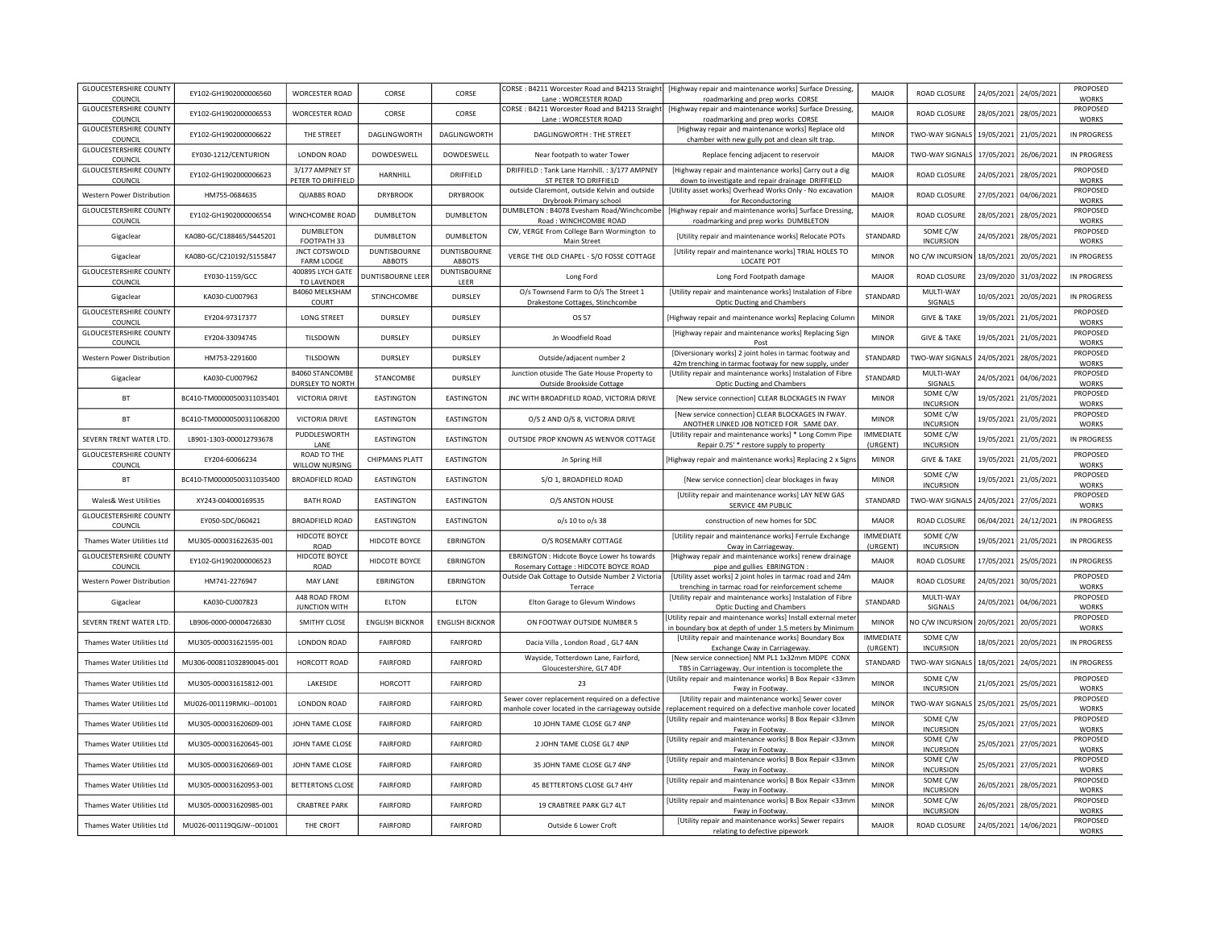| GLOUCESTERSHIRE COUNTY COUNCIL | EY102-GH1902000006560 | WORCESTER ROAD | CORSE | CORSE | CORSE : B4211 Worcester Road and B4213 Straight Lane : WORCESTER ROAD | [Highway repair and maintenance works] Surface Dressing, roadmarking and prep works CORSE | MAJOR | ROAD CLOSURE | 24/05/2021 | 24/05/2021 | PROPOSED WORKS |
|---|---|---|---|---|---|---|---|---|---|---|---|
| GLOUCESTERSHIRE COUNTY COUNCIL | EY102-GH1902000006553 | WORCESTER ROAD | CORSE | CORSE | CORSE : B4211 Worcester Road and B4213 Straight Lane : WORCESTER ROAD | [Highway repair and maintenance works] Surface Dressing, roadmarking and prep works CORSE | MAJOR | ROAD CLOSURE | 28/05/2021 | 28/05/2021 | PROPOSED WORKS |
| GLOUCESTERSHIRE COUNTY COUNCIL | EY102-GH1902000006622 | THE STREET | DAGLINGWORTH | DAGLINGWORTH | DAGLINGWORTH : THE STREET | [Highway repair and maintenance works] Replace old chamber with new gully pot and clean silt trap. | MINOR | TWO-WAY SIGNALS | 19/05/2021 | 21/05/2021 | IN PROGRESS |
| GLOUCESTERSHIRE COUNTY COUNCIL | EY030-1212/CENTURION | LONDON ROAD | DOWDESWELL | DOWDESWELL | Near footpath to water Tower | Replace fencing adjacent to reservoir | MAJOR | TWO-WAY SIGNALS | 17/05/2021 | 26/06/2021 | IN PROGRESS |
| GLOUCESTERSHIRE COUNTY COUNCIL | EY102-GH1902000006623 | 3/177 AMPNEY ST PETER TO DRIFFIELD | HARNHILL | DRIFFIELD | DRIFFIELD : Tank Lane Harnhill. : 3/177 AMPNEY ST PETER TO DRIFFIELD | [Highway repair and maintenance works] Carry out a dig down to investigate and repair drainage DRIFFIELD | MAJOR | ROAD CLOSURE | 24/05/2021 | 28/05/2021 | PROPOSED WORKS |
| Western Power Distribution | HM755-0684635 | QUABBS ROAD | DRYBROOK | DRYBROOK | outside Claremont, outside Kelvin and outside Drybrook Primary school | [Utility asset works] Overhead Works Only - No excavation for Reconductoring | MAJOR | ROAD CLOSURE | 27/05/2021 | 04/06/2021 | PROPOSED WORKS |
| GLOUCESTERSHIRE COUNTY COUNCIL | EY102-GH1902000006554 | WINCHCOMBE ROAD | DUMBLETON | DUMBLETON | DUMBLETON : B4078 Evesham Road/Winchcombe Road : WINCHCOMBE ROAD | [Highway repair and maintenance works] Surface Dressing, roadmarking and prep works DUMBLETON | MAJOR | ROAD CLOSURE | 28/05/2021 | 28/05/2021 | PROPOSED WORKS |
| Gigaclear | KA080-GC/C188465/S445201 | DUMBLETON FOOTPATH 33 | DUMBLETON | DUMBLETON | CW, VERGE From College Barn Wormington to Main Street | [Utility repair and maintenance works] Relocate POTs | STANDARD | SOME C/W INCURSION | 24/05/2021 | 28/05/2021 | PROPOSED WORKS |
| Gigaclear | KA080-GC/C210192/S155847 | JNCT COTSWOLD FARM LODGE | DUNTISBOURNE ABBOTS | DUNTISBOURNE ABBOTS | VERGE THE OLD CHAPEL - S/O FOSSE COTTAGE | [Utility repair and maintenance works] TRIAL HOLES TO LOCATE POT | MINOR | NO C/W INCURSION | 18/05/2021 | 20/05/2021 | IN PROGRESS |
| GLOUCESTERSHIRE COUNTY COUNCIL | EY030-1159/GCC | 400895 LYCH GATE TO LAVENDER | DUNTISBOURNE LEER | DUNTISBOURNE LEER | Long Ford | Long Ford Footpath damage | MAJOR | ROAD CLOSURE | 23/09/2020 | 31/03/2022 | IN PROGRESS |
| Gigaclear | KA030-CU007963 | B4060 MELKSHAM COURT | STINCHCOMBE | DURSLEY | O/s Townsend Farm to O/s The Street 1 Drakestone Cottages, Stinchcombe | [Utility repair and maintenance works] Instalation of Fibre Optic Ducting and Chambers | STANDARD | MULTI-WAY SIGNALS | 10/05/2021 | 20/05/2021 | IN PROGRESS |
| GLOUCESTERSHIRE COUNTY COUNCIL | EY204-97317377 | LONG STREET | DURSLEY | DURSLEY | OS 57 | [Highway repair and maintenance works] Replacing Column | MINOR | GIVE & TAKE | 19/05/2021 | 21/05/2021 | PROPOSED WORKS |
| GLOUCESTERSHIRE COUNTY COUNCIL | EY204-33094745 | TILSDOWN | DURSLEY | DURSLEY | Jn Woodfield Road | [Highway repair and maintenance works] Replacing Sign Post | MINOR | GIVE & TAKE | 19/05/2021 | 21/05/2021 | PROPOSED WORKS |
| Western Power Distribution | HM753-2291600 | TILSDOWN | DURSLEY | DURSLEY | Outside/adjacent number 2 | [Diversionary works] 2 joint holes in tarmac footway and 42m trenching in tarmac footway for new supply, under | STANDARD | TWO-WAY SIGNALS | 24/05/2021 | 28/05/2021 | PROPOSED WORKS |
| Gigaclear | KA030-CU007962 | B4060 STANCOMBE DURSLEY TO NORTH | STANCOMBE | DURSLEY | Junction otuside The Gate House Property to Outside Brookside Cottage | [Utility repair and maintenance works] Instalation of Fibre Optic Ducting and Chambers | STANDARD | MULTI-WAY SIGNALS | 24/05/2021 | 04/06/2021 | PROPOSED WORKS |
| BT | BC410-TM00000500311035401 | VICTORIA DRIVE | EASTINGTON | EASTINGTON | JNC WITH BROADFIELD ROAD, VICTORIA DRIVE | [New service connection] CLEAR BLOCKAGES IN FWAY | MINOR | SOME C/W INCURSION | 19/05/2021 | 21/05/2021 | PROPOSED WORKS |
| BT | BC410-TM00000500311068200 | VICTORIA DRIVE | EASTINGTON | EASTINGTON | O/S 2 AND O/S 8, VICTORIA DRIVE | [New service connection] CLEAR BLOCKAGES IN FWAY. ANOTHER LINKED JOB NOTICED FOR SAME DAY. | MINOR | SOME C/W INCURSION | 19/05/2021 | 21/05/2021 | PROPOSED WORKS |
| SEVERN TRENT WATER LTD. | LB901-1303-000012793678 | PUDDLESWORTH LANE | EASTINGTON | EASTINGTON | OUTSIDE PROP KNOWN AS WENVOR COTTAGE | [Utility repair and maintenance works] * Long Comm Pipe Repair 0.75' * restore supply to property | IMMEDIATE (URGENT) | SOME C/W INCURSION | 19/05/2021 | 21/05/2021 | IN PROGRESS |
| GLOUCESTERSHIRE COUNTY COUNCIL | EY204-60066234 | ROAD TO THE WILLOW NURSING | CHIPMANS PLATT | EASTINGTON | Jn Spring Hill | [Highway repair and maintenance works] Replacing 2 x Signs | MINOR | GIVE & TAKE | 19/05/2021 | 21/05/2021 | PROPOSED WORKS |
| BT | BC410-TM00000500311035400 | BROADFIELD ROAD | EASTINGTON | EASTINGTON | S/O 1, BROADFIELD ROAD | [New service connection] clear blockages in fway | MINOR | SOME C/W INCURSION | 19/05/2021 | 21/05/2021 | PROPOSED WORKS |
| Wales& West Utilities | XY243-004000169535 | BATH ROAD | EASTINGTON | EASTINGTON | O/S ANSTON HOUSE | [Utility repair and maintenance works] LAY NEW GAS SERVICE 4M PUBLIC | STANDARD | TWO-WAY SIGNALS | 24/05/2021 | 27/05/2021 | PROPOSED WORKS |
| GLOUCESTERSHIRE COUNTY COUNCIL | EY050-SDC/060421 | BROADFIELD ROAD | EASTINGTON | EASTINGTON | o/s 10 to o/s 38 | construction of new homes for SDC | MAJOR | ROAD CLOSURE | 06/04/2021 | 24/12/2021 | IN PROGRESS |
| Thames Water Utilities Ltd | MU305-000031622635-001 | HIDCOTE BOYCE ROAD | HIDCOTE BOYCE | EBRINGTON | O/S ROSEMARY COTTAGE | [Utility repair and maintenance works] Ferrule Exchange Cway in Carriageway. | IMMEDIATE (URGENT) | SOME C/W INCURSION | 19/05/2021 | 21/05/2021 | IN PROGRESS |
| GLOUCESTERSHIRE COUNTY COUNCIL | EY102-GH1902000006523 | HIDCOTE BOYCE ROAD | HIDCOTE BOYCE | EBRINGTON | EBRINGTON : Hidcote Boyce Lower hs towards Rosemary Cottage : HIDCOTE BOYCE ROAD | [Highway repair and maintenance works] renew drainage pipe and gullies EBRINGTON : | MAJOR | ROAD CLOSURE | 17/05/2021 | 25/05/2021 | IN PROGRESS |
| Western Power Distribution | HM741-2276947 | MAY LANE | EBRINGTON | EBRINGTON | Outside Oak Cottage to Outside Number 2 Victoria Terrace | [Utility asset works] 2 joint holes in tarmac road and 24m trenching in tarmac road for reinforcement scheme | MAJOR | ROAD CLOSURE | 24/05/2021 | 30/05/2021 | PROPOSED WORKS |
| Gigaclear | KA030-CU007823 | A48 ROAD FROM JUNCTION WITH | ELTON | ELTON | Elton Garage to Glevum Windows | [Utility repair and maintenance works] Instalation of Fibre Optic Ducting and Chambers | STANDARD | MULTI-WAY SIGNALS | 24/05/2021 | 04/06/2021 | PROPOSED WORKS |
| SEVERN TRENT WATER LTD. | LB906-0000-00004726830 | SMITHY CLOSE | ENGLISH BICKNOR | ENGLISH BICKNOR | ON FOOTWAY OUTSIDE NUMBER 5 | [Utility repair and maintenance works] Install external meter in boundary box at depth of under 1.5 meters by Minimum | MINOR | NO C/W INCURSION | 20/05/2021 | 20/05/2021 | PROPOSED WORKS |
| Thames Water Utilities Ltd | MU305-000031621595-001 | LONDON ROAD | FAIRFORD | FAIRFORD | Dacia Villa , London Road , GL7 4AN | [Utility repair and maintenance works] Boundary Box Exchange Cway in Carriageway. | IMMEDIATE (URGENT) | SOME C/W INCURSION | 18/05/2021 | 20/05/2021 | IN PROGRESS |
| Thames Water Utilities Ltd | MU306-000811032890045-001 | HORCOTT ROAD | FAIRFORD | FAIRFORD | Wayside, Totterdown Lane, Fairford, Gloucestershire, GL7 4DF | [New service connection] NM PL1 1x32mm MDPE CONX TBS in Carriageway. Our intention is tocomplete the | STANDARD | TWO-WAY SIGNALS | 18/05/2021 | 24/05/2021 | IN PROGRESS |
| Thames Water Utilities Ltd | MU305-000031615812-001 | LAKESIDE | HORCOTT | FAIRFORD | 23 | [Utility repair and maintenance works] B Box Repair <33mm Fway in Footway. | MINOR | SOME C/W INCURSION | 21/05/2021 | 25/05/2021 | PROPOSED WORKS |
| Thames Water Utilities Ltd | MU026-001119RMKJ--001001 | LONDON ROAD | FAIRFORD | FAIRFORD | Sewer cover replacement required on a defective manhole cover located in the carriageway outside | [Utility repair and maintenance works] Sewer cover replacement required on a defective manhole cover located | MINOR | TWO-WAY SIGNALS | 25/05/2021 | 25/05/2021 | PROPOSED WORKS |
| Thames Water Utilities Ltd | MU305-000031620609-001 | JOHN TAME CLOSE | FAIRFORD | FAIRFORD | 10 JOHN TAME CLOSE GL7 4NP | [Utility repair and maintenance works] B Box Repair <33mm Fway in Footway. | MINOR | SOME C/W INCURSION | 25/05/2021 | 27/05/2021 | PROPOSED WORKS |
| Thames Water Utilities Ltd | MU305-000031620645-001 | JOHN TAME CLOSE | FAIRFORD | FAIRFORD | 2 JOHN TAME CLOSE GL7 4NP | [Utility repair and maintenance works] B Box Repair <33mm Fway in Footway. | MINOR | SOME C/W INCURSION | 25/05/2021 | 27/05/2021 | PROPOSED WORKS |
| Thames Water Utilities Ltd | MU305-000031620669-001 | JOHN TAME CLOSE | FAIRFORD | FAIRFORD | 35 JOHN TAME CLOSE GL7 4NP | [Utility repair and maintenance works] B Box Repair <33mm Fway in Footway. | MINOR | SOME C/W INCURSION | 25/05/2021 | 27/05/2021 | PROPOSED WORKS |
| Thames Water Utilities Ltd | MU305-000031620953-001 | BETTERTONS CLOSE | FAIRFORD | FAIRFORD | 45 BETTERTONS CLOSE GL7 4HY | [Utility repair and maintenance works] B Box Repair <33mm Fway in Footway. | MINOR | SOME C/W INCURSION | 26/05/2021 | 28/05/2021 | PROPOSED WORKS |
| Thames Water Utilities Ltd | MU305-000031620985-001 | CRABTREE PARK | FAIRFORD | FAIRFORD | 19 CRABTREE PARK GL7 4LT | [Utility repair and maintenance works] B Box Repair <33mm Fway in Footway. | MINOR | SOME C/W INCURSION | 26/05/2021 | 28/05/2021 | PROPOSED WORKS |
| Thames Water Utilities Ltd | MU026-001119QGJW--001001 | THE CROFT | FAIRFORD | FAIRFORD | Outside 6 Lower Croft | [Utility repair and maintenance works] Sewer repairs relating to defective pipework | MAJOR | ROAD CLOSURE | 24/05/2021 | 14/06/2021 | PROPOSED WORKS |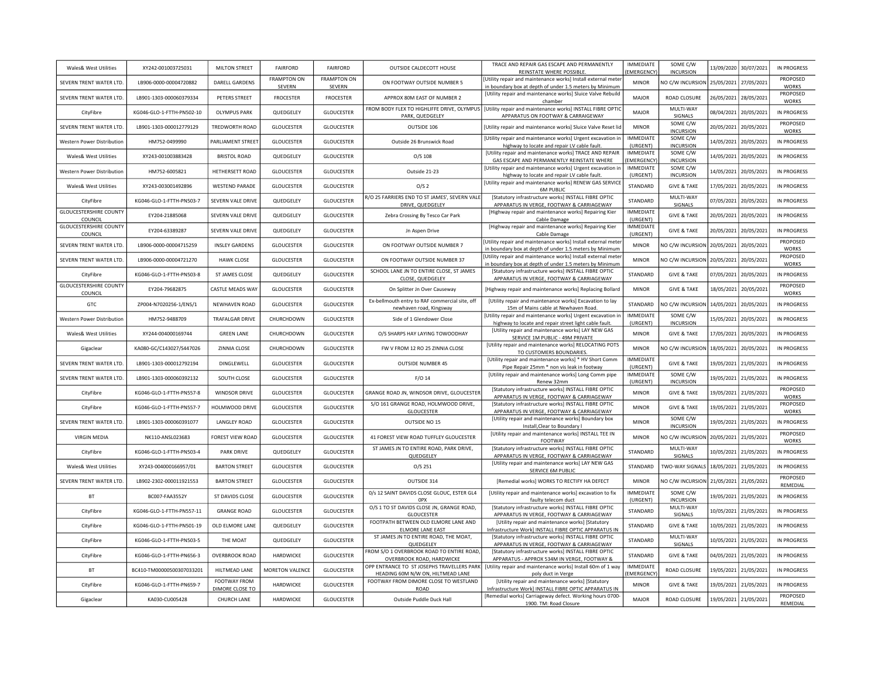| | | | | | | | | | | | |
|---|---|---|---|---|---|---|---|---|---|---|---|
| Wales& West Utilities | XY242-001003725031 | MILTON STREET | FAIRFORD | FAIRFORD | OUTSIDE CALDECOTT HOUSE | TRACE AND REPAIR GAS ESCAPE AND PERMANENTLY REINSTATE WHERE POSSIBLE. | IMMEDIATE (EMERGENCY) | SOME C/W INCURSION | 13/09/2020 | 30/07/2021 | IN PROGRESS |
| SEVERN TRENT WATER LTD. | LB906-0000-00004720882 | DARELL GARDENS | FRAMPTON ON SEVERN | FRAMPTON ON SEVERN | ON FOOTWAY OUTSIDE NUMBER 5 | [Utility repair and maintenance works] Install external meter in boundary box at depth of under 1.5 meters by Minimum | MINOR | NO C/W INCURSION | 25/05/2021 | 27/05/2021 | PROPOSED WORKS |
| SEVERN TRENT WATER LTD. | LB901-1303-000060379334 | PETERS STREET | FROCESTER | FROCESTER | APPROX 80M EAST OF NUMBER 2 | [Utility repair and maintenance works] Sluice Valve Rebuild chamber | MAJOR | ROAD CLOSURE | 26/05/2021 | 28/05/2021 | PROPOSED WORKS |
| CityFibre | KG046-GLO-1-FTTH-PN502-10 | OLYMPUS PARK | QUEDGELEY | GLOUCESTER | FROM BODY FLEX TO HIGHLIFFE DRIVE, OLYMPUS PARK, QUEDGELEY | [Utility repair and maintenance works] INSTALL FIBRE OPTIC APPARATUS ON FOOTWAY & CARRAIGEWAY | MAJOR | MULTI-WAY SIGNALS | 08/04/2021 | 20/05/2021 | IN PROGRESS |
| SEVERN TRENT WATER LTD. | LB901-1303-000012779129 | TREDWORTH ROAD | GLOUCESTER | GLOUCESTER | OUTSIDE 106 | [Utility repair and maintenance works] Sluice Valve Reset lid | MINOR | SOME C/W INCURSION | 20/05/2021 | 20/05/2021 | PROPOSED WORKS |
| Western Power Distribution | HM752-0499990 | PARLIAMENT STREET | GLOUCESTER | GLOUCESTER | Outside 26 Brunswick Road | [Utility repair and maintenance works] Urgent excavation in highway to locate and repair LV cable fault. | IMMEDIATE (URGENT) | SOME C/W INCURSION | 14/05/2021 | 20/05/2021 | IN PROGRESS |
| Wales& West Utilities | XY243-001003883428 | BRISTOL ROAD | QUEDGELEY | GLOUCESTER | O/S 108 | [Utility repair and maintenance works] TRACE AND REPAIR GAS ESCAPE AND PERMANENTLY REINSTATE WHERE | IMMEDIATE (EMERGENCY) | SOME C/W INCURSION | 14/05/2021 | 20/05/2021 | IN PROGRESS |
| Western Power Distribution | HM752-6005821 | HETHERSETT ROAD | GLOUCESTER | GLOUCESTER | Outside 21-23 | [Utility repair and maintenance works] Urgent excavation in highway to locate and repair LV cable fault. | IMMEDIATE (URGENT) | SOME C/W INCURSION | 14/05/2021 | 20/05/2021 | IN PROGRESS |
| Wales& West Utilities | XY243-003001492896 | WESTEND PARADE | GLOUCESTER | GLOUCESTER | O/S 2 | [Utility repair and maintenance works] RENEW GAS SERVICE 6M PUBLIC | STANDARD | GIVE & TAKE | 17/05/2021 | 20/05/2021 | IN PROGRESS |
| CityFibre | KG046-GLO-1-FTTH-PN503-7 | SEVERN VALE DRIVE | QUEDGELEY | GLOUCESTER | R/O 25 FARRIERS END TO ST JAMES', SEVERN VALE DRIVE, QUEDGELEY | [Statutory infrastructure works] INSTALL FIBRE OPTIC APPARATUS IN VERGE, FOOTWAY & CARRIAGEWAY | STANDARD | MULTI-WAY SIGNALS | 07/05/2021 | 20/05/2021 | IN PROGRESS |
| GLOUCESTERSHIRE COUNTY COUNCIL | EY204-21885068 | SEVERN VALE DRIVE | QUEDGELEY | GLOUCESTER | Zebra Crossing By Tesco Car Park | [Highway repair and maintenance works] Repairing Kier Cable Damage | IMMEDIATE (URGENT) | GIVE & TAKE | 20/05/2021 | 20/05/2021 | IN PROGRESS |
| GLOUCESTERSHIRE COUNTY COUNCIL | EY204-63389287 | SEVERN VALE DRIVE | QUEDGELEY | GLOUCESTER | Jn Aspen Drive | [Highway repair and maintenance works] Repairing Kier Cable Damage | IMMEDIATE (URGENT) | GIVE & TAKE | 20/05/2021 | 20/05/2021 | IN PROGRESS |
| SEVERN TRENT WATER LTD. | LB906-0000-00004715259 | INSLEY GARDENS | GLOUCESTER | GLOUCESTER | ON FOOTWAY OUTSIDE NUMBER 7 | [Utility repair and maintenance works] Install external meter in boundary box at depth of under 1.5 meters by Minimum | MINOR | NO C/W INCURSION | 20/05/2021 | 20/05/2021 | PROPOSED WORKS |
| SEVERN TRENT WATER LTD. | LB906-0000-00004721270 | HAWK CLOSE | GLOUCESTER | GLOUCESTER | ON FOOTWAY OUTSIDE NUMBER 37 | [Utility repair and maintenance works] Install external meter in boundary box at depth of under 1.5 meters by Minimum | MINOR | NO C/W INCURSION | 20/05/2021 | 20/05/2021 | PROPOSED WORKS |
| CityFibre | KG046-GLO-1-FTTH-PN503-8 | ST JAMES CLOSE | QUEDGELEY | GLOUCESTER | SCHOOL LANE JN TO ENTIRE CLOSE, ST JAMES CLOSE, QUEDGELEY | [Statutory infrastructure works] INSTALL FIBRE OPTIC APPARATUS IN VERGE, FOOTWAY & CARRIAGEWAY | STANDARD | GIVE & TAKE | 07/05/2021 | 20/05/2021 | IN PROGRESS |
| GLOUCESTERSHIRE COUNTY COUNCIL | EY204-79682875 | CASTLE MEADS WAY | GLOUCESTER | GLOUCESTER | On Splitter Jn Over Causeway | [Highway repair and maintenance works] Replacing Bollard | MINOR | GIVE & TAKE | 18/05/2021 | 20/05/2021 | PROPOSED WORKS |
| GTC | ZP004-N7020256-1/ENS/1 | NEWHAVEN ROAD | GLOUCESTER | GLOUCESTER | Ex-bellmouth entry to RAF commercial site, off newhaven road, Kingsway | [Utility repair and maintenance works] Excavation to lay 15m of Mains cable at Newhaven Road. | STANDARD | NO C/W INCURSION | 14/05/2021 | 20/05/2021 | IN PROGRESS |
| Western Power Distribution | HM752-9488709 | TRAFALGAR DRIVE | CHURCHDOWN | GLOUCESTER | Side of 1 Glendower Close | [Utility repair and maintenance works] Urgent excavation in highway to locate and repair street light cable fault. | IMMEDIATE (URGENT) | SOME C/W INCURSION | 15/05/2021 | 20/05/2021 | IN PROGRESS |
| Wales& West Utilities | XY244-004000169744 | GREEN LANE | CHURCHDOWN | GLOUCESTER | O/S SHARPS HAY LAYING TOWOODHAY | [Utility repair and maintenance works] LAY NEW GAS SERVICE 1M PUBLIC - 49M PRIVATE | MINOR | GIVE & TAKE | 17/05/2021 | 20/05/2021 | IN PROGRESS |
| Gigaclear | KA080-GC/C143027/S447026 | ZINNIA CLOSE | CHURCHDOWN | GLOUCESTER | FW V FROM 12 RO 25 ZINNIA CLOSE | [Utility repair and maintenance works] RELOCATING POTS TO CUSTOMERS BOUNDARIES. | MINOR | NO C/W INCURSION | 18/05/2021 | 20/05/2021 | IN PROGRESS |
| SEVERN TRENT WATER LTD. | LB901-1303-000012792194 | DINGLEWELL | GLOUCESTER | GLOUCESTER | OUTSIDE NUMBER 45 | [Utility repair and maintenance works] * HV Short Comm Pipe Repair 25mm * non vis leak in footway | IMMEDIATE (URGENT) | GIVE & TAKE | 19/05/2021 | 21/05/2021 | IN PROGRESS |
| SEVERN TRENT WATER LTD. | LB901-1303-000060392132 | SOUTH CLOSE | GLOUCESTER | GLOUCESTER | F/O 14 | [Utility repair and maintenance works] Long Comm pipe Renew 32mm | IMMEDIATE (URGENT) | SOME C/W INCURSION | 19/05/2021 | 21/05/2021 | IN PROGRESS |
| CityFibre | KG046-GLO-1-FTTH-PN557-8 | WINDSOR DRIVE | GLOUCESTER | GLOUCESTER | GRANGE ROAD JN, WINDSOR DRIVE, GLOUCESTER | [Statutory infrastructure works] INSTALL FIBRE OPTIC APPARATUS IN VERGE, FOOTWAY & CARRIAGEWAY | MINOR | GIVE & TAKE | 19/05/2021 | 21/05/2021 | PROPOSED WORKS |
| CityFibre | KG046-GLO-1-FTTH-PN557-7 | HOLMWOOD DRIVE | GLOUCESTER | GLOUCESTER | S/O 161 GRANGE ROAD, HOLMWOOD DRIVE, GLOUCESTER | [Statutory infrastructure works] INSTALL FIBRE OPTIC APPARATUS IN VERGE, FOOTWAY & CARRIAGEWAY | MINOR | GIVE & TAKE | 19/05/2021 | 21/05/2021 | PROPOSED WORKS |
| SEVERN TRENT WATER LTD. | LB901-1303-000060391077 | LANGLEY ROAD | GLOUCESTER | GLOUCESTER | OUTSIDE NO 15 | [Utility repair and maintenance works] Boundary box Install,Clear to Boundary I | MINOR | SOME C/W INCURSION | 19/05/2021 | 21/05/2021 | IN PROGRESS |
| VIRGIN MEDIA | NK110-ANSL023683 | FOREST VIEW ROAD | GLOUCESTER | GLOUCESTER | 41 FOREST VIEW ROAD TUFFLEY GLOUCESTER | [Utility repair and maintenance works] INSTALL TEE IN FOOTWAY | MINOR | NO C/W INCURSION | 20/05/2021 | 21/05/2021 | PROPOSED WORKS |
| CityFibre | KG046-GLO-1-FTTH-PN503-4 | PARK DRIVE | QUEDGELEY | GLOUCESTER | ST JAMES JN TO ENTIRE ROAD, PARK DRIVE, QUEDGELEY | [Statutory infrastructure works] INSTALL FIBRE OPTIC APPARATUS IN VERGE, FOOTWAY & CARRIAGEWAY | STANDARD | MULTI-WAY SIGNALS | 10/05/2021 | 21/05/2021 | IN PROGRESS |
| Wales& West Utilities | XY243-004000166957/01 | BARTON STREET | GLOUCESTER | GLOUCESTER | O/S 251 | [Utility repair and maintenance works] LAY NEW GAS SERVICE 6M PUBLIC | STANDARD | TWO-WAY SIGNALS | 18/05/2021 | 21/05/2021 | IN PROGRESS |
| SEVERN TRENT WATER LTD. | LB902-2302-000011921553 | BARTON STREET | GLOUCESTER | GLOUCESTER | OUTSIDE 314 | [Remedial works] WORKS TO RECTIFY HA DEFECT | MINOR | NO C/W INCURSION | 21/05/2021 | 21/05/2021 | PROPOSED REMEDIAL |
| BT | BC007-FAA3552Y | ST DAVIDS CLOSE | GLOUCESTER | GLOUCESTER | 0/s 12 SAINT DAVIDS CLOSE GLOUC, ESTER GL4 0PX | [Utility repair and maintenance works] excavation to fix faulty telecom duct | IMMEDIATE (URGENT) | SOME C/W INCURSION | 19/05/2021 | 21/05/2021 | IN PROGRESS |
| CityFibre | KG046-GLO-1-FTTH-PN557-11 | GRANGE ROAD | GLOUCESTER | GLOUCESTER | O/S 1 TO ST DAVIDS CLOSE JN, GRANGE ROAD, GLOUCESTER | [Statutory infrastructure works] INSTALL FIBRE OPTIC APPARATUS IN VERGE, FOOTWAY & CARRIAGEWAY | STANDARD | MULTI-WAY SIGNALS | 10/05/2021 | 21/05/2021 | IN PROGRESS |
| CityFibre | KG046-GLO-1-FTTH-PN501-19 | OLD ELMORE LANE | QUEDGELEY | GLOUCESTER | FOOTPATH BETWEEN OLD ELMORE LANE AND ELMORE LANE EAST | [Utility repair and maintenance works] [Statutory Infrastructure Work] INSTALL FIBRE OPTIC APPARATUS IN | STANDARD | GIVE & TAKE | 10/05/2021 | 21/05/2021 | IN PROGRESS |
| CityFibre | KG046-GLO-1-FTTH-PN503-5 | THE MOAT | QUEDGELEY | GLOUCESTER | ST JAMES JN TO ENTIRE ROAD, THE MOAT, QUEDGELEY | [Statutory infrastructure works] INSTALL FIBRE OPTIC APPARATUS IN VERGE, FOOTWAY & CARRIAGEWAY | STANDARD | MULTI-WAY SIGNALS | 10/05/2021 | 21/05/2021 | IN PROGRESS |
| CityFibre | KG046-GLO-1-FTTH-PN656-3 | OVERBROOK ROAD | HARDWICKE | GLOUCESTER | FROM S/O 1 OVERBROOK ROAD TO ENTIRE ROAD, OVERBROOK ROAD, HARDWICKE | [Statutory infrastructure works] INSTALL FIBRE OPTIC APPARATUS - APPROX 534M IN VERGE, FOOTWAY & | STANDARD | GIVE & TAKE | 04/05/2021 | 21/05/2021 | IN PROGRESS |
| BT | BC410-TM00000500307033201 | HILTMEAD LANE | MORETON VALENCE | GLOUCESTER | OPP ENTRANCE TO ST JOSEPHS TRAVELLERS PARK HEADING 60M N/W ON, HILTMEAD LANE | [Utility repair and maintenance works] Install 60m of 1 way poly duct in Verge | IMMEDIATE (EMERGENCY) | ROAD CLOSURE | 19/05/2021 | 21/05/2021 | IN PROGRESS |
| CityFibre | KG046-GLO-1-FTTH-PN659-7 | FOOTWAY FROM DIMORE CLOSE TO | HARDWICKE | GLOUCESTER | FOOTWAY FROM DIMORE CLOSE TO WESTLAND ROAD | [Utility repair and maintenance works] [Statutory Infrastructure Work] INSTALL FIBRE OPTIC APPARATUS IN | MINOR | GIVE & TAKE | 19/05/2021 | 21/05/2021 | IN PROGRESS |
| Gigaclear | KA030-CU005428 | CHURCH LANE | HARDWICKE | GLOUCESTER | Outside Puddle Duck Hall | [Remedial works] Carriageway defect. Working hours 0700-1900. TM: Road Closure | MAJOR | ROAD CLOSURE | 19/05/2021 | 21/05/2021 | PROPOSED REMEDIAL |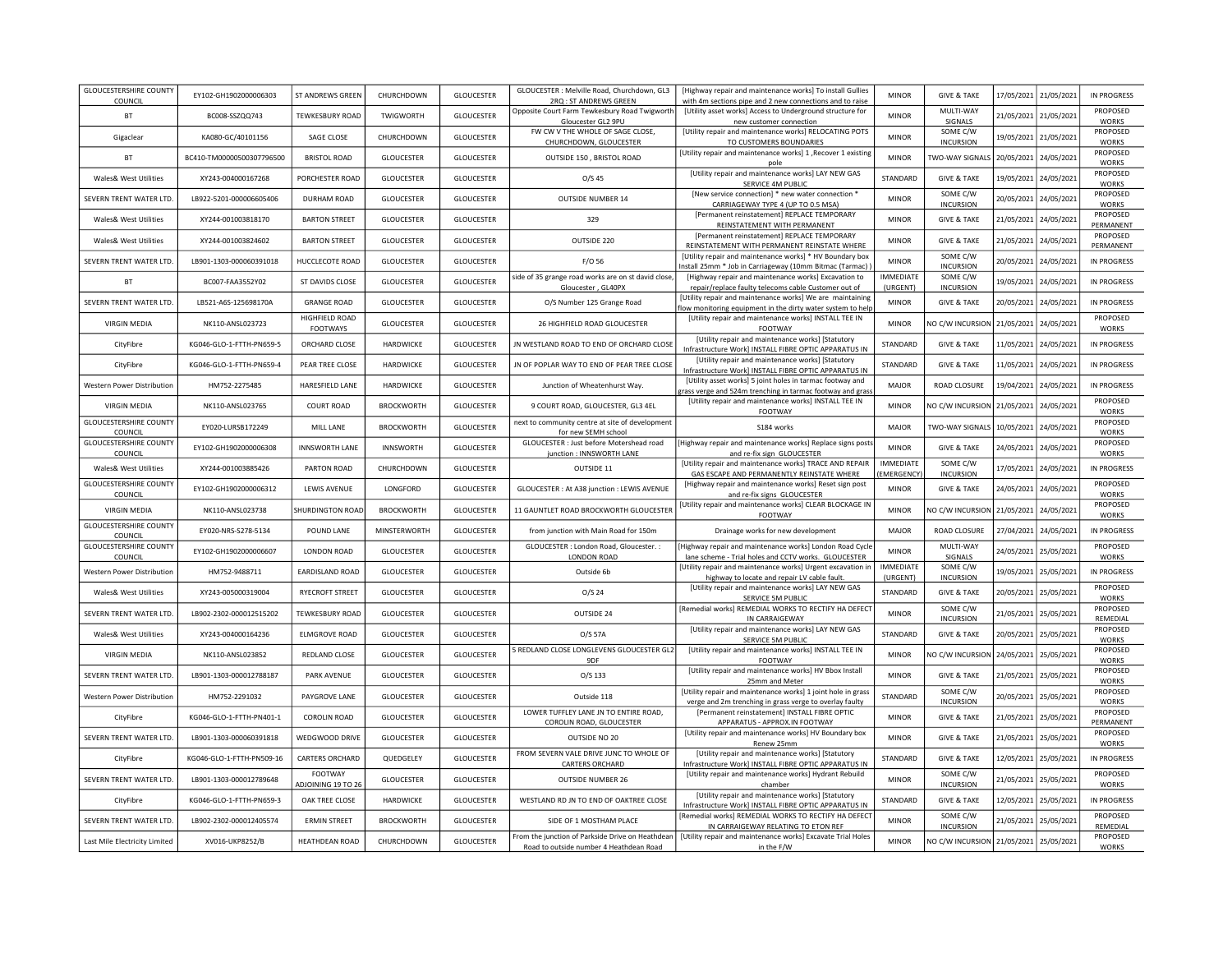| | | | | | | | | | | | | |
|---|---|---|---|---|---|---|---|---|---|---|---|---|
| GLOUCESTERSHIRE COUNTY COUNCIL | EY102-GH1902000006303 | ST ANDREWS GREEN | CHURCHDOWN | GLOUCESTER | GLOUCESTER : Melville Road, Churchdown, GL3 2RQ : ST ANDREWS GREEN | [Highway repair and maintenance works] To install Gullies with 4m sections pipe and 2 new connections and to raise | MINOR | GIVE & TAKE | 17/05/2021 | 21/05/2021 | IN PROGRESS |
| BT | BC008-SSZQQ743 | TEWKESBURY ROAD | TWIGWORTH | GLOUCESTER | Opposite Court Farm Tewkesbury Road Twigworth Gloucester GL2 9PU | [Utility asset works] Access to Underground structure for new customer connection | MINOR | MULTI-WAY SIGNALS | 21/05/2021 | 21/05/2021 | PROPOSED WORKS |
| Gigaclear | KA080-GC/40101156 | SAGE CLOSE | CHURCHDOWN | GLOUCESTER | FW CW V THE WHOLE OF SAGE CLOSE, CHURCHDOWN, GLOUCESTER | [Utility repair and maintenance works] RELOCATING POTS TO CUSTOMERS BOUNDARIES | MINOR | SOME C/W INCURSION | 19/05/2021 | 21/05/2021 | PROPOSED WORKS |
| BT | BC410-TM00000500307796500 | BRISTOL ROAD | GLOUCESTER | GLOUCESTER | OUTSIDE 150 , BRISTOL ROAD | [Utility repair and maintenance works] 1 ,Recover 1 existing pole | MINOR | TWO-WAY SIGNALS | 20/05/2021 | 24/05/2021 | PROPOSED WORKS |
| Wales& West Utilities | XY243-004000167268 | PORCHESTER ROAD | GLOUCESTER | GLOUCESTER | O/S 45 | [Utility repair and maintenance works] LAY NEW GAS SERVICE 4M PUBLIC | STANDARD | GIVE & TAKE | 19/05/2021 | 24/05/2021 | PROPOSED WORKS |
| SEVERN TRENT WATER LTD. | LB922-5201-000006605406 | DURHAM ROAD | GLOUCESTER | GLOUCESTER | OUTSIDE NUMBER 14 | [New service connection] * new water connection * CARRIAGEWAY TYPE 4 (UP TO 0.5 MSA) | MINOR | SOME C/W INCURSION | 20/05/2021 | 24/05/2021 | PROPOSED WORKS |
| Wales& West Utilities | XY244-001003818170 | BARTON STREET | GLOUCESTER | GLOUCESTER | 329 | [Permanent reinstatement] REPLACE TEMPORARY REINSTATEMENT WITH PERMANENT | MINOR | GIVE & TAKE | 21/05/2021 | 24/05/2021 | PROPOSED PERMANENT |
| Wales& West Utilities | XY244-001003824602 | BARTON STREET | GLOUCESTER | GLOUCESTER | OUTSIDE 220 | [Permanent reinstatement] REPLACE TEMPORARY REINSTATEMENT WITH PERMANENT REINSTATE WHERE | MINOR | GIVE & TAKE | 21/05/2021 | 24/05/2021 | PROPOSED PERMANENT |
| SEVERN TRENT WATER LTD. | LB901-1303-000060391018 | HUCCLECOTE ROAD | GLOUCESTER | GLOUCESTER | F/O 56 | [Utility repair and maintenance works] * HV Boundary box Install 25mm * Job in Carriageway (10mm Bitmac (Tarmac) ) | MINOR | SOME C/W INCURSION | 20/05/2021 | 24/05/2021 | IN PROGRESS |
| BT | BC007-FAA3552Y02 | ST DAVIDS CLOSE | GLOUCESTER | GLOUCESTER | side of 35 grange road works are on st david close, Gloucester , GL40PX | [Highway repair and maintenance works] Excavation to repair/replace faulty telecoms cable Customer out of | IMMEDIATE (URGENT) | SOME C/W INCURSION | 19/05/2021 | 24/05/2021 | IN PROGRESS |
| SEVERN TRENT WATER LTD. | LB521-A6S-125698170A | GRANGE ROAD | GLOUCESTER | GLOUCESTER | O/S Number 125 Grange Road | [Utility repair and maintenance works] We are maintaining flow monitoring equipment in the dirty water system to help | MINOR | GIVE & TAKE | 20/05/2021 | 24/05/2021 | IN PROGRESS |
| VIRGIN MEDIA | NK110-ANSL023723 | HIGHFIELD ROAD FOOTWAYS | GLOUCESTER | GLOUCESTER | 26 HIGHFIELD ROAD GLOUCESTER | [Utility repair and maintenance works] INSTALL TEE IN FOOTWAY | MINOR | NO C/W INCURSION | 21/05/2021 | 24/05/2021 | PROPOSED WORKS |
| CityFibre | KG046-GLO-1-FTTH-PN659-5 | ORCHARD CLOSE | HARDWICKE | GLOUCESTER | JN WESTLAND ROAD TO END OF ORCHARD CLOSE | [Utility repair and maintenance works] [Statutory Infrastructure Work] INSTALL FIBRE OPTIC APPARATUS IN | STANDARD | GIVE & TAKE | 11/05/2021 | 24/05/2021 | IN PROGRESS |
| CityFibre | KG046-GLO-1-FTTH-PN659-4 | PEAR TREE CLOSE | HARDWICKE | GLOUCESTER | JN OF POPLAR WAY TO END OF PEAR TREE CLOSE | [Utility repair and maintenance works] [Statutory Infrastructure Work] INSTALL FIBRE OPTIC APPARATUS IN | STANDARD | GIVE & TAKE | 11/05/2021 | 24/05/2021 | IN PROGRESS |
| Western Power Distribution | HM752-2275485 | HARESFIELD LANE | HARDWICKE | GLOUCESTER | Junction of Wheatenhurst Way. | [Utility asset works] 5 joint holes in tarmac footway and grass verge and 524m trenching in tarmac footway and grass | MAJOR | ROAD CLOSURE | 19/04/2021 | 24/05/2021 | IN PROGRESS |
| VIRGIN MEDIA | NK110-ANSL023765 | COURT ROAD | BROCKWORTH | GLOUCESTER | 9 COURT ROAD, GLOUCESTER, GL3 4EL | [Utility repair and maintenance works] INSTALL TEE IN FOOTWAY | MINOR | NO C/W INCURSION | 21/05/2021 | 24/05/2021 | PROPOSED WORKS |
| GLOUCESTERSHIRE COUNTY COUNCIL | EY020-LURSB172249 | MILL LANE | BROCKWORTH | GLOUCESTER | next to community centre at site of development for new SEMH school | S184 works | MAJOR | TWO-WAY SIGNALS | 10/05/2021 | 24/05/2021 | PROPOSED WORKS |
| GLOUCESTERSHIRE COUNTY COUNCIL | EY102-GH1902000006308 | INNSWORTH LANE | INNSWORTH | GLOUCESTER | GLOUCESTER : Just before Motershead road junction : INNSWORTH LANE | [Highway repair and maintenance works] Replace signs posts and re-fix sign GLOUCESTER | MINOR | GIVE & TAKE | 24/05/2021 | 24/05/2021 | PROPOSED WORKS |
| Wales& West Utilities | XY244-001003885426 | PARTON ROAD | CHURCHDOWN | GLOUCESTER | OUTSIDE 11 | [Utility repair and maintenance works] TRACE AND REPAIR GAS ESCAPE AND PERMANENTLY REINSTATE WHERE | IMMEDIATE (EMERGENCY) | SOME C/W INCURSION | 17/05/2021 | 24/05/2021 | IN PROGRESS |
| GLOUCESTERSHIRE COUNTY COUNCIL | EY102-GH1902000006312 | LEWIS AVENUE | LONGFORD | GLOUCESTER | GLOUCESTER : At A38 junction : LEWIS AVENUE | [Highway repair and maintenance works] Reset sign post and re-fix signs GLOUCESTER | MINOR | GIVE & TAKE | 24/05/2021 | 24/05/2021 | PROPOSED WORKS |
| VIRGIN MEDIA | NK110-ANSL023738 | SHURDINGTON ROAD | BROCKWORTH | GLOUCESTER | 11 GAUNTLET ROAD BROCKWORTH GLOUCESTER | [Utility repair and maintenance works] CLEAR BLOCKAGE IN FOOTWAY | MINOR | NO C/W INCURSION | 21/05/2021 | 24/05/2021 | PROPOSED WORKS |
| GLOUCESTERSHIRE COUNTY COUNCIL | EY020-NRS-S278-5134 | POUND LANE | MINSTERWORTH | GLOUCESTER | from junction with Main Road for 150m | Drainage works for new development | MAJOR | ROAD CLOSURE | 27/04/2021 | 24/05/2021 | IN PROGRESS |
| GLOUCESTERSHIRE COUNTY COUNCIL | EY102-GH1902000006607 | LONDON ROAD | GLOUCESTER | GLOUCESTER | GLOUCESTER : London Road, Gloucester. : LONDON ROAD | [Highway repair and maintenance works] London Road Cycle lane scheme - Trial holes and CCTV works. GLOUCESTER | MINOR | MULTI-WAY SIGNALS | 24/05/2021 | 25/05/2021 | PROPOSED WORKS |
| Western Power Distribution | HM752-9488711 | EARDISLAND ROAD | GLOUCESTER | GLOUCESTER | Outside 6b | [Utility repair and maintenance works] Urgent excavation in highway to locate and repair LV cable fault. | IMMEDIATE (URGENT) | SOME C/W INCURSION | 19/05/2021 | 25/05/2021 | IN PROGRESS |
| Wales& West Utilities | XY243-005000319004 | RYECROFT STREET | GLOUCESTER | GLOUCESTER | O/S 24 | [Utility repair and maintenance works] LAY NEW GAS SERVICE 5M PUBLIC | STANDARD | GIVE & TAKE | 20/05/2021 | 25/05/2021 | PROPOSED WORKS |
| SEVERN TRENT WATER LTD. | LB902-2302-000012515202 | TEWKESBURY ROAD | GLOUCESTER | GLOUCESTER | OUTSIDE 24 | [Remedial works] REMEDIAL WORKS TO RECTIFY HA DEFECT IN CARRIAGEWAY | MINOR | SOME C/W INCURSION | 21/05/2021 | 25/05/2021 | PROPOSED REMEDIAL |
| Wales& West Utilities | XY243-004000164236 | ELMGROVE ROAD | GLOUCESTER | GLOUCESTER | O/S 57A | [Utility repair and maintenance works] LAY NEW GAS SERVICE 5M PUBLIC | STANDARD | GIVE & TAKE | 20/05/2021 | 25/05/2021 | PROPOSED WORKS |
| VIRGIN MEDIA | NK110-ANSL023852 | REDLAND CLOSE | GLOUCESTER | GLOUCESTER | 5 REDLAND CLOSE LONGLEVENS GLOUCESTER GL2 9DF | [Utility repair and maintenance works] INSTALL TEE IN FOOTWAY | MINOR | NO C/W INCURSION | 24/05/2021 | 25/05/2021 | PROPOSED WORKS |
| SEVERN TRENT WATER LTD. | LB901-1303-000012788187 | PARK AVENUE | GLOUCESTER | GLOUCESTER | O/S 133 | [Utility repair and maintenance works] HV Bbox Install 25mm and Meter | MINOR | GIVE & TAKE | 21/05/2021 | 25/05/2021 | PROPOSED WORKS |
| Western Power Distribution | HM752-2291032 | PAYGROVE LANE | GLOUCESTER | GLOUCESTER | Outside 118 | [Utility repair and maintenance works] 1 joint hole in grass verge and 2m trenching in grass verge to overlay faulty | STANDARD | SOME C/W INCURSION | 20/05/2021 | 25/05/2021 | PROPOSED WORKS |
| CityFibre | KG046-GLO-1-FTTH-PN401-1 | COROLIN ROAD | GLOUCESTER | GLOUCESTER | LOWER TUFFLEY LANE JN TO ENTIRE ROAD, COROLIN ROAD, GLOUCESTER | [Permanent reinstatement] INSTALL FIBRE OPTIC APPARATUS - APPROX.IN FOOTWAY | MINOR | GIVE & TAKE | 21/05/2021 | 25/05/2021 | PROPOSED PERMANENT |
| SEVERN TRENT WATER LTD. | LB901-1303-000060391818 | WEDGWOOD DRIVE | GLOUCESTER | GLOUCESTER | OUTSIDE NO 20 | [Utility repair and maintenance works] HV Boundary box Renew 25mm | MINOR | GIVE & TAKE | 21/05/2021 | 25/05/2021 | PROPOSED WORKS |
| CityFibre | KG046-GLO-1-FTTH-PN509-16 | CARTERS ORCHARD | QUEDGELEY | GLOUCESTER | FROM SEVERN VALE DRIVE JUNC TO WHOLE OF CARTERS ORCHARD | [Utility repair and maintenance works] [Statutory Infrastructure Work] INSTALL FIBRE OPTIC APPARATUS IN | STANDARD | GIVE & TAKE | 12/05/2021 | 25/05/2021 | IN PROGRESS |
| SEVERN TRENT WATER LTD. | LB901-1303-000012789648 | FOOTWAY ADJOINING 19 TO 26 | GLOUCESTER | GLOUCESTER | OUTSIDE NUMBER 26 | [Utility repair and maintenance works] Hydrant Rebuild chamber | MINOR | SOME C/W INCURSION | 21/05/2021 | 25/05/2021 | PROPOSED WORKS |
| CityFibre | KG046-GLO-1-FTTH-PN659-3 | OAK TREE CLOSE | HARDWICKE | GLOUCESTER | WESTLAND RD JN TO END OF OAKTREE CLOSE | [Utility repair and maintenance works] [Statutory Infrastructure Work] INSTALL FIBRE OPTIC APPARATUS IN | STANDARD | GIVE & TAKE | 12/05/2021 | 25/05/2021 | IN PROGRESS |
| SEVERN TRENT WATER LTD. | LB902-2302-000012405574 | ERMIN STREET | BROCKWORTH | GLOUCESTER | SIDE OF 1 MOSTHAM PLACE | [Remedial works] REMEDIAL WORKS TO RECTIFY HA DEFECT IN CARRIAGEWAY RELATING TO ETON REF | MINOR | SOME C/W INCURSION | 21/05/2021 | 25/05/2021 | PROPOSED REMEDIAL |
| Last Mile Electricity Limited | XV016-UKP8252/B | HEATHDEAN ROAD | CHURCHDOWN | GLOUCESTER | From the junction of Parkside Drive on Heathdean Road to outside number 4 Heathdean Road | [Utility repair and maintenance works] Excavate Trial Holes in the F/W | MINOR | NO C/W INCURSION | 21/05/2021 | 25/05/2021 | PROPOSED WORKS |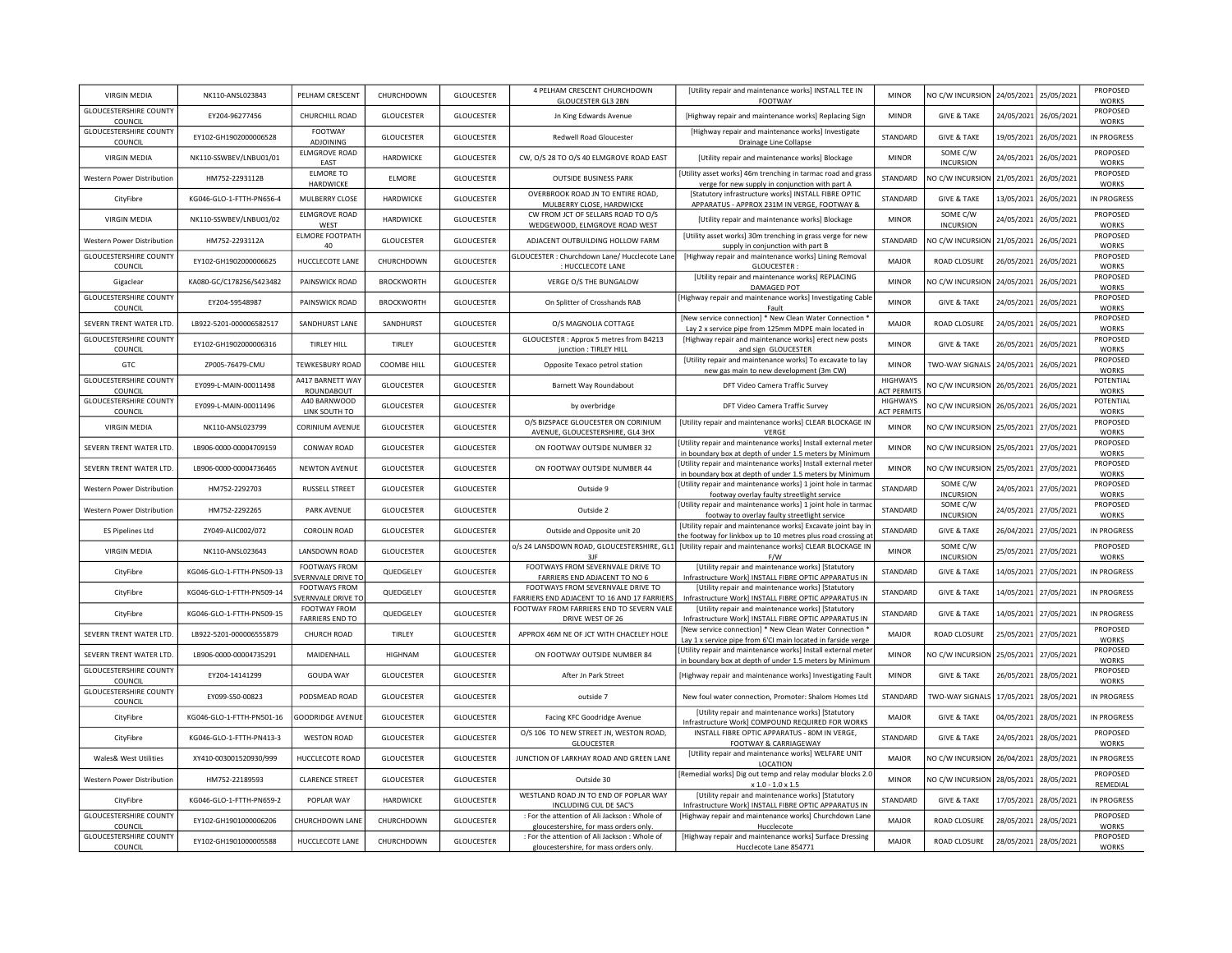| VIRGIN MEDIA | NK110-ANSL023843 | PELHAM CRESCENT | CHURCHDOWN | GLOUCESTER | 4 PELHAM CRESCENT CHURCHDOWN GLOUCESTER GL3 2BN | [Utility repair and maintenance works] INSTALL TEE IN FOOTWAY | MINOR | NO C/W INCURSION | 24/05/2021 | 25/05/2021 | PROPOSED WORKS |
|---|---|---|---|---|---|---|---|---|---|---|---|
| GLOUCESTERSHIRE COUNTY COUNCIL | EY204-96277456 | CHURCHILL ROAD | GLOUCESTER | GLOUCESTER | Jn King Edwards Avenue | [Highway repair and maintenance works] Replacing Sign | MINOR | GIVE & TAKE | 24/05/2021 | 26/05/2021 | PROPOSED WORKS |
| GLOUCESTERSHIRE COUNTY COUNCIL | EY102-GH1902000006528 | FOOTWAY ADJOINING | GLOUCESTER | GLOUCESTER | Redwell Road Gloucester | [Highway repair and maintenance works] Investigate Drainage Line Collapse | STANDARD | GIVE & TAKE | 19/05/2021 | 26/05/2021 | IN PROGRESS |
| VIRGIN MEDIA | NK110-SSWBEV/LNBU01/01 | ELMGROVE ROAD EAST | HARDWICKE | GLOUCESTER | CW, O/S 28 TO O/S 40 ELMGROVE ROAD EAST | [Utility repair and maintenance works] Blockage | MINOR | SOME C/W INCURSION | 24/05/2021 | 26/05/2021 | PROPOSED WORKS |
| Western Power Distribution | HM752-2293112B | ELMORE TO HARDWICKE | ELMORE | GLOUCESTER | OUTSIDE BUSINESS PARK | [Utility asset works] 46m trenching in tarmac road and grass verge for new supply in conjunction with part A | STANDARD | NO C/W INCURSION | 21/05/2021 | 26/05/2021 | PROPOSED WORKS |
| CityFibre | KG046-GLO-1-FTTH-PN656-4 | MULBERRY CLOSE | HARDWICKE | GLOUCESTER | OVERBROOK ROAD JN TO ENTIRE ROAD, MULBERRY CLOSE, HARDWICKE | [Statutory infrastructure works] INSTALL FIBRE OPTIC APPARATUS - APPROX 231M IN VERGE, FOOTWAY & | STANDARD | GIVE & TAKE | 13/05/2021 | 26/05/2021 | IN PROGRESS |
| VIRGIN MEDIA | NK110-SSWBEV/LNBU01/02 | ELMGROVE ROAD WEST | HARDWICKE | GLOUCESTER | CW FROM JCT OF SELLARS ROAD TO O/S WEDGEWOOD, ELMGROVE ROAD WEST | [Utility repair and maintenance works] Blockage | MINOR | SOME C/W INCURSION | 24/05/2021 | 26/05/2021 | PROPOSED WORKS |
| Western Power Distribution | HM752-2293112A | ELMORE FOOTPATH 40 | GLOUCESTER | GLOUCESTER | ADJACENT OUTBUILDING HOLLOW FARM | [Utility asset works] 30m trenching in grass verge for new supply in conjunction with part B | STANDARD | NO C/W INCURSION | 21/05/2021 | 26/05/2021 | PROPOSED WORKS |
| GLOUCESTERSHIRE COUNTY COUNCIL | EY102-GH1902000006625 | HUCCLECOTE LANE | CHURCHDOWN | GLOUCESTER | GLOUCESTER : Churchdown Lane/ Hucclecote Lane : HUCCLECOTE LANE | [Highway repair and maintenance works] Lining Removal GLOUCESTER : | MAJOR | ROAD CLOSURE | 26/05/2021 | 26/05/2021 | PROPOSED WORKS |
| Gigaclear | KA080-GC/C178256/S423482 | PAINSWICK ROAD | BROCKWORTH | GLOUCESTER | VERGE O/S THE BUNGALOW | [Utility repair and maintenance works] REPLACING DAMAGED POT | MINOR | NO C/W INCURSION | 24/05/2021 | 26/05/2021 | PROPOSED WORKS |
| GLOUCESTERSHIRE COUNTY COUNCIL | EY204-59548987 | PAINSWICK ROAD | BROCKWORTH | GLOUCESTER | On Splitter of Crosshands RAB | [Highway repair and maintenance works] Investigating Cable Fault | MINOR | GIVE & TAKE | 24/05/2021 | 26/05/2021 | PROPOSED WORKS |
| SEVERN TRENT WATER LTD. | LB922-5201-000006582517 | SANDHURST LANE | SANDHURST | GLOUCESTER | O/S MAGNOLIA COTTAGE | [New service connection] * New Clean Water Connection * Lay 2 x service pipe from 125mm MDPE main located in | MAJOR | ROAD CLOSURE | 24/05/2021 | 26/05/2021 | PROPOSED WORKS |
| GLOUCESTERSHIRE COUNTY COUNCIL | EY102-GH1902000006316 | TIRLEY HILL | TIRLEY | GLOUCESTER | GLOUCESTER : Approx 5 metres from B4213 junction : TIRLEY HILL | [Highway repair and maintenance works] erect new posts and sign GLOUCESTER | MINOR | GIVE & TAKE | 26/05/2021 | 26/05/2021 | PROPOSED WORKS |
| GTC | ZP005-76479-CMU | TEWKESBURY ROAD | COOMBE HILL | GLOUCESTER | Opposite Texaco petrol station | [Utility repair and maintenance works] To excavate to lay new gas main to new development (3m CW) | MINOR | TWO-WAY SIGNALS | 24/05/2021 | 26/05/2021 | PROPOSED WORKS |
| GLOUCESTERSHIRE COUNTY COUNCIL | EY099-L-MAIN-00011498 | A417 BARNETT WAY ROUNDABOUT | GLOUCESTER | GLOUCESTER | Barnett Way Roundabout | DFT Video Camera Traffic Survey | HIGHWAYS ACT PERMITS | NO C/W INCURSION | 26/05/2021 | 26/05/2021 | POTENTIAL WORKS |
| GLOUCESTERSHIRE COUNTY COUNCIL | EY099-L-MAIN-00011496 | A40 BARNWOOD LINK SOUTH TO | GLOUCESTER | GLOUCESTER | by overbridge | DFT Video Camera Traffic Survey | HIGHWAYS ACT PERMITS | NO C/W INCURSION | 26/05/2021 | 26/05/2021 | POTENTIAL WORKS |
| VIRGIN MEDIA | NK110-ANSL023799 | CORINIUM AVENUE | GLOUCESTER | GLOUCESTER | O/S BIZSPACE GLOUCESTER ON CORINIUM AVENUE, GLOUCESTERSHIRE, GL4 3HX | [Utility repair and maintenance works] CLEAR BLOCKAGE IN VERGE | MINOR | NO C/W INCURSION | 25/05/2021 | 27/05/2021 | PROPOSED WORKS |
| SEVERN TRENT WATER LTD. | LB906-0000-00004709159 | CONWAY ROAD | GLOUCESTER | GLOUCESTER | ON FOOTWAY OUTSIDE NUMBER 32 | [Utility repair and maintenance works] Install external meter in boundary box at depth of under 1.5 meters by Minimum | MINOR | NO C/W INCURSION | 25/05/2021 | 27/05/2021 | PROPOSED WORKS |
| SEVERN TRENT WATER LTD. | LB906-0000-00004736465 | NEWTON AVENUE | GLOUCESTER | GLOUCESTER | ON FOOTWAY OUTSIDE NUMBER 44 | [Utility repair and maintenance works] Install external meter in boundary box at depth of under 1.5 meters by Minimum | MINOR | NO C/W INCURSION | 25/05/2021 | 27/05/2021 | PROPOSED WORKS |
| Western Power Distribution | HM752-2292703 | RUSSELL STREET | GLOUCESTER | GLOUCESTER | Outside 9 | [Utility repair and maintenance works] 1 joint hole in tarmac footway overlay faulty streetlight service | STANDARD | SOME C/W INCURSION | 24/05/2021 | 27/05/2021 | PROPOSED WORKS |
| Western Power Distribution | HM752-2292265 | PARK AVENUE | GLOUCESTER | GLOUCESTER | Outside 2 | [Utility repair and maintenance works] 1 joint hole in tarmac footway to overlay faulty streetlight service | STANDARD | SOME C/W INCURSION | 24/05/2021 | 27/05/2021 | PROPOSED WORKS |
| ES Pipelines Ltd | ZY049-ALIC002/072 | COROLIN ROAD | GLOUCESTER | GLOUCESTER | Outside and Opposite unit 20 | [Utility repair and maintenance works] Excavate joint bay in the footway for linkbox up to 10 metres plus road crossing at | STANDARD | GIVE & TAKE | 26/04/2021 | 27/05/2021 | IN PROGRESS |
| VIRGIN MEDIA | NK110-ANSL023643 | LANSDOWN ROAD | GLOUCESTER | GLOUCESTER | o/s 24 LANSDOWN ROAD, GLOUCESTERSHIRE, GL1 3JF | [Utility repair and maintenance works] CLEAR BLOCKAGE IN F/W | MINOR | SOME C/W INCURSION | 25/05/2021 | 27/05/2021 | PROPOSED WORKS |
| CityFibre | KG046-GLO-1-FTTH-PN509-13 | FOOTWAYS FROM SVERNVALE DRIVE TO | QUEDGELEY | GLOUCESTER | FOOTWAYS FROM SEVERNVALE DRIVE TO FARRIERS END ADJACENT TO NO 6 | [Utility repair and maintenance works] [Statutory Infrastructure Work] INSTALL FIBRE OPTIC APPARATUS IN | STANDARD | GIVE & TAKE | 14/05/2021 | 27/05/2021 | IN PROGRESS |
| CityFibre | KG046-GLO-1-FTTH-PN509-14 | FOOTWAYS FROM SVERNVALE DRIVE TO | QUEDGELEY | GLOUCESTER | FOOTWAYS FROM SEVERNVALE DRIVE TO FARRIERS END ADJACENT TO 16 AND 17 FARRIERS | [Utility repair and maintenance works] [Statutory Infrastructure Work] INSTALL FIBRE OPTIC APPARATUS IN | STANDARD | GIVE & TAKE | 14/05/2021 | 27/05/2021 | IN PROGRESS |
| CityFibre | KG046-GLO-1-FTTH-PN509-15 | FOOTWAY FROM FARRIERS END TO | QUEDGELEY | GLOUCESTER | FOOTWAY FROM FARRIERS END TO SEVERN VALE DRIVE WEST OF 26 | [Utility repair and maintenance works] [Statutory Infrastructure Work] INSTALL FIBRE OPTIC APPARATUS IN | STANDARD | GIVE & TAKE | 14/05/2021 | 27/05/2021 | IN PROGRESS |
| SEVERN TRENT WATER LTD. | LB922-5201-000006555879 | CHURCH ROAD | TIRLEY | GLOUCESTER | APPROX 46M NE OF JCT WITH CHACELEY HOLE | [New service connection] * New Clean Water Connection * Lay 1 x service pipe from 6'CI main located in farside verge | MAJOR | ROAD CLOSURE | 25/05/2021 | 27/05/2021 | PROPOSED WORKS |
| SEVERN TRENT WATER LTD. | LB906-0000-00004735291 | MAIDENHALL | HIGHNAM | GLOUCESTER | ON FOOTWAY OUTSIDE NUMBER 84 | [Utility repair and maintenance works] Install external meter in boundary box at depth of under 1.5 meters by Minimum | MINOR | NO C/W INCURSION | 25/05/2021 | 27/05/2021 | PROPOSED WORKS |
| GLOUCESTERSHIRE COUNTY COUNCIL | EY204-14141299 | GOUDA WAY | GLOUCESTER | GLOUCESTER | After Jn Park Street | [Highway repair and maintenance works] Investigating Fault | MINOR | GIVE & TAKE | 26/05/2021 | 28/05/2021 | PROPOSED WORKS |
| GLOUCESTERSHIRE COUNTY COUNCIL | EY099-S50-00823 | PODSMEAD ROAD | GLOUCESTER | GLOUCESTER | outside 7 | New foul water connection, Promoter: Shalom Homes Ltd | STANDARD | TWO-WAY SIGNALS | 17/05/2021 | 28/05/2021 | IN PROGRESS |
| CityFibre | KG046-GLO-1-FTTH-PN501-16 | GOODRIDGE AVENUE | GLOUCESTER | GLOUCESTER | Facing KFC Goodridge Avenue | [Utility repair and maintenance works] [Statutory Infrastructure Work] COMPOUND REQUIRED FOR WORKS | MAJOR | GIVE & TAKE | 04/05/2021 | 28/05/2021 | IN PROGRESS |
| CityFibre | KG046-GLO-1-FTTH-PN413-3 | WESTON ROAD | GLOUCESTER | GLOUCESTER | O/S 106 TO NEW STREET JN, WESTON ROAD, GLOUCESTER | INSTALL FIBRE OPTIC APPARATUS - 80M IN VERGE, FOOTWAY & CARRIAGEWAY | STANDARD | GIVE & TAKE | 24/05/2021 | 28/05/2021 | PROPOSED WORKS |
| Wales& West Utilities | XY410-003001520930/999 | HUCCLECOTE ROAD | GLOUCESTER | GLOUCESTER | JUNCTION OF LARKHAY ROAD AND GREEN LANE | [Utility repair and maintenance works] WELFARE UNIT LOCATION | MAJOR | NO C/W INCURSION | 26/04/2021 | 28/05/2021 | IN PROGRESS |
| Western Power Distribution | HM752-22189593 | CLARENCE STREET | GLOUCESTER | GLOUCESTER | Outside 30 | [Remedial works] Dig out temp and relay modular blocks 2.0 x 1.0 - 1.0 x 1.5 | MINOR | NO C/W INCURSION | 28/05/2021 | 28/05/2021 | PROPOSED REMEDIAL |
| CityFibre | KG046-GLO-1-FTTH-PN659-2 | POPLAR WAY | HARDWICKE | GLOUCESTER | WESTLAND ROAD JN TO END OF POPLAR WAY INCLUDING CUL DE SAC'S | [Utility repair and maintenance works] [Statutory Infrastructure Work] INSTALL FIBRE OPTIC APPARATUS IN | STANDARD | GIVE & TAKE | 17/05/2021 | 28/05/2021 | IN PROGRESS |
| GLOUCESTERSHIRE COUNTY COUNCIL | EY102-GH1901000006206 | CHURCHDOWN LANE | CHURCHDOWN | GLOUCESTER | : For the attention of Ali Jackson : Whole of gloucestershire, for mass orders only. | [Highway repair and maintenance works] Churchdown Lane Hucclecote | MAJOR | ROAD CLOSURE | 28/05/2021 | 28/05/2021 | PROPOSED WORKS |
| GLOUCESTERSHIRE COUNTY COUNCIL | EY102-GH1901000005588 | HUCCLECOTE LANE | CHURCHDOWN | GLOUCESTER | : For the attention of Ali Jackson : Whole of gloucestershire, for mass orders only. | [Highway repair and maintenance works] Surface Dressing Hucclecote Lane 854771 | MAJOR | ROAD CLOSURE | 28/05/2021 | 28/05/2021 | PROPOSED WORKS |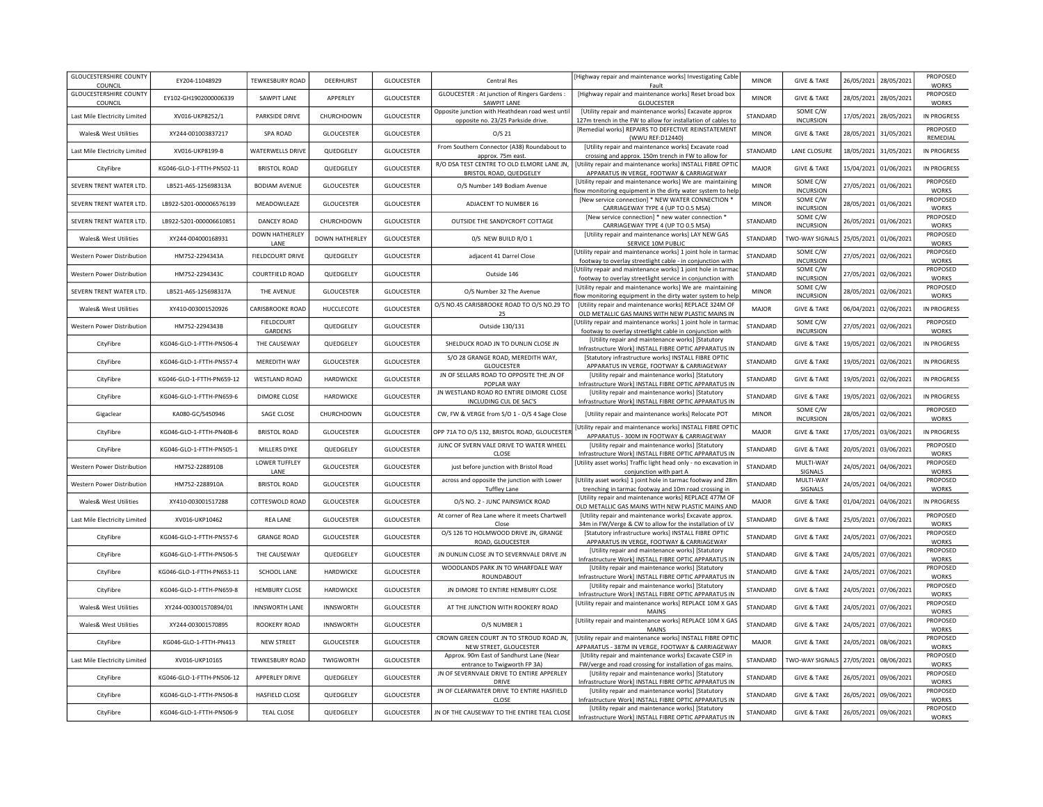| GLOUCESTERSHIRE COUNTY COUNCIL | EY204-11048929 | TEWKESBURY ROAD | DEERHURST | GLOUCESTER | Central Res | [Highway repair and maintenance works] Investigating Cable Fault | MINOR | GIVE & TAKE | 26/05/2021 | 28/05/2021 | PROPOSED WORKS |
|---|---|---|---|---|---|---|---|---|---|---|---|
| GLOUCESTERSHIRE COUNTY COUNCIL | EY102-GH1902000006339 | SAWPIT LANE | APPERLEY | GLOUCESTER | GLOUCESTER : At junction of Ringers Gardens : SAWPIT LANE | [Highway repair and maintenance works] Reset broad box GLOUCESTER | MINOR | GIVE & TAKE | 28/05/2021 | 28/05/2021 | PROPOSED WORKS |
| Last Mile Electricity Limited | XV016-UKP8252/1 | PARKSIDE DRIVE | CHURCHDOWN | GLOUCESTER | Opposite junction with Heathdean road west until opposite no. 23/25 Parkside drive. | [Utility repair and maintenance works] Excavate approx 127m trench in the FW to allow for installation of cables to | STANDARD | SOME C/W INCURSION | 17/05/2021 | 28/05/2021 | IN PROGRESS |
| Wales& West Utilities | XY244-001003837217 | SPA ROAD | GLOUCESTER | GLOUCESTER | O/S 21 | [Remedial works] REPAIRS TO DEFECTIVE REINSTATEMENT (WWU REF:D12440) | MINOR | GIVE & TAKE | 28/05/2021 | 31/05/2021 | PROPOSED REMEDIAL |
| Last Mile Electricity Limited | XV016-UKP8199-B | WATERWELLS DRIVE | QUEDGELEY | GLOUCESTER | From Southern Connector (A38) Roundabout to approx. 75m east. | [Utility repair and maintenance works] Excavate road crossing and approx. 150m trench in FW to allow for | STANDARD | LANE CLOSURE | 18/05/2021 | 31/05/2021 | IN PROGRESS |
| CityFibre | KG046-GLO-1-FTTH-PN502-11 | BRISTOL ROAD | QUEDGELEY | GLOUCESTER | R/O DSA TEST CENTRE TO OLD ELMORE LANE JN, BRISTOL ROAD, QUEDGELEY | [Utility repair and maintenance works] INSTALL FIBRE OPTIC APPARATUS IN VERGE, FOOTWAY & CARRIAGEWAY | MAJOR | GIVE & TAKE | 15/04/2021 | 01/06/2021 | IN PROGRESS |
| SEVERN TRENT WATER LTD. | LB521-A6S-125698313A | BODIAM AVENUE | GLOUCESTER | GLOUCESTER | O/S Number 149 Bodiam Avenue | [Utility repair and maintenance works] We are maintaining flow monitoring equipment in the dirty water system to help | MINOR | SOME C/W INCURSION | 27/05/2021 | 01/06/2021 | PROPOSED WORKS |
| SEVERN TRENT WATER LTD. | LB922-5201-000006576139 | MEADOWLEAZE | GLOUCESTER | GLOUCESTER | ADJACENT TO NUMBER 16 | [New service connection] * NEW WATER CONNECTION * CARRIAGEWAY TYPE 4 (UP TO 0.5 MSA) | MINOR | SOME C/W INCURSION | 28/05/2021 | 01/06/2021 | PROPOSED WORKS |
| SEVERN TRENT WATER LTD. | LB922-5201-000006610851 | DANCEY ROAD | CHURCHDOWN | GLOUCESTER | OUTSIDE THE SANDYCROFT COTTAGE | [New service connection] * new water connection * CARRIAGEWAY TYPE 4 (UP TO 0.5 MSA) | STANDARD | SOME C/W INCURSION | 26/05/2021 | 01/06/2021 | PROPOSED WORKS |
| Wales& West Utilities | XY244-004000168931 | DOWN HATHERLEY LANE | DOWN HATHERLEY | GLOUCESTER | 0/S NEW BUILD R/O 1 | [Utility repair and maintenance works] LAY NEW GAS SERVICE 10M PUBLIC | STANDARD | TWO-WAY SIGNALS | 25/05/2021 | 01/06/2021 | PROPOSED WORKS |
| Western Power Distribution | HM752-2294343A | FIELDCOURT DRIVE | QUEDGELEY | GLOUCESTER | adjacent 41 Darrel Close | [Utility repair and maintenance works] 1 joint hole in tarmac footway to overlay streetlight cable - in conjunction with | STANDARD | SOME C/W INCURSION | 27/05/2021 | 02/06/2021 | PROPOSED WORKS |
| Western Power Distribution | HM752-2294343C | COURTFIELD ROAD | QUEDGELEY | GLOUCESTER | Outside 146 | [Utility repair and maintenance works] 1 joint hole in tarmac footway to overlay streetlight service in conjunction with | STANDARD | SOME C/W INCURSION | 27/05/2021 | 02/06/2021 | PROPOSED WORKS |
| SEVERN TRENT WATER LTD. | LB521-A6S-125698317A | THE AVENUE | GLOUCESTER | GLOUCESTER | O/S Number 32 The Avenue | [Utility repair and maintenance works] We are maintaining flow monitoring equipment in the dirty water system to help | MINOR | SOME C/W INCURSION | 28/05/2021 | 02/06/2021 | PROPOSED WORKS |
| Wales& West Utilities | XY410-003001520926 | CARISBROOKE ROAD | HUCCLECOTE | GLOUCESTER | O/S NO.45 CARISBROOKE ROAD TO O/S NO.29 TO 25 | [Utility repair and maintenance works] REPLACE 324M OF OLD METALLIC GAS MAINS WITH NEW PLASTIC MAINS IN | MAJOR | GIVE & TAKE | 06/04/2021 | 02/06/2021 | IN PROGRESS |
| Western Power Distribution | HM752-2294343B | FIELDCOURT GARDENS | QUEDGELEY | GLOUCESTER | Outside 130/131 | [Utility repair and maintenance works] 1 joint hole in tarmac footway to overlay streetlight cable in conjunction with | STANDARD | SOME C/W INCURSION | 27/05/2021 | 02/06/2021 | PROPOSED WORKS |
| CityFibre | KG046-GLO-1-FTTH-PN506-4 | THE CAUSEWAY | QUEDGELEY | GLOUCESTER | SHELDUCK ROAD JN TO DUNLIN CLOSE JN | [Utility repair and maintenance works] [Statutory Infrastructure Work] INSTALL FIBRE OPTIC APPARATUS IN | STANDARD | GIVE & TAKE | 19/05/2021 | 02/06/2021 | IN PROGRESS |
| CityFibre | KG046-GLO-1-FTTH-PN557-4 | MEREDITH WAY | GLOUCESTER | GLOUCESTER | S/O 28 GRANGE ROAD, MEREDITH WAY, GLOUCESTER | [Statutory infrastructure works] INSTALL FIBRE OPTIC APPARATUS IN VERGE, FOOTWAY & CARRIAGEWAY | STANDARD | GIVE & TAKE | 19/05/2021 | 02/06/2021 | IN PROGRESS |
| CityFibre | KG046-GLO-1-FTTH-PN659-12 | WESTLAND ROAD | HARDWICKE | GLOUCESTER | JN OF SELLARS ROAD TO OPPOSITE THE JN OF POPLAR WAY | [Utility repair and maintenance works] [Statutory Infrastructure Work] INSTALL FIBRE OPTIC APPARATUS IN | STANDARD | GIVE & TAKE | 19/05/2021 | 02/06/2021 | IN PROGRESS |
| CityFibre | KG046-GLO-1-FTTH-PN659-6 | DIMORE CLOSE | HARDWICKE | GLOUCESTER | JN WESTLAND ROAD RO ENTIRE DIMORE CLOSE INCLUDING CUL DE SAC'S | [Utility repair and maintenance works] [Statutory Infrastructure Work] INSTALL FIBRE OPTIC APPARATUS IN | STANDARD | GIVE & TAKE | 19/05/2021 | 02/06/2021 | IN PROGRESS |
| Gigaclear | KA080-GC/S450946 | SAGE CLOSE | CHURCHDOWN | GLOUCESTER | CW, FW & VERGE from S/O 1 - O/S 4 Sage Close | [Utility repair and maintenance works] Relocate POT | MINOR | SOME C/W INCURSION | 28/05/2021 | 02/06/2021 | PROPOSED WORKS |
| CityFibre | KG046-GLO-1-FTTH-PN408-6 | BRISTOL ROAD | GLOUCESTER | GLOUCESTER | OPP 71A TO O/S 132, BRISTOL ROAD, GLOUCESTER | [Utility repair and maintenance works] INSTALL FIBRE OPTIC APPARATUS - 300M IN FOOTWAY & CARRIAGEWAY | MAJOR | GIVE & TAKE | 17/05/2021 | 03/06/2021 | IN PROGRESS |
| CityFibre | KG046-GLO-1-FTTH-PN505-1 | MILLERS DYKE | QUEDGELEY | GLOUCESTER | JUNC OF SVERN VALE DRIVE TO WATER WHEEL CLOSE | [Utility repair and maintenance works] [Statutory Infrastructure Work] INSTALL FIBRE OPTIC APPARATUS IN | STANDARD | GIVE & TAKE | 20/05/2021 | 03/06/2021 | PROPOSED WORKS |
| Western Power Distribution | HM752-2288910B | LOWER TUFFLEY LANE | GLOUCESTER | GLOUCESTER | just before junction with Bristol Road | [Utility asset works] Traffic light head only - no excavation in conjunction with part A | STANDARD | MULTI-WAY SIGNALS | 24/05/2021 | 04/06/2021 | PROPOSED WORKS |
| Western Power Distribution | HM752-2288910A | BRISTOL ROAD | GLOUCESTER | GLOUCESTER | across and opposite the junction with Lower Tuffley Lane | [Utility asset works] 1 joint hole in tarmac footway and 28m trenching in tarmac footway and 10m road crossing in | STANDARD | MULTI-WAY SIGNALS | 24/05/2021 | 04/06/2021 | PROPOSED WORKS |
| Wales& West Utilities | XY410-003001517288 | COTTESWOLD ROAD | GLOUCESTER | GLOUCESTER | O/S NO. 2 - JUNC PAINSWICK ROAD | [Utility repair and maintenance works] REPLACE 477M OF OLD METALLIC GAS MAINS WITH NEW PLASTIC MAINS AND | MAJOR | GIVE & TAKE | 01/04/2021 | 04/06/2021 | IN PROGRESS |
| Last Mile Electricity Limited | XV016-UKP10462 | REA LANE | GLOUCESTER | GLOUCESTER | At corner of Rea Lane where it meets Chartwell Close | [Utility repair and maintenance works] Excavate approx. 34m in FW/Verge & CW to allow for the installation of LV | STANDARD | GIVE & TAKE | 25/05/2021 | 07/06/2021 | PROPOSED WORKS |
| CityFibre | KG046-GLO-1-FTTH-PN557-6 | GRANGE ROAD | GLOUCESTER | GLOUCESTER | O/S 126 TO HOLMWOOD DRIVE JN, GRANGE ROAD, GLOUCESTER | [Statutory infrastructure works] INSTALL FIBRE OPTIC APPARATUS IN VERGE, FOOTWAY & CARRIAGEWAY | STANDARD | GIVE & TAKE | 24/05/2021 | 07/06/2021 | PROPOSED WORKS |
| CityFibre | KG046-GLO-1-FTTH-PN506-5 | THE CAUSEWAY | QUEDGELEY | GLOUCESTER | JN DUNLIN CLOSE JN TO SEVERNVALE DRIVE JN | [Utility repair and maintenance works] [Statutory Infrastructure Work] INSTALL FIBRE OPTIC APPARATUS IN | STANDARD | GIVE & TAKE | 24/05/2021 | 07/06/2021 | PROPOSED WORKS |
| CityFibre | KG046-GLO-1-FTTH-PN653-11 | SCHOOL LANE | HARDWICKE | GLOUCESTER | WOODLANDS PARK JN TO WHARFDALE WAY ROUNDABOUT | [Utility repair and maintenance works] [Statutory Infrastructure Work] INSTALL FIBRE OPTIC APPARATUS IN | STANDARD | GIVE & TAKE | 24/05/2021 | 07/06/2021 | PROPOSED WORKS |
| CityFibre | KG046-GLO-1-FTTH-PN659-8 | HEMBURY CLOSE | HARDWICKE | GLOUCESTER | JN DIMORE TO ENTIRE HEMBURY CLOSE | [Utility repair and maintenance works] [Statutory Infrastructure Work] INSTALL FIBRE OPTIC APPARATUS IN | STANDARD | GIVE & TAKE | 24/05/2021 | 07/06/2021 | PROPOSED WORKS |
| Wales& West Utilities | XY244-003001570894/01 | INNSWORTH LANE | INNSWORTH | GLOUCESTER | AT THE JUNCTION WITH ROOKERY ROAD | [Utility repair and maintenance works] REPLACE 10M X GAS MAINS | STANDARD | GIVE & TAKE | 24/05/2021 | 07/06/2021 | PROPOSED WORKS |
| Wales& West Utilities | XY244-003001570895 | ROOKERY ROAD | INNSWORTH | GLOUCESTER | O/S NUMBER 1 | [Utility repair and maintenance works] REPLACE 10M X GAS MAINS | STANDARD | GIVE & TAKE | 24/05/2021 | 07/06/2021 | PROPOSED WORKS |
| CityFibre | KG046-GLO-1-FTTH-PN413 | NEW STREET | GLOUCESTER | GLOUCESTER | CROWN GREEN COURT JN TO STROUD ROAD JN, NEW STREET, GLOUCESTER | [Utility repair and maintenance works] INSTALL FIBRE OPTIC APPARATUS - 387M IN VERGE, FOOTWAY & CARRIAGEWAY | MAJOR | GIVE & TAKE | 24/05/2021 | 08/06/2021 | PROPOSED WORKS |
| Last Mile Electricity Limited | XV016-UKP10165 | TEWKESBURY ROAD | TWIGWORTH | GLOUCESTER | Approx. 90m East of Sandhurst Lane (Near entrance to Twigworth FP 3A) | [Utility repair and maintenance works] Excavate CSEP in FW/verge and road crossing for installation of gas mains. | STANDARD | TWO-WAY SIGNALS | 27/05/2021 | 08/06/2021 | PROPOSED WORKS |
| CityFibre | KG046-GLO-1-FTTH-PN506-12 | APPERLEY DRIVE | QUEDGELEY | GLOUCESTER | JN OF SEVERNVALE DRIVE TO ENTIRE APPERLEY DRIVE | [Utility repair and maintenance works] [Statutory Infrastructure Work] INSTALL FIBRE OPTIC APPARATUS IN | STANDARD | GIVE & TAKE | 26/05/2021 | 09/06/2021 | PROPOSED WORKS |
| CityFibre | KG046-GLO-1-FTTH-PN506-8 | HASFIELD CLOSE | QUEDGELEY | GLOUCESTER | JN OF CLEARWATER DRIVE TO ENTIRE HASFIELD CLOSE | [Utility repair and maintenance works] [Statutory Infrastructure Work] INSTALL FIBRE OPTIC APPARATUS IN | STANDARD | GIVE & TAKE | 26/05/2021 | 09/06/2021 | PROPOSED WORKS |
| CityFibre | KG046-GLO-1-FTTH-PN506-9 | TEAL CLOSE | QUEDGELEY | GLOUCESTER | JN OF THE CAUSEWAY TO THE ENTIRE TEAL CLOSE | [Utility repair and maintenance works] [Statutory Infrastructure Work] INSTALL FIBRE OPTIC APPARATUS IN | STANDARD | GIVE & TAKE | 26/05/2021 | 09/06/2021 | PROPOSED WORKS |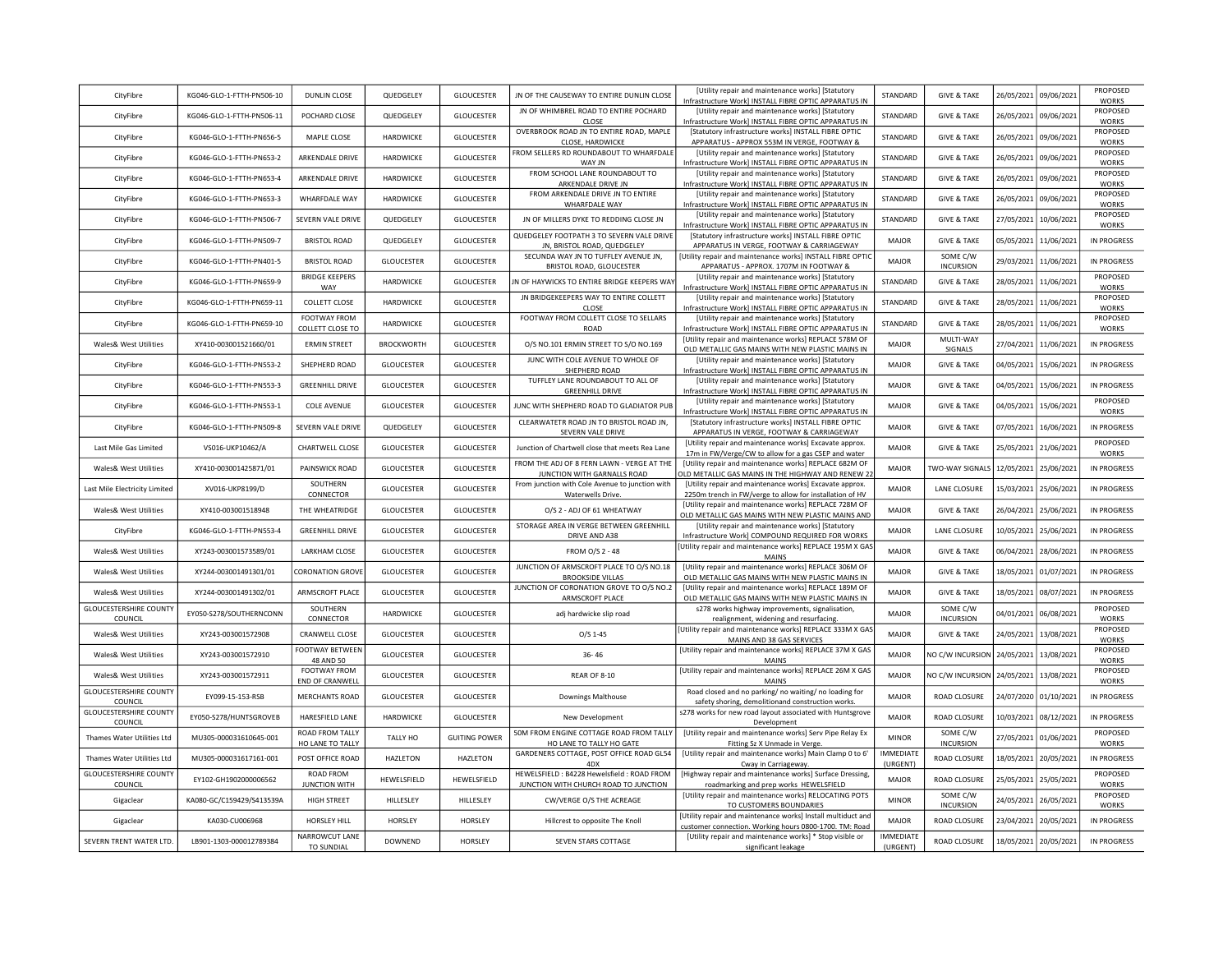| CityFibre | KG046-GLO-1-FTTH-PN506-10 | DUNLIN CLOSE | QUEDGELEY | GLOUCESTER | JN OF THE CAUSEWAY TO ENTIRE DUNLIN CLOSE | [Utility repair and maintenance works] [Statutory Infrastructure Work] INSTALL FIBRE OPTIC APPARATUS IN | STANDARD | GIVE & TAKE | 26/05/2021 | 09/06/2021 | PROPOSED WORKS |
|---|---|---|---|---|---|---|---|---|---|---|---|
| CityFibre | KG046-GLO-1-FTTH-PN506-11 | POCHARD CLOSE | QUEDGELEY | GLOUCESTER | JN OF WHIMBREL ROAD TO ENTIRE POCHARD CLOSE | [Utility repair and maintenance works] [Statutory Infrastructure Work] INSTALL FIBRE OPTIC APPARATUS IN | STANDARD | GIVE & TAKE | 26/05/2021 | 09/06/2021 | PROPOSED WORKS |
| CityFibre | KG046-GLO-1-FTTH-PN656-5 | MAPLE CLOSE | HARDWICKE | GLOUCESTER | OVERBROOK ROAD JN TO ENTIRE ROAD, MAPLE CLOSE, HARDWICKE | [Statutory infrastructure works] INSTALL FIBRE OPTIC APPARATUS - APPROX 553M IN VERGE, FOOTWAY & | STANDARD | GIVE & TAKE | 26/05/2021 | 09/06/2021 | PROPOSED WORKS |
| CityFibre | KG046-GLO-1-FTTH-PN653-2 | ARKENDALE DRIVE | HARDWICKE | GLOUCESTER | FROM SELLERS RD ROUNDABOUT TO WHARFDALE WAY JN | [Utility repair and maintenance works] [Statutory Infrastructure Work] INSTALL FIBRE OPTIC APPARATUS IN | STANDARD | GIVE & TAKE | 26/05/2021 | 09/06/2021 | PROPOSED WORKS |
| CityFibre | KG046-GLO-1-FTTH-PN653-4 | ARKENDALE DRIVE | HARDWICKE | GLOUCESTER | FROM SCHOOL LANE ROUNDABOUT TO ARKENDALE DRIVE JN | [Utility repair and maintenance works] [Statutory Infrastructure Work] INSTALL FIBRE OPTIC APPARATUS IN | STANDARD | GIVE & TAKE | 26/05/2021 | 09/06/2021 | PROPOSED WORKS |
| CityFibre | KG046-GLO-1-FTTH-PN653-3 | WHARFDALE WAY | HARDWICKE | GLOUCESTER | FROM ARKENDALE DRIVE JN TO ENTIRE WHARFDALE WAY | [Utility repair and maintenance works] [Statutory Infrastructure Work] INSTALL FIBRE OPTIC APPARATUS IN | STANDARD | GIVE & TAKE | 26/05/2021 | 09/06/2021 | PROPOSED WORKS |
| CityFibre | KG046-GLO-1-FTTH-PN506-7 | SEVERN VALE DRIVE | QUEDGELEY | GLOUCESTER | JN OF MILLERS DYKE TO REDDING CLOSE JN | [Utility repair and maintenance works] [Statutory Infrastructure Work] INSTALL FIBRE OPTIC APPARATUS IN | STANDARD | GIVE & TAKE | 27/05/2021 | 10/06/2021 | PROPOSED WORKS |
| CityFibre | KG046-GLO-1-FTTH-PN509-7 | BRISTOL ROAD | QUEDGELEY | GLOUCESTER | QUEDGELEY FOOTPATH 3 TO SEVERN VALE DRIVE JN, BRISTOL ROAD, QUEDGELEY | [Statutory infrastructure works] INSTALL FIBRE OPTIC APPARATUS IN VERGE, FOOTWAY & CARRIAGEWAY | MAJOR | GIVE & TAKE | 05/05/2021 | 11/06/2021 | IN PROGRESS |
| CityFibre | KG046-GLO-1-FTTH-PN401-5 | BRISTOL ROAD | GLOUCESTER | GLOUCESTER | SECUNDA WAY JN TO TUFFLEY AVENUE JN, BRISTOL ROAD, GLOUCESTER | [Utility repair and maintenance works] INSTALL FIBRE OPTIC APPARATUS - APPROX. 1707M IN FOOTWAY & | MAJOR | SOME C/W INCURSION | 29/03/2021 | 11/06/2021 | IN PROGRESS |
| CityFibre | KG046-GLO-1-FTTH-PN659-9 | BRIDGE KEEPERS WAY | HARDWICKE | GLOUCESTER | JN OF HAYWICKS TO ENTIRE BRIDGE KEEPERS WAY | [Utility repair and maintenance works] [Statutory Infrastructure Work] INSTALL FIBRE OPTIC APPARATUS IN | STANDARD | GIVE & TAKE | 28/05/2021 | 11/06/2021 | PROPOSED WORKS |
| CityFibre | KG046-GLO-1-FTTH-PN659-11 | COLLETT CLOSE | HARDWICKE | GLOUCESTER | JN BRIDGEKEEPERS WAY TO ENTIRE COLLETT CLOSE | [Utility repair and maintenance works] [Statutory Infrastructure Work] INSTALL FIBRE OPTIC APPARATUS IN | STANDARD | GIVE & TAKE | 28/05/2021 | 11/06/2021 | PROPOSED WORKS |
| CityFibre | KG046-GLO-1-FTTH-PN659-10 | FOOTWAY FROM COLLETT CLOSE TO | HARDWICKE | GLOUCESTER | FOOTWAY FROM COLLETT CLOSE TO SELLARS ROAD | [Utility repair and maintenance works] [Statutory Infrastructure Work] INSTALL FIBRE OPTIC APPARATUS IN | STANDARD | GIVE & TAKE | 28/05/2021 | 11/06/2021 | PROPOSED WORKS |
| Wales& West Utilities | XY410-003001521660/01 | ERMIN STREET | BROCKWORTH | GLOUCESTER | O/S NO.101 ERMIN STREET TO S/O NO.169 | [Utility repair and maintenance works] REPLACE 578M OF OLD METALLIC GAS MAINS WITH NEW PLASTIC MAINS IN | MAJOR | MULTI-WAY SIGNALS | 27/04/2021 | 11/06/2021 | IN PROGRESS |
| CityFibre | KG046-GLO-1-FTTH-PN553-2 | SHEPHERD ROAD | GLOUCESTER | GLOUCESTER | JUNC WITH COLE AVENUE TO WHOLE OF SHEPHERD ROAD | [Utility repair and maintenance works] [Statutory Infrastructure Work] INSTALL FIBRE OPTIC APPARATUS IN | MAJOR | GIVE & TAKE | 04/05/2021 | 15/06/2021 | IN PROGRESS |
| CityFibre | KG046-GLO-1-FTTH-PN553-3 | GREENHILL DRIVE | GLOUCESTER | GLOUCESTER | TUFFLEY LANE ROUNDABOUT TO ALL OF GREENHILL DRIVE | [Utility repair and maintenance works] [Statutory Infrastructure Work] INSTALL FIBRE OPTIC APPARATUS IN | MAJOR | GIVE & TAKE | 04/05/2021 | 15/06/2021 | IN PROGRESS |
| CityFibre | KG046-GLO-1-FTTH-PN553-1 | COLE AVENUE | GLOUCESTER | GLOUCESTER | JUNC WITH SHEPHERD ROAD TO GLADIATOR PUB | [Utility repair and maintenance works] [Statutory Infrastructure Work] INSTALL FIBRE OPTIC APPARATUS IN | MAJOR | GIVE & TAKE | 04/05/2021 | 15/06/2021 | PROPOSED WORKS |
| CityFibre | KG046-GLO-1-FTTH-PN509-8 | SEVERN VALE DRIVE | QUEDGELEY | GLOUCESTER | CLEARWATETR ROAD JN TO BRISTOL ROAD JN, SEVERN VALE DRIVE | [Statutory infrastructure works] INSTALL FIBRE OPTIC APPARATUS IN VERGE, FOOTWAY & CARRIAGEWAY | MAJOR | GIVE & TAKE | 07/05/2021 | 16/06/2021 | IN PROGRESS |
| Last Mile Gas Limited | VS016-UKP10462/A | CHARTWELL CLOSE | GLOUCESTER | GLOUCESTER | Junction of Chartwell close that meets Rea Lane | [Utility repair and maintenance works] Excavate approx. 17m in FW/Verge/CW to allow for a gas CSEP and water | MAJOR | GIVE & TAKE | 25/05/2021 | 21/06/2021 | PROPOSED WORKS |
| Wales& West Utilities | XY410-003001425871/01 | PAINSWICK ROAD | GLOUCESTER | GLOUCESTER | FROM THE ADJ OF 8 FERN LAWN - VERGE AT THE JUNCTION WITH GARNALLS ROAD | [Utility repair and maintenance works] REPLACE 682M OF OLD METALLIC GAS MAINS IN THE HIGHWAY AND RENEW 22 | MAJOR | TWO-WAY SIGNALS | 12/05/2021 | 25/06/2021 | IN PROGRESS |
| Last Mile Electricity Limited | XV016-UKP8199/D | SOUTHERN CONNECTOR | GLOUCESTER | GLOUCESTER | From junction with Cole Avenue to junction with Waterwells Drive. | [Utility repair and maintenance works] Excavate approx. 2250m trench in FW/verge to allow for installation of HV | MAJOR | LANE CLOSURE | 15/03/2021 | 25/06/2021 | IN PROGRESS |
| Wales& West Utilities | XY410-003001518948 | THE WHEATRIDGE | GLOUCESTER | GLOUCESTER | O/S 2 - ADJ OF 61 WHEATWAY | [Utility repair and maintenance works] REPLACE 728M OF OLD METALLIC GAS MAINS WITH NEW PLASTIC MAINS AND | MAJOR | GIVE & TAKE | 26/04/2021 | 25/06/2021 | IN PROGRESS |
| CityFibre | KG046-GLO-1-FTTH-PN553-4 | GREENHILL DRIVE | GLOUCESTER | GLOUCESTER | STORAGE AREA IN VERGE BETWEEN GREENHILL DRIVE AND A38 | [Utility repair and maintenance works] [Statutory Infrastructure Work] COMPOUND REQUIRED FOR WORKS | MAJOR | LANE CLOSURE | 10/05/2021 | 25/06/2021 | IN PROGRESS |
| Wales& West Utilities | XY243-003001573589/01 | LARKHAM CLOSE | GLOUCESTER | GLOUCESTER | FROM O/S 2 - 48 | [Utility repair and maintenance works] REPLACE 195M X GAS MAINS | MAJOR | GIVE & TAKE | 06/04/2021 | 28/06/2021 | IN PROGRESS |
| Wales& West Utilities | XY244-003001491301/01 | CORONATION GROVE | GLOUCESTER | GLOUCESTER | JUNCTION OF ARMSCROFT PLACE TO O/S NO.18 BROOKSIDE VILLAS | [Utility repair and maintenance works] REPLACE 306M OF OLD METALLIC GAS MAINS WITH NEW PLASTIC MAINS IN | MAJOR | GIVE & TAKE | 18/05/2021 | 01/07/2021 | IN PROGRESS |
| Wales& West Utilities | XY244-003001491302/01 | ARMSCROFT PLACE | GLOUCESTER | GLOUCESTER | JUNCTION OF CORONATION GROVE TO O/S NO.2 ARMSCROFT PLACE | [Utility repair and maintenance works] REPLACE 189M OF OLD METALLIC GAS MAINS WITH NEW PLASTIC MAINS IN | MAJOR | GIVE & TAKE | 18/05/2021 | 08/07/2021 | IN PROGRESS |
| GLOUCESTERSHIRE COUNTY COUNCIL | EY050-S278/SOUTHERNCONN | SOUTHERN CONNECTOR | HARDWICKE | GLOUCESTER | adj hardwicke slip road | s278 works highway improvements, signalisation, realignment, widening and resurfacing. | MAJOR | SOME C/W INCURSION | 04/01/2021 | 06/08/2021 | PROPOSED WORKS |
| Wales& West Utilities | XY243-003001572908 | CRANWELL CLOSE | GLOUCESTER | GLOUCESTER | O/S 1-45 | [Utility repair and maintenance works] REPLACE 333M X GAS MAINS AND 38 GAS SERVICES | MAJOR | GIVE & TAKE | 24/05/2021 | 13/08/2021 | PROPOSED WORKS |
| Wales& West Utilities | XY243-003001572910 | FOOTWAY BETWEEN 48 AND 50 | GLOUCESTER | GLOUCESTER | 36- 46 | [Utility repair and maintenance works] REPLACE 37M X GAS MAINS | MAJOR | NO C/W INCURSION | 24/05/2021 | 13/08/2021 | PROPOSED WORKS |
| Wales& West Utilities | XY243-003001572911 | FOOTWAY FROM END OF CRANWELL | GLOUCESTER | GLOUCESTER | REAR OF 8-10 | [Utility repair and maintenance works] REPLACE 26M X GAS MAINS | MAJOR | NO C/W INCURSION | 24/05/2021 | 13/08/2021 | PROPOSED WORKS |
| GLOUCESTERSHIRE COUNTY COUNCIL | EY099-15-153-RSB | MERCHANTS ROAD | GLOUCESTER | GLOUCESTER | Downings Malthouse | Road closed and no parking/ no waiting/ no loading for safety shoring, demolitionand construction works. | MAJOR | ROAD CLOSURE | 24/07/2020 | 01/10/2021 | IN PROGRESS |
| GLOUCESTERSHIRE COUNTY COUNCIL | EY050-S278/HUNTSGROVEB | HARESFIELD LANE | HARDWICKE | GLOUCESTER | New Development | s278 works for new road layout associated with Huntsgrove Development | MAJOR | ROAD CLOSURE | 10/03/2021 | 08/12/2021 | IN PROGRESS |
| Thames Water Utilities Ltd | MU305-000031610645-001 | ROAD FROM TALLY HO LANE TO TALLY | TALLY HO | GUITING POWER | 50M FROM ENGINE COTTAGE ROAD FROM TALLY HO LANE TO TALLY HO GATE | [Utility repair and maintenance works] Serv Pipe Relay Ex Fitting Sz X Unmade in Verge. | MINOR | SOME C/W INCURSION | 27/05/2021 | 01/06/2021 | PROPOSED WORKS |
| Thames Water Utilities Ltd | MU305-000031617161-001 | POST OFFICE ROAD | HAZLETON | HAZLETON | GARDENERS COTTAGE, POST OFFICE ROAD GL54 4DX | [Utility repair and maintenance works] Main Clamp 0 to 6' Cway in Carriageway. | IMMEDIATE (URGENT) | ROAD CLOSURE | 18/05/2021 | 20/05/2021 | IN PROGRESS |
| GLOUCESTERSHIRE COUNTY COUNCIL | EY102-GH1902000006562 | ROAD FROM JUNCTION WITH | HEWELSFIELD | HEWELSFIELD | HEWELSFIELD : B4228 Hewelsfield : ROAD FROM JUNCTION WITH CHURCH ROAD TO JUNCTION | [Highway repair and maintenance works] Surface Dressing, roadmarking and prep works HEWELSFIELD | MAJOR | ROAD CLOSURE | 25/05/2021 | 25/05/2021 | PROPOSED WORKS |
| Gigaclear | KA080-GC/C159429/S413539A | HIGH STREET | HILLESLEY | HILLESLEY | CW/VERGE O/S THE ACREAGE | [Utility repair and maintenance works] RELOCATING POTS TO CUSTOMERS BOUNDARIES | MINOR | SOME C/W INCURSION | 24/05/2021 | 26/05/2021 | PROPOSED WORKS |
| Gigaclear | KA030-CU006968 | HORSLEY HILL | HORSLEY | HORSLEY | Hillcrest to opposite The Knoll | [Utility repair and maintenance works] Install multiduct and customer connection. Working hours 0800-1700. TM: Road | MAJOR | ROAD CLOSURE | 23/04/2021 | 20/05/2021 | IN PROGRESS |
| SEVERN TRENT WATER LTD. | LB901-1303-000012789384 | NARROWCUT LANE TO SUNDIAL | DOWNEND | HORSLEY | SEVEN STARS COTTAGE | [Utility repair and maintenance works] * Stop visible or significant leakage | IMMEDIATE (URGENT) | ROAD CLOSURE | 18/05/2021 | 20/05/2021 | IN PROGRESS |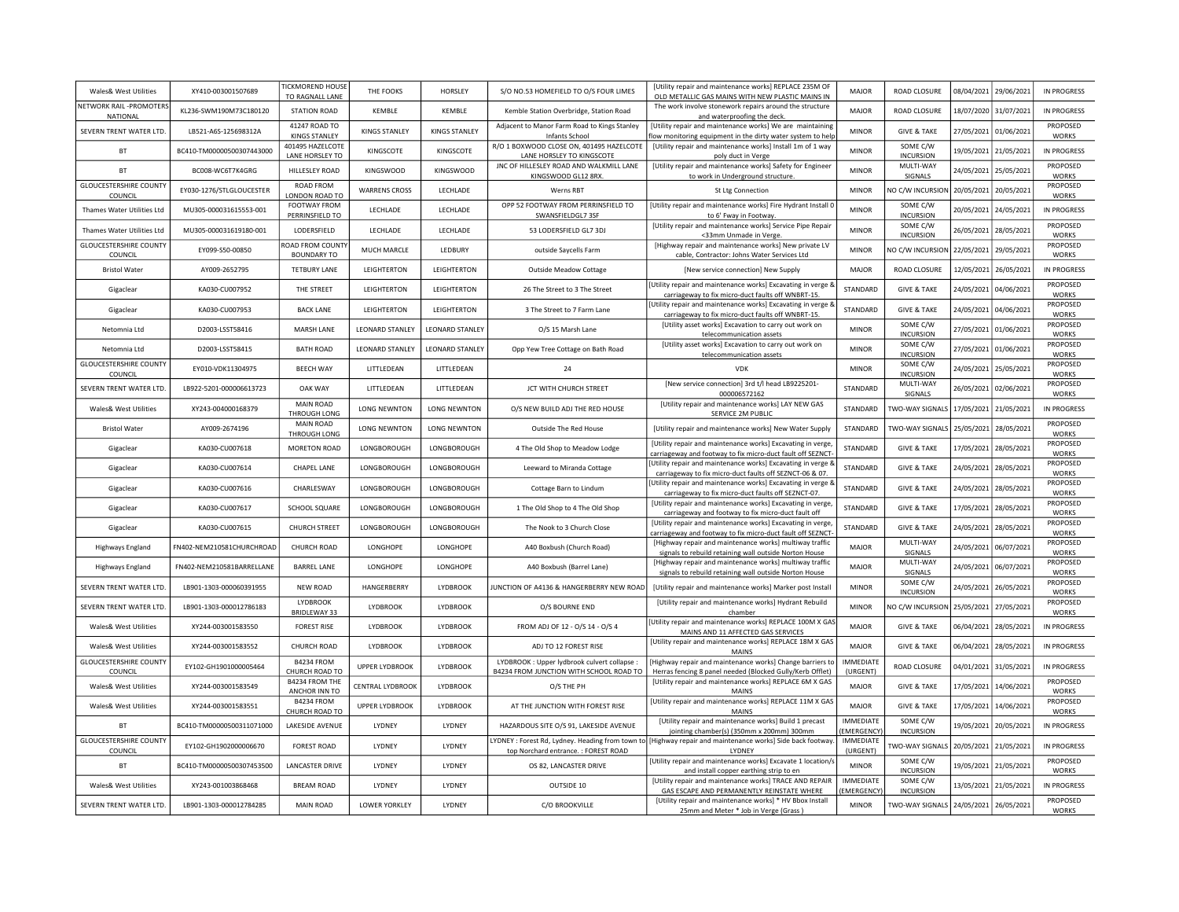| Wales& West Utilities | XY410-003001507689 | TICKMOREND HOUSE TO RAGNALL LANE | THE FOOKS | HORSLEY | S/O NO.53 HOMEFIELD TO O/S FOUR LIMES | [Utility repair and maintenance works] REPLACE 235M OF OLD METALLIC GAS MAINS WITH NEW PLASTIC MAINS IN | MAJOR | ROAD CLOSURE | 08/04/2021 | 29/06/2021 | IN PROGRESS |
|---|---|---|---|---|---|---|---|---|---|---|---|
| NETWORK RAIL -PROMOTERS NATIONAL | KL236-SWM190M73C180120 | STATION ROAD | KEMBLE | KEMBLE | Kemble Station Overbridge, Station Road | The work involve stonework repairs around the structure and waterproofing the deck. | MAJOR | ROAD CLOSURE | 18/07/2020 | 31/07/2021 | IN PROGRESS |
| SEVERN TRENT WATER LTD. | LB521-A6S-125698312A | 41247 ROAD TO KINGS STANLEY | KINGS STANLEY | KINGS STANLEY | Adjacent to Manor Farm Road to Kings Stanley Infants School | [Utility repair and maintenance works] We are maintaining flow monitoring equipment in the dirty water system to help | MINOR | GIVE & TAKE | 27/05/2021 | 01/06/2021 | PROPOSED WORKS |
| BT | BC410-TM00000500307443000 | 401495 HAZELCOTE LANE HORSLEY TO | KINGSCOTE | KINGSCOTE | R/O 1 BOXWOOD CLOSE ON, 401495 HAZELCOTE LANE HORSLEY TO KINGSCOTE | [Utility repair and maintenance works] Install 1m of 1 way poly duct in Verge | MINOR | SOME C/W INCURSION | 19/05/2021 | 21/05/2021 | IN PROGRESS |
| BT | BC008-WC6T7K4GRG | HILLESLEY ROAD | KINGSWOOD | KINGSWOOD | JNC OF HILLESLEY ROAD AND WALKMILL LANE KINGSWOOD GL12 8RX. | [Utility repair and maintenance works] Safety for Engineer to work in Underground structure. | MINOR | MULTI-WAY SIGNALS | 24/05/2021 | 25/05/2021 | PROPOSED WORKS |
| GLOUCESTERSHIRE COUNTY COUNCIL | EY030-1276/STLGLOUCESTER | ROAD FROM LONDON ROAD TO | WARRENS CROSS | LECHLADE | Werns RBT | St Ltg Connection | MINOR | NO C/W INCURSION | 20/05/2021 | 20/05/2021 | PROPOSED WORKS |
| Thames Water Utilities Ltd | MU305-000031615553-001 | FOOTWAY FROM PERRINSFIELD TO | LECHLADE | LECHLADE | OPP 52 FOOTWAY FROM PERRINSFIELD TO SWANSFIELDGL7 3SF | [Utility repair and maintenance works] Fire Hydrant Install 0 to 6' Fway in Footway. | MINOR | SOME C/W INCURSION | 20/05/2021 | 24/05/2021 | IN PROGRESS |
| Thames Water Utilities Ltd | MU305-000031619180-001 | LODERSFIELD | LECHLADE | LECHLADE | 53 LODERSFIELD GL7 3DJ | [Utility repair and maintenance works] Service Pipe Repair <33mm Unmade in Verge. | MINOR | SOME C/W INCURSION | 26/05/2021 | 28/05/2021 | PROPOSED WORKS |
| GLOUCESTERSHIRE COUNTY COUNCIL | EY099-S50-00850 | ROAD FROM COUNTY BOUNDARY TO | MUCH MARCLE | LEDBURY | outside Saycells Farm | [Highway repair and maintenance works] New private LV cable, Contractor: Johns Water Services Ltd | MINOR | NO C/W INCURSION | 22/05/2021 | 29/05/2021 | PROPOSED WORKS |
| Bristol Water | AY009-2652795 | TETBURY LANE | LEIGHTERTON | LEIGHTERTON | Outside Meadow Cottage | [New service connection] New Supply | MAJOR | ROAD CLOSURE | 12/05/2021 | 26/05/2021 | IN PROGRESS |
| Gigaclear | KA030-CU007952 | THE STREET | LEIGHTERTON | LEIGHTERTON | 26 The Street to 3 The Street | [Utility repair and maintenance works] Excavating in verge & carriageway to fix micro-duct faults off WNBRT-15. | STANDARD | GIVE & TAKE | 24/05/2021 | 04/06/2021 | PROPOSED WORKS |
| Gigaclear | KA030-CU007953 | BACK LANE | LEIGHTERTON | LEIGHTERTON | 3 The Street to 7 Farm Lane | [Utility repair and maintenance works] Excavating in verge & carriageway to fix micro-duct faults off WNBRT-15. | STANDARD | GIVE & TAKE | 24/05/2021 | 04/06/2021 | PROPOSED WORKS |
| Netomnia Ltd | D2003-LSST58416 | MARSH LANE | LEONARD STANLEY | LEONARD STANLEY | O/S 15 Marsh Lane | [Utility asset works] Excavation to carry out work on telecommunication assets | MINOR | SOME C/W INCURSION | 27/05/2021 | 01/06/2021 | PROPOSED WORKS |
| Netomnia Ltd | D2003-LSST58415 | BATH ROAD | LEONARD STANLEY | LEONARD STANLEY | Opp Yew Tree Cottage on Bath Road | [Utility asset works] Excavation to carry out work on telecommunication assets | MINOR | SOME C/W INCURSION | 27/05/2021 | 01/06/2021 | PROPOSED WORKS |
| GLOUCESTERSHIRE COUNTY COUNCIL | EY010-VDK11304975 | BEECH WAY | LITTLEDEAN | LITTLEDEAN | 24 | VDK | MINOR | SOME C/W INCURSION | 24/05/2021 | 25/05/2021 | PROPOSED WORKS |
| SEVERN TRENT WATER LTD. | LB922-5201-000006613723 | OAK WAY | LITTLEDEAN | LITTLEDEAN | JCT WITH CHURCH STREET | [New service connection] 3rd t/l head LB9225201-000006572162 | STANDARD | MULTI-WAY SIGNALS | 26/05/2021 | 02/06/2021 | PROPOSED WORKS |
| Wales& West Utilities | XY243-004000168379 | MAIN ROAD THROUGH LONG | LONG NEWNTON | LONG NEWNTON | O/S NEW BUILD ADJ THE RED HOUSE | [Utility repair and maintenance works] LAY NEW GAS SERVICE 2M PUBLIC | STANDARD | TWO-WAY SIGNALS | 17/05/2021 | 21/05/2021 | IN PROGRESS |
| Bristol Water | AY009-2674196 | MAIN ROAD THROUGH LONG | LONG NEWNTON | LONG NEWNTON | Outside The Red House | [Utility repair and maintenance works] New Water Supply | STANDARD | TWO-WAY SIGNALS | 25/05/2021 | 28/05/2021 | PROPOSED WORKS |
| Gigaclear | KA030-CU007618 | MORETON ROAD | LONGBOROUGH | LONGBOROUGH | 4 The Old Shop to Meadow Lodge | [Utility repair and maintenance works] Excavating in verge, carriageway and footway to fix micro-duct fault off SEZNCT- | STANDARD | GIVE & TAKE | 17/05/2021 | 28/05/2021 | PROPOSED WORKS |
| Gigaclear | KA030-CU007614 | CHAPEL LANE | LONGBOROUGH | LONGBOROUGH | Leeward to Miranda Cottage | [Utility repair and maintenance works] Excavating in verge & carriageway to fix micro-duct faults off SEZNCT-06 & 07. | STANDARD | GIVE & TAKE | 24/05/2021 | 28/05/2021 | PROPOSED WORKS |
| Gigaclear | KA030-CU007616 | CHARLESWAY | LONGBOROUGH | LONGBOROUGH | Cottage Barn to Lindum | [Utility repair and maintenance works] Excavating in verge & carriageway to fix micro-duct faults off SEZNCT-07. | STANDARD | GIVE & TAKE | 24/05/2021 | 28/05/2021 | PROPOSED WORKS |
| Gigaclear | KA030-CU007617 | SCHOOL SQUARE | LONGBOROUGH | LONGBOROUGH | 1 The Old Shop to 4 The Old Shop | [Utility repair and maintenance works] Excavating in verge, carriageway and footway to fix micro-duct fault off | STANDARD | GIVE & TAKE | 17/05/2021 | 28/05/2021 | PROPOSED WORKS |
| Gigaclear | KA030-CU007615 | CHURCH STREET | LONGBOROUGH | LONGBOROUGH | The Nook to 3 Church Close | [Utility repair and maintenance works] Excavating in verge, carriageway and footway to fix micro-duct fault off SEZNCT- | STANDARD | GIVE & TAKE | 24/05/2021 | 28/05/2021 | PROPOSED WORKS |
| Highways England | FN402-NEM210581CHURCHROAD | CHURCH ROAD | LONGHOPE | LONGHOPE | A40 Boxbush (Church Road) | [Highway repair and maintenance works] multiway traffic signals to rebuild retaining wall outside Norton House | MAJOR | MULTI-WAY SIGNALS | 24/05/2021 | 06/07/2021 | PROPOSED WORKS |
| Highways England | FN402-NEM210581BARRELLANE | BARREL LANE | LONGHOPE | LONGHOPE | A40 Boxbush (Barrel Lane) | [Highway repair and maintenance works] multiway traffic signals to rebuild retaining wall outside Norton House | MAJOR | MULTI-WAY SIGNALS | 24/05/2021 | 06/07/2021 | PROPOSED WORKS |
| SEVERN TRENT WATER LTD. | LB901-1303-000060391955 | NEW ROAD | HANGERBERRY | LYDBROOK | JUNCTION OF A4136 & HANGERBERRY NEW ROAD | [Utility repair and maintenance works] Marker post Install | MINOR | SOME C/W INCURSION | 24/05/2021 | 26/05/2021 | PROPOSED WORKS |
| SEVERN TRENT WATER LTD. | LB901-1303-000012786183 | LYDBROOK BRIDLEWAY 33 | LYDBROOK | LYDBROOK | O/S BOURNE END | [Utility repair and maintenance works] Hydrant Rebuild chamber | MINOR | NO C/W INCURSION | 25/05/2021 | 27/05/2021 | PROPOSED WORKS |
| Wales& West Utilities | XY244-003001583550 | FOREST RISE | LYDBROOK | LYDBROOK | FROM ADJ OF 12 - O/S 14 - O/S 4 | [Utility repair and maintenance works] REPLACE 100M X GAS MAINS AND 11 AFFECTED GAS SERVICES | MAJOR | GIVE & TAKE | 06/04/2021 | 28/05/2021 | IN PROGRESS |
| Wales& West Utilities | XY244-003001583552 | CHURCH ROAD | LYDBROOK | LYDBROOK | ADJ TO 12 FOREST RISE | [Utility repair and maintenance works] REPLACE 18M X GAS MAINS | MAJOR | GIVE & TAKE | 06/04/2021 | 28/05/2021 | IN PROGRESS |
| GLOUCESTERSHIRE COUNTY COUNCIL | EY102-GH1901000005464 | B4234 FROM CHURCH ROAD TO | UPPER LYDBROOK | LYDBROOK | LYDBROOK : Upper lydbrook culvert collapse : B4234 FROM JUNCTION WITH SCHOOL ROAD TO | [Highway repair and maintenance works] Change barriers to Herras fencing 8 panel needed (Blocked Gully/Kerb Offlet) | IMMEDIATE (URGENT) | ROAD CLOSURE | 04/01/2021 | 31/05/2021 | IN PROGRESS |
| Wales& West Utilities | XY244-003001583549 | B4234 FROM THE ANCHOR INN TO | CENTRAL LYDBROOK | LYDBROOK | O/S THE PH | [Utility repair and maintenance works] REPLACE 6M X GAS MAINS | MAJOR | GIVE & TAKE | 17/05/2021 | 14/06/2021 | PROPOSED WORKS |
| Wales& West Utilities | XY244-003001583551 | B4234 FROM CHURCH ROAD TO | UPPER LYDBROOK | LYDBROOK | AT THE JUNCTION WITH FOREST RISE | [Utility repair and maintenance works] REPLACE 11M X GAS MAINS | MAJOR | GIVE & TAKE | 17/05/2021 | 14/06/2021 | PROPOSED WORKS |
| BT | BC410-TM00000500311071000 | LAKESIDE AVENUE | LYDNEY | LYDNEY | HAZARDOUS SITE O/S 91, LAKESIDE AVENUE | [Utility repair and maintenance works] Build 1 precast jointing chamber(s) (350mm x 200mm) 300mm | IMMEDIATE (EMERGENCY) | SOME C/W INCURSION | 19/05/2021 | 20/05/2021 | IN PROGRESS |
| GLOUCESTERSHIRE COUNTY COUNCIL | EY102-GH1902000006670 | FOREST ROAD | LYDNEY | LYDNEY | LYDNEY : Forest Rd, Lydney. Heading from town to top Norchard entrance. : FOREST ROAD | [Highway repair and maintenance works] Side back footway. LYDNEY | IMMEDIATE (URGENT) | TWO-WAY SIGNALS | 20/05/2021 | 21/05/2021 | IN PROGRESS |
| BT | BC410-TM00000500307453500 | LANCASTER DRIVE | LYDNEY | LYDNEY | OS 82, LANCASTER DRIVE | [Utility repair and maintenance works] Excavate 1 location/s and install copper earthing strip to en | MINOR | SOME C/W INCURSION | 19/05/2021 | 21/05/2021 | PROPOSED WORKS |
| Wales& West Utilities | XY243-001003868468 | BREAM ROAD | LYDNEY | LYDNEY | OUTSIDE 10 | [Utility repair and maintenance works] TRACE AND REPAIR GAS ESCAPE AND PERMANENTLY REINSTATE WHERE | IMMEDIATE (EMERGENCY) | SOME C/W INCURSION | 13/05/2021 | 21/05/2021 | IN PROGRESS |
| SEVERN TRENT WATER LTD. | LB901-1303-000012784285 | MAIN ROAD | LOWER YORKLEY | LYDNEY | C/O BROOKVILLE | [Utility repair and maintenance works] * HV Bbox Install 25mm and Meter * Job in Verge (Grass ) | MINOR | TWO-WAY SIGNALS | 24/05/2021 | 26/05/2021 | PROPOSED WORKS |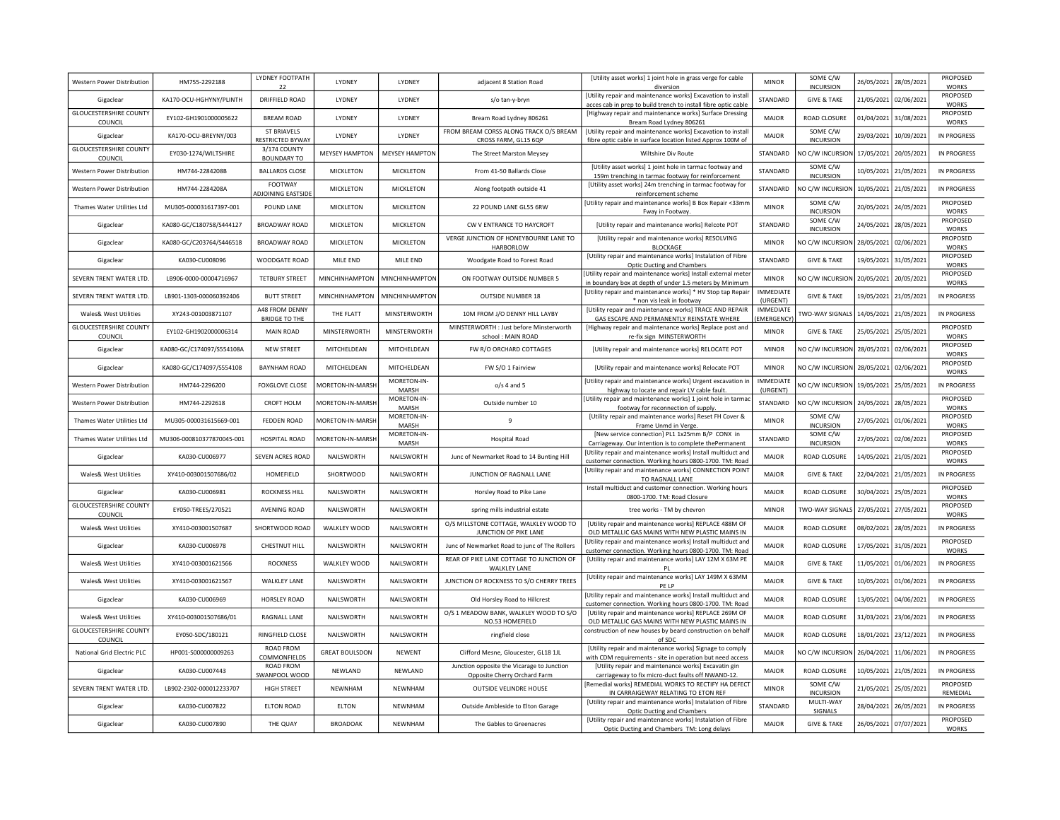| | | | | | | | | | | | |
|---|---|---|---|---|---|---|---|---|---|---|---|
| Western Power Distribution | HM755-2292188 | LYDNEY FOOTPATH 22 | LYDNEY | LYDNEY | adjacent 8 Station Road | [Utility asset works] 1 joint hole in grass verge for cable diversion | MINOR | SOME C/W INCURSION | 26/05/2021 | 28/05/2021 | PROPOSED WORKS |
| Gigaclear | KA170-OCU-HGHYNY/PLINTH | DRIFFIELD ROAD | LYDNEY | LYDNEY | s/o tan-y-bryn | [Utility repair and maintenance works] Excavation to install acces cab in prep to build trench to install fibre optic cable | STANDARD | GIVE & TAKE | 21/05/2021 | 02/06/2021 | PROPOSED WORKS |
| GLOUCESTERSHIRE COUNTY COUNCIL | EY102-GH1901000005622 | BREAM ROAD | LYDNEY | LYDNEY | Bream Road Lydney 806261 | [Highway repair and maintenance works] Surface Dressing Bream Road Lydney 806261 | MAJOR | ROAD CLOSURE | 01/04/2021 | 31/08/2021 | PROPOSED WORKS |
| Gigaclear | KA170-OCU-BREYNY/003 | ST BRIAVELS RESTRICTED BYWAY | LYDNEY | LYDNEY | FROM BREAM CORSS ALONG TRACK O/S BREAM CROSS FARM, GL15 6QP | [Utility repair and maintenance works] Excavation to install fibre optic cable in surface location listed Approx 100M of | MAJOR | SOME C/W INCURSION | 29/03/2021 | 10/09/2021 | IN PROGRESS |
| GLOUCESTERSHIRE COUNTY COUNCIL | EY030-1274/WILTSHIRE | 3/174 COUNTY BOUNDARY TO | MEYSEY HAMPTON | MEYSEY HAMPTON | The Street Marston Meysey | Wiltshire Div Route | STANDARD | NO C/W INCURSION | 17/05/2021 | 20/05/2021 | IN PROGRESS |
| Western Power Distribution | HM744-2284208B | BALLARDS CLOSE | MICKLETON | MICKLETON | From 41-50 Ballards Close | [Utility asset works] 1 joint hole in tarmac footway and 159m trenching in tarmac footway for reinforcement | STANDARD | SOME C/W INCURSION | 10/05/2021 | 21/05/2021 | IN PROGRESS |
| Western Power Distribution | HM744-2284208A | FOOTWAY ADJOINING EASTSIDE | MICKLETON | MICKLETON | Along footpath outside 41 | [Utility asset works] 24m trenching in tarmac footway for reinforcement scheme | STANDARD | NO C/W INCURSION | 10/05/2021 | 21/05/2021 | IN PROGRESS |
| Thames Water Utilities Ltd | MU305-000031617397-001 | POUND LANE | MICKLETON | MICKLETON | 22 POUND LANE GL55 6RW | [Utility repair and maintenance works] B Box Repair <33mm Fway in Footway. | MINOR | SOME C/W INCURSION | 20/05/2021 | 24/05/2021 | PROPOSED WORKS |
| Gigaclear | KA080-GC/C180758/S444127 | BROADWAY ROAD | MICKLETON | MICKLETON | CW V ENTRANCE TO HAYCROFT | [Utility repair and maintenance works] Relcote POT | STANDARD | SOME C/W INCURSION | 24/05/2021 | 28/05/2021 | PROPOSED WORKS |
| Gigaclear | KA080-GC/C203764/S446518 | BROADWAY ROAD | MICKLETON | MICKLETON | VERGE JUNCTION OF HONEYBOURNE LANE TO HARBORLOW | [Utility repair and maintenance works] RESOLVING BLOCKAGE | MINOR | NO C/W INCURSION | 28/05/2021 | 02/06/2021 | PROPOSED WORKS |
| Gigaclear | KA030-CU008096 | WOODGATE ROAD | MILE END | MILE END | Woodgate Road to Forest Road | [Utility repair and maintenance works] Instalation of Fibre Optic Ducting and Chambers | STANDARD | GIVE & TAKE | 19/05/2021 | 31/05/2021 | PROPOSED WORKS |
| SEVERN TRENT WATER LTD. | LB906-0000-00004716967 | TETBURY STREET | MINCHINHAMPTON | MINCHINHAMPTON | ON FOOTWAY OUTSIDE NUMBER 5 | [Utility repair and maintenance works] Install external meter in boundary box at depth of under 1.5 meters by Minimum | MINOR | NO C/W INCURSION | 20/05/2021 | 20/05/2021 | PROPOSED WORKS |
| SEVERN TRENT WATER LTD. | LB901-1303-000060392406 | BUTT STREET | MINCHINHAMPTON | MINCHINHAMPTON | OUTSIDE NUMBER 18 | [Utility repair and maintenance works] * HV Stop tap Repair * non vis leak in footway | IMMEDIATE (URGENT) | GIVE & TAKE | 19/05/2021 | 21/05/2021 | IN PROGRESS |
| Wales& West Utilities | XY243-001003871107 | A48 FROM DENNY BRIDGE TO THE | THE FLATT | MINSTERWORTH | 10M FROM J/O DENNY HILL LAYBY | [Utility repair and maintenance works] TRACE AND REPAIR GAS ESCAPE AND PERMANENTLY REINSTATE WHERE | IMMEDIATE (EMERGENCY) | TWO-WAY SIGNALS | 14/05/2021 | 21/05/2021 | IN PROGRESS |
| GLOUCESTERSHIRE COUNTY COUNCIL | EY102-GH1902000006314 | MAIN ROAD | MINSTERWORTH | MINSTERWORTH | MINSTERWORTH : Just before Minsterworth school : MAIN ROAD | [Highway repair and maintenance works] Replace post and re-fix sign MINSTERWORTH | MINOR | GIVE & TAKE | 25/05/2021 | 25/05/2021 | PROPOSED WORKS |
| Gigaclear | KA080-GC/C174097/S554108A | NEW STREET | MITCHELDEAN | MITCHELDEAN | FW R/O ORCHARD COTTAGES | [Utility repair and maintenance works] RELOCATE POT | MINOR | NO C/W INCURSION | 28/05/2021 | 02/06/2021 | PROPOSED WORKS |
| Gigaclear | KA080-GC/C174097/S554108 | BAYNHAM ROAD | MITCHELDEAN | MITCHELDEAN | FW S/O 1 Fairview | [Utility repair and maintenance works] Relocate POT | MINOR | NO C/W INCURSION | 28/05/2021 | 02/06/2021 | PROPOSED WORKS |
| Western Power Distribution | HM744-2296200 | FOXGLOVE CLOSE | MORETON-IN-MARSH | MORETON-IN-MARSH | o/s 4 and 5 | [Utility repair and maintenance works] Urgent excavation in highway to locate and repair LV cable fault. | IMMEDIATE (URGENT) | NO C/W INCURSION | 19/05/2021 | 25/05/2021 | IN PROGRESS |
| Western Power Distribution | HM744-2292618 | CROFT HOLM | MORETON-IN-MARSH | MORETON-IN-MARSH | Outside number 10 | [Utility repair and maintenance works] 1 joint hole in tarmac footway for reconnection of supply. | STANDARD | NO C/W INCURSION | 24/05/2021 | 28/05/2021 | PROPOSED WORKS |
| Thames Water Utilities Ltd | MU305-000031615669-001 | FEDDEN ROAD | MORETON-IN-MARSH | MORETON-IN-MARSH | 9 | [Utility repair and maintenance works] Reset FH Cover & Frame Unmd in Verge. | MINOR | SOME C/W INCURSION | 27/05/2021 | 01/06/2021 | PROPOSED WORKS |
| Thames Water Utilities Ltd | MU306-000810377870045-001 | HOSPITAL ROAD | MORETON-IN-MARSH | MORETON-IN-MARSH | Hospital Road | [New service connection] PL1 1x25mm B/P CONX in Carriageway. Our intention is to complete thePermanent | STANDARD | SOME C/W INCURSION | 27/05/2021 | 02/06/2021 | PROPOSED WORKS |
| Gigaclear | KA030-CU006977 | SEVEN ACRES ROAD | NAILSWORTH | NAILSWORTH | Junc of Newmarket Road to 14 Bunting Hill | [Utility repair and maintenance works] Install multiduct and customer connection. Working hours 0800-1700. TM: Road | MAJOR | ROAD CLOSURE | 14/05/2021 | 21/05/2021 | PROPOSED WORKS |
| Wales& West Utilities | XY410-003001507686/02 | HOMEFIELD | SHORTWOOD | NAILSWORTH | JUNCTION OF RAGNALL LANE | [Utility repair and maintenance works] CONNECTION POINT TO RAGNALL LANE | MAJOR | GIVE & TAKE | 22/04/2021 | 21/05/2021 | IN PROGRESS |
| Gigaclear | KA030-CU006981 | ROCKNESS HILL | NAILSWORTH | NAILSWORTH | Horsley Road to Pike Lane | Install multiduct and customer connection. Working hours 0800-1700. TM: Road Closure | MAJOR | ROAD CLOSURE | 30/04/2021 | 25/05/2021 | PROPOSED WORKS |
| GLOUCESTERSHIRE COUNTY COUNCIL | EY050-TREES/270521 | AVENING ROAD | NAILSWORTH | NAILSWORTH | spring mills industrial estate | tree works - TM by chevron | MINOR | TWO-WAY SIGNALS | 27/05/2021 | 27/05/2021 | PROPOSED WORKS |
| Wales& West Utilities | XY410-003001507687 | SHORTWOOD ROAD | WALKLEY WOOD | NAILSWORTH | O/S MILLSTONE COTTAGE, WALKLEY WOOD TO JUNCTION OF PIKE LANE | [Utility repair and maintenance works] REPLACE 488M OF OLD METALLIC GAS MAINS WITH NEW PLASTIC MAINS IN | MAJOR | ROAD CLOSURE | 08/02/2021 | 28/05/2021 | IN PROGRESS |
| Gigaclear | KA030-CU006978 | CHESTNUT HILL | NAILSWORTH | NAILSWORTH | Junc of Newmarket Road to junc of The Rollers | [Utility repair and maintenance works] Install multiduct and customer connection. Working hours 0800-1700. TM: Road | MAJOR | ROAD CLOSURE | 17/05/2021 | 31/05/2021 | PROPOSED WORKS |
| Wales& West Utilities | XY410-003001621566 | ROCKNESS | WALKLEY WOOD | NAILSWORTH | REAR OF PIKE LANE COTTAGE TO JUNCTION OF WALKLEY LANE | [Utility repair and maintenance works] LAY 12M X 63M PE PL | MAJOR | GIVE & TAKE | 11/05/2021 | 01/06/2021 | IN PROGRESS |
| Wales& West Utilities | XY410-003001621567 | WALKLEY LANE | NAILSWORTH | NAILSWORTH | JUNCTION OF ROCKNESS TO S/O CHERRY TREES | [Utility repair and maintenance works] LAY 149M X 63MM PE LP | MAJOR | GIVE & TAKE | 10/05/2021 | 01/06/2021 | IN PROGRESS |
| Gigaclear | KA030-CU006969 | HORSLEY ROAD | NAILSWORTH | NAILSWORTH | Old Horsley Road to Hillcrest | [Utility repair and maintenance works] Install multiduct and customer connection. Working hours 0800-1700. TM: Road | MAJOR | ROAD CLOSURE | 13/05/2021 | 04/06/2021 | IN PROGRESS |
| Wales& West Utilities | XY410-003001507686/01 | RAGNALL LANE | NAILSWORTH | NAILSWORTH | O/S 1 MEADOW BANK, WALKLEY WOOD TO S/O NO.53 HOMEFIELD | [Utility repair and maintenance works] REPLACE 269M OF OLD METALLIC GAS MAINS WITH NEW PLASTIC MAINS IN | MAJOR | ROAD CLOSURE | 31/03/2021 | 23/06/2021 | IN PROGRESS |
| GLOUCESTERSHIRE COUNTY COUNCIL | EY050-SDC/180121 | RINGFIELD CLOSE | NAILSWORTH | NAILSWORTH | ringfield close | construction of new houses by beard construction on behalf of SDC | MAJOR | ROAD CLOSURE | 18/01/2021 | 23/12/2021 | IN PROGRESS |
| National Grid Electric PLC | HP001-S000000009263 | ROAD FROM COMMONFIELDS | GREAT BOULSDON | NEWENT | Clifford Mesne, Gloucester, GL18 1JL | [Utility repair and maintenance works] Signage to comply with CDM requirements - site in operation but need access | MAJOR | NO C/W INCURSION | 26/04/2021 | 11/06/2021 | IN PROGRESS |
| Gigaclear | KA030-CU007443 | ROAD FROM SWANPOOL WOOD | NEWLAND | NEWLAND | Junction opposite the Vicarage to Junction Opposite Cherry Orchard Farm | [Utility repair and maintenance works] Excavatin gin carriageway to fix micro-duct faults off NWAND-12. | MAJOR | ROAD CLOSURE | 10/05/2021 | 21/05/2021 | IN PROGRESS |
| SEVERN TRENT WATER LTD. | LB902-2302-000012233707 | HIGH STREET | NEWNHAM | NEWNHAM | OUTSIDE VELINDRE HOUSE | [Remedial works] REMEDIAL WORKS TO RECTIFY HA DEFECT IN CARRAIGEWAY RELATING TO ETON REF | MINOR | SOME C/W INCURSION | 21/05/2021 | 25/05/2021 | PROPOSED REMEDIAL |
| Gigaclear | KA030-CU007822 | ELTON ROAD | ELTON | NEWNHAM | Outside Ambleside to Elton Garage | [Utility repair and maintenance works] Instalation of Fibre Optic Ducting and Chambers | STANDARD | MULTI-WAY SIGNALS | 28/04/2021 | 26/05/2021 | IN PROGRESS |
| Gigaclear | KA030-CU007890 | THE QUAY | BROADOAK | NEWNHAM | The Gables to Greenacres | [Utility repair and maintenance works] Instalation of Fibre Optic Ducting and Chambers TM: Long delays | MAJOR | GIVE & TAKE | 26/05/2021 | 07/07/2021 | PROPOSED WORKS |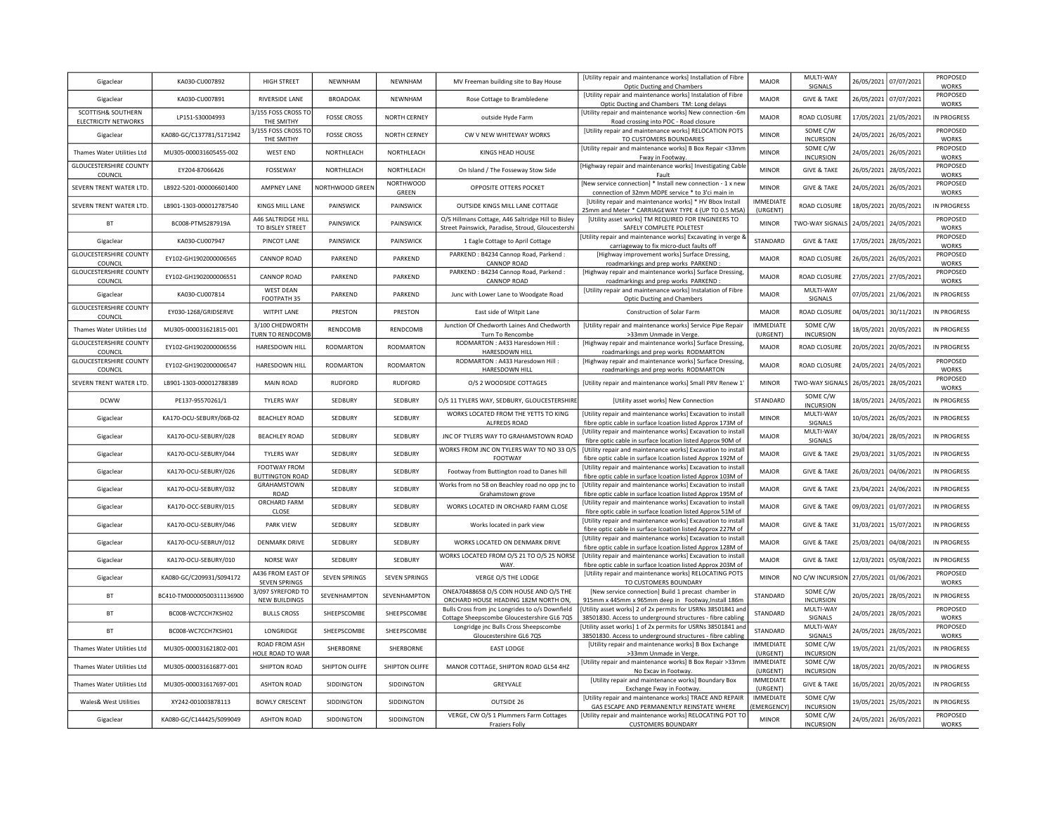| | | | | | | | | | | | |
|---|---|---|---|---|---|---|---|---|---|---|---|
| Gigaclear | KA030-CU007892 | HIGH STREET | NEWNHAM | NEWNHAM | MV Freeman building site to Bay House | [Utility repair and maintenance works] Installation of Fibre Optic Ducting and Chambers | MAJOR | MULTI-WAY SIGNALS | 26/05/2021 | 07/07/2021 | PROPOSED WORKS |
| Gigaclear | KA030-CU007891 | RIVERSIDE LANE | BROADOAK | NEWNHAM | Rose Cottage to Brambledene | [Utility repair and maintenance works] Instalation of Fibre Optic Ducting and Chambers TM: Long delays | MAJOR | GIVE & TAKE | 26/05/2021 | 07/07/2021 | PROPOSED WORKS |
| SCOTTISH& SOUTHERN ELECTRICITY NETWORKS | LP151-S30004993 | 3/155 FOSS CROSS TO THE SMITHY | FOSSE CROSS | NORTH CERNEY | outside Hyde Farm | [Utility repair and maintenance works] New connection -6m Road crossing into POC - Road closure | MAJOR | ROAD CLOSURE | 17/05/2021 | 21/05/2021 | IN PROGRESS |
| Gigaclear | KA080-GC/C137781/S171942 | 3/155 FOSS CROSS TO THE SMITHY | FOSSE CROSS | NORTH CERNEY | CW V NEW WHITEWAY WORKS | [Utility repair and maintenance works] RELOCATION POTS TO CUSTOMERS BOUNDARIES | MINOR | SOME C/W INCURSION | 24/05/2021 | 26/05/2021 | PROPOSED WORKS |
| Thames Water Utilities Ltd | MU305-000031605455-002 | WEST END | NORTHLEACH | NORTHLEACH | KINGS HEAD HOUSE | [Utility repair and maintenance works] B Box Repair <33mm Fway in Footway. | MINOR | SOME C/W INCURSION | 24/05/2021 | 26/05/2021 | PROPOSED WORKS |
| GLOUCESTERSHIRE COUNTY COUNCIL | EY204-87066426 | FOSSEWAY | NORTHLEACH | NORTHLEACH | On Island / The Fosseway Stow Side | [Highway repair and maintenance works] Investigating Cable Fault | MINOR | GIVE & TAKE | 26/05/2021 | 28/05/2021 | PROPOSED WORKS |
| SEVERN TRENT WATER LTD. | LB922-5201-000006601400 | AMPNEY LANE | NORTHWOOD GREEN | NORTHWOOD GREEN | OPPOSITE OTTERS POCKET | [New service connection] * Install new connection - 1 x new connection of 32mm MDPE service * to 3'ci main in | MINOR | GIVE & TAKE | 24/05/2021 | 26/05/2021 | PROPOSED WORKS |
| SEVERN TRENT WATER LTD. | LB901-1303-000012787540 | KINGS MILL LANE | PAINSWICK | PAINSWICK | OUTSIDE KINGS MILL LANE COTTAGE | [Utility repair and maintenance works] * HV Bbox Install 25mm and Meter * CARRIAGEWAY TYPE 4 (UP TO 0.5 MSA) | IMMEDIATE (URGENT) | ROAD CLOSURE | 18/05/2021 | 20/05/2021 | IN PROGRESS |
| BT | BC008-PTMS287919A | A46 SALTRIDGE HILL TO BISLEY STREET | PAINSWICK | PAINSWICK | O/S Hillmans Cottage, A46 Saltridge Hill to Bisley Street Painswick, Paradise, Stroud, Gloucestershi | [Utility asset works] TM REQUIRED FOR ENGINEERS TO SAFELY COMPLETE POLETEST | MINOR | TWO-WAY SIGNALS | 24/05/2021 | 24/05/2021 | PROPOSED WORKS |
| Gigaclear | KA030-CU007947 | PINCOT LANE | PAINSWICK | PAINSWICK | 1 Eagle Cottage to April Cottage | [Utility repair and maintenance works] Excavating in verge & carriageway to fix micro-duct faults off | STANDARD | GIVE & TAKE | 17/05/2021 | 28/05/2021 | PROPOSED WORKS |
| GLOUCESTERSHIRE COUNTY COUNCIL | EY102-GH1902000006565 | CANNOP ROAD | PARKEND | PARKEND | PARKEND : B4234 Cannop Road, Parkend : CANNOP ROAD | [Highway improvement works] Surface Dressing, roadmarkings and prep works PARKEND : | MAJOR | ROAD CLOSURE | 26/05/2021 | 26/05/2021 | PROPOSED WORKS |
| GLOUCESTERSHIRE COUNTY COUNCIL | EY102-GH1902000006551 | CANNOP ROAD | PARKEND | PARKEND | PARKEND : B4234 Cannop Road, Parkend : CANNOP ROAD | [Highway repair and maintenance works] Surface Dressing, roadmarkings and prep works PARKEND : | MAJOR | ROAD CLOSURE | 27/05/2021 | 27/05/2021 | PROPOSED WORKS |
| Gigaclear | KA030-CU007814 | WEST DEAN FOOTPATH 35 | PARKEND | PARKEND | Junc with Lower Lane to Woodgate Road | [Utility repair and maintenance works] Instalation of Fibre Optic Ducting and Chambers | MAJOR | MULTI-WAY SIGNALS | 07/05/2021 | 21/06/2021 | IN PROGRESS |
| GLOUCESTERSHIRE COUNTY COUNCIL | EY030-1268/GRIDSERVE | WITPIT LANE | PRESTON | PRESTON | East side of Witpit Lane | Construction of Solar Farm | MAJOR | ROAD CLOSURE | 04/05/2021 | 30/11/2021 | IN PROGRESS |
| Thames Water Utilities Ltd | MU305-000031621815-001 | 3/100 CHEDWORTH TURN TO RENDCOMB | RENDCOMB | RENDCOMB | Junction Of Chedworth Laines And Chedworth Turn To Rencombe | [Utility repair and maintenance works] Service Pipe Repair >33mm Unmade in Verge. | IMMEDIATE (URGENT) | SOME C/W INCURSION | 18/05/2021 | 20/05/2021 | IN PROGRESS |
| GLOUCESTERSHIRE COUNTY COUNCIL | EY102-GH1902000006556 | HARESDOWN HILL | RODMARTON | RODMARTON | RODMARTON : A433 Haresdown Hill : HARESDOWN HILL | [Highway repair and maintenance works] Surface Dressing, roadmarkings and prep works RODMARTON | MAJOR | ROAD CLOSURE | 20/05/2021 | 20/05/2021 | IN PROGRESS |
| GLOUCESTERSHIRE COUNTY COUNCIL | EY102-GH1902000006547 | HARESDOWN HILL | RODMARTON | RODMARTON | RODMARTON : A433 Haresdown Hill : HARESDOWN HILL | [Highway repair and maintenance works] Surface Dressing, roadmarkings and prep works RODMARTON | MAJOR | ROAD CLOSURE | 24/05/2021 | 24/05/2021 | PROPOSED WORKS |
| SEVERN TRENT WATER LTD. | LB901-1303-000012788389 | MAIN ROAD | RUDFORD | RUDFORD | O/S 2 WOODSIDE COTTAGES | [Utility repair and maintenance works] Small PRV Renew 1' | MINOR | TWO-WAY SIGNALS | 26/05/2021 | 28/05/2021 | PROPOSED WORKS |
| DCWW | PE137-95570261/1 | TYLERS WAY | SEDBURY | SEDBURY | O/S 11 TYLERS WAY, SEDBURY, GLOUCESTERSHIRE | [Utility asset works] New Connection | STANDARD | SOME C/W INCURSION | 18/05/2021 | 24/05/2021 | IN PROGRESS |
| Gigaclear | KA170-OCU-SEBURY/06B-02 | BEACHLEY ROAD | SEDBURY | SEDBURY | WORKS LOCATED FROM THE YETTS TO KING ALFREDS ROAD | [Utility repair and maintenance works] Excavation to install fibre optic cable in surface lcoation listed Approx 173M of | MINOR | MULTI-WAY SIGNALS | 10/05/2021 | 26/05/2021 | IN PROGRESS |
| Gigaclear | KA170-OCU-SEBURY/028 | BEACHLEY ROAD | SEDBURY | SEDBURY | JNC OF TYLERS WAY TO GRAHAMSTOWN ROAD | [Utility repair and maintenance works] Excavation to install fibre optic cable in surface location listed Approx 90M of | MAJOR | MULTI-WAY SIGNALS | 30/04/2021 | 28/05/2021 | IN PROGRESS |
| Gigaclear | KA170-OCU-SEBURY/044 | TYLERS WAY | SEDBURY | SEDBURY | WORKS FROM JNC ON TYLERS WAY TO NO 33 O/S FOOTWAY | [Utility repair and maintenance works] Excavation to install fibre optic cable in surface lcoation listed Approx 192M of | MAJOR | GIVE & TAKE | 29/03/2021 | 31/05/2021 | IN PROGRESS |
| Gigaclear | KA170-OCU-SEBURY/026 | FOOTWAY FROM BUTTINGTON ROAD | SEDBURY | SEDBURY | Footway from Buttington road to Danes hill | [Utility repair and maintenance works] Excavation to install fibre optic cable in surface lcoation listed Approx 103M of | MAJOR | GIVE & TAKE | 26/03/2021 | 04/06/2021 | IN PROGRESS |
| Gigaclear | KA170-OCU-SEBURY/032 | GRAHAMSTOWN ROAD | SEDBURY | SEDBURY | Works from no 58 on Beachley road no opp jnc to Grahamstown grove | [Utility repair and maintenance works] Excavation to install fibre optic cable in surface lcoation listed Approx 195M of | MAJOR | GIVE & TAKE | 23/04/2021 | 24/06/2021 | IN PROGRESS |
| Gigaclear | KA170-OCC-SEBURY/015 | ORCHARD FARM CLOSE | SEDBURY | SEDBURY | WORKS LOCATED IN ORCHARD FARM CLOSE | [Utility repair and maintenance works] Excavation to install fibre optic cable in surface lcoation listed Approx 51M of | MAJOR | GIVE & TAKE | 09/03/2021 | 01/07/2021 | IN PROGRESS |
| Gigaclear | KA170-OCU-SEBURY/046 | PARK VIEW | SEDBURY | SEDBURY | Works located in park view | [Utility repair and maintenance works] Excavation to install fibre optic cable in surface lcoation listed Approx 227M of | MAJOR | GIVE & TAKE | 31/03/2021 | 15/07/2021 | IN PROGRESS |
| Gigaclear | KA170-OCU-SEBRUY/012 | DENMARK DRIVE | SEDBURY | SEDBURY | WORKS LOCATED ON DENMARK DRIVE | [Utility repair and maintenance works] Excavation to install fibre optic cable in surface lcoation listed Approx 128M of | MAJOR | GIVE & TAKE | 25/03/2021 | 04/08/2021 | IN PROGRESS |
| Gigaclear | KA170-OCU-SEBURY/010 | NORSE WAY | SEDBURY | SEDBURY | WORKS LOCATED FROM O/S 21 TO O/S 25 NORSE WAY. | [Utility repair and maintenance works] Excavation to install fibre optic cable in surface lcoation listed Approx 203M of | MAJOR | GIVE & TAKE | 12/03/2021 | 05/08/2021 | IN PROGRESS |
| Gigaclear | KA080-GC/C209931/S094172 | A436 FROM EAST OF SEVEN SPRINGS | SEVEN SPRINGS | SEVEN SPRINGS | VERGE O/S THE LODGE | [Utility repair and maintenance works] RELOCATING POTS TO CUSTOMERS BOUNDARY | MINOR | NO C/W INCURSION | 27/05/2021 | 01/06/2021 | PROPOSED WORKS |
| BT | BC410-TM00000500311136900 | 3/097 SYREFORD TO NEW BUILDINGS | SEVENHAMPTON | SEVENHAMPTON | ONEA70488658 O/S COIN HOUSE AND O/S THE ORCHARD HOUSE HEADING 182M NORTH ON, | [New service connection] Build 1 precast chamber in 915mm x 445mm x 965mm deep in Footway,Install 186m | STANDARD | SOME C/W INCURSION | 20/05/2021 | 28/05/2021 | IN PROGRESS |
| BT | BC008-WC7CCH7KSH02 | BULLS CROSS | SHEEPSCOMBE | SHEEPSCOMBE | Bulls Cross from jnc Longrides to o/s Downfield Cottage Sheepscombe Gloucestershire GL6 7QS | [Utility asset works] 2 of 2x permits for USRNs 38501841 and 38501830. Access to underground structures - fibre cabling | STANDARD | MULTI-WAY SIGNALS | 24/05/2021 | 28/05/2021 | PROPOSED WORKS |
| BT | BC008-WC7CCH7KSH01 | LONGRIDGE | SHEEPSCOMBE | SHEEPSCOMBE | Longridge jnc Bulls Cross Sheepscombe Gloucestershire GL6 7QS | [Utility asset works] 1 of 2x permits for USRNs 38501841 and 38501830. Access to underground structures - fibre cabling | STANDARD | MULTI-WAY SIGNALS | 24/05/2021 | 28/05/2021 | PROPOSED WORKS |
| Thames Water Utilities Ltd | MU305-000031621802-001 | ROAD FROM ASH HOLE ROAD TO WAR | SHERBORNE | SHERBORNE | EAST LODGE | [Utility repair and maintenance works] B Box Exchange >33mm Unmade in Verge. | IMMEDIATE (URGENT) | SOME C/W INCURSION | 19/05/2021 | 21/05/2021 | IN PROGRESS |
| Thames Water Utilities Ltd | MU305-000031616877-001 | SHIPTON ROAD | SHIPTON OLIFFE | SHIPTON OLIFFE | MANOR COTTAGE, SHIPTON ROAD GL54 4HZ | [Utility repair and maintenance works] B Box Repair >33mm No Excav in Footway. | IMMEDIATE (URGENT) | SOME C/W INCURSION | 18/05/2021 | 20/05/2021 | IN PROGRESS |
| Thames Water Utilities Ltd | MU305-000031617697-001 | ASHTON ROAD | SIDDINGTON | SIDDINGTON | GREYVALE | [Utility repair and maintenance works] Boundary Box Exchange Fway in Footway. | IMMEDIATE (URGENT) | GIVE & TAKE | 16/05/2021 | 20/05/2021 | IN PROGRESS |
| Wales& West Utilities | XY242-001003878113 | BOWLY CRESCENT | SIDDINGTON | SIDDINGTON | OUTSIDE 26 | [Utility repair and maintenance works] TRACE AND REPAIR GAS ESCAPE AND PERMANENTLY REINSTATE WHERE | IMMEDIATE (EMERGENCY) | SOME C/W INCURSION | 19/05/2021 | 25/05/2021 | IN PROGRESS |
| Gigaclear | KA080-GC/C144425/S099049 | ASHTON ROAD | SIDDINGTON | SIDDINGTON | VERGE, CW O/S 1 Plummers Farm Cottages Fraziers Folly | [Utility repair and maintenance works] RELOCATING POT TO CUSTOMERS BOUNDARY | MINOR | SOME C/W INCURSION | 24/05/2021 | 26/05/2021 | PROPOSED WORKS |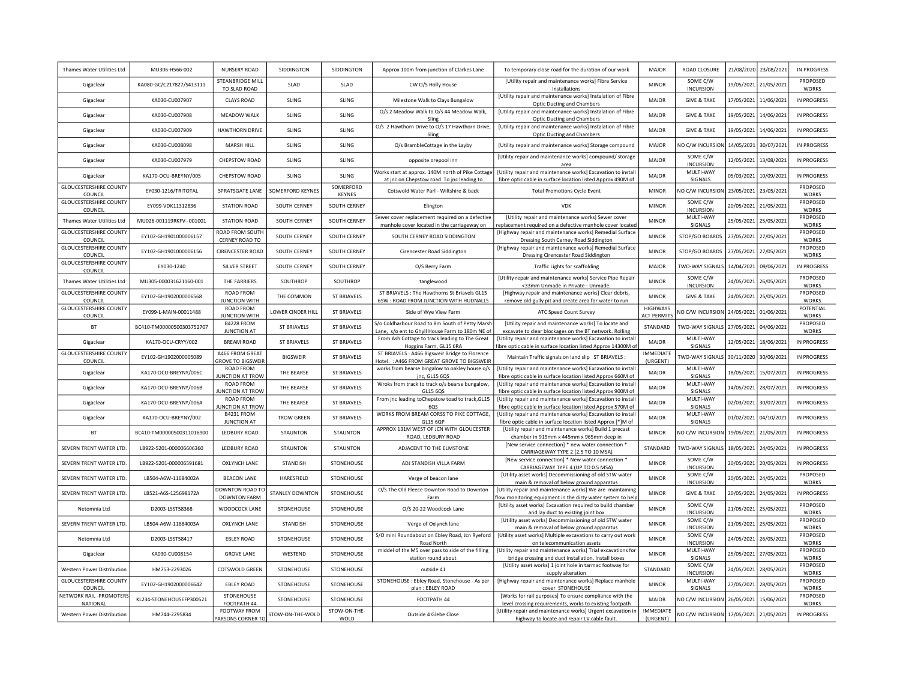| Thames Water Utilities Ltd | MU306-H566-002 | NURSERY ROAD | SIDDINGTON | SIDDINGTON | Approx 100m from junction of Clarkes Lane | To temporary close road for the duration of our work | MAJOR | ROAD CLOSURE | 21/08/2020 | 23/08/2021 | IN PROGRESS |
|---|---|---|---|---|---|---|---|---|---|---|---|
| Gigaclear | KA080-GC/C217827/S413111 | STEANBRIDGE MILL TO SLAD ROAD | SLAD | SLAD | CW O/S Holly House | [Utility repair and maintenance works] Fibre Service Installations | MINOR | SOME C/W INCURSION | 19/05/2021 | 21/05/2021 | PROPOSED WORKS |
| Gigaclear | KA030-CU007907 | CLAYS ROAD | SLING | SLING | Milestone Walk to Clays Bungalow | [Utility repair and maintenance works] Instalation of Fibre Optic Ducting and Chambers | MAJOR | GIVE & TAKE | 17/05/2021 | 11/06/2021 | IN PROGRESS |
| Gigaclear | KA030-CU007908 | MEADOW WALK | SLING | SLING | O/s 2 Meadow Walk to O/s 44 Meadow Walk, Sling | [Utility repair and maintenance works] Instalation of Fibre Optic Ducting and Chambers | MAJOR | GIVE & TAKE | 19/05/2021 | 14/06/2021 | IN PROGRESS |
| Gigaclear | KA030-CU007909 | HAWTHORN DRIVE | SLING | SLING | O/s 2 Hawthorn Drive to O/s 17 Hawthorn Drive, Sling | [Utility repair and maintenance works] Instalation of Fibre Optic Ducting and Chambers | MAJOR | GIVE & TAKE | 19/05/2021 | 14/06/2021 | IN PROGRESS |
| Gigaclear | KA030-CU008098 | MARSH HILL | SLING | SLING | O/s BrambleCottage in the Layby | [Utility repair and maintenance works] Storage compound | MAJOR | NO C/W INCURSION | 14/05/2021 | 30/07/2021 | IN PROGRESS |
| Gigaclear | KA030-CU007979 | CHEPSTOW ROAD | SLING | SLING | opposite orepool inn | [Utility repair and maintenance works] compound/ storage area | MAJOR | SOME C/W INCURSION | 12/05/2021 | 13/08/2021 | IN PROGRESS |
| Gigaclear | KA170-OCU-BREYNY/005 | CHEPSTOW ROAD | SLING | SLING | Works start at approx. 140M north of Pike Cottage at jnc on Chepstow road To jnc leading to | [Utility repair and maintenance works] Excavation to install fibre optic cable in surface location listed Approx 490M of | MAJOR | MULTI-WAY SIGNALS | 05/03/2021 | 10/09/2021 | IN PROGRESS |
| GLOUCESTERSHIRE COUNTY COUNCIL | EY030-1216/TRITOTAL | SPRATSGATE LANE | SOMERFORD KEYNES | SOMERFORD KEYNES | Cotswold Water Parl - Wiltshire & back | Total Promotions Cycle Event | MINOR | NO C/W INCURSION | 23/05/2021 | 23/05/2021 | PROPOSED WORKS |
| GLOUCESTERSHIRE COUNTY COUNCIL | EY099-VDK11312836 | STATION ROAD | SOUTH CERNEY | SOUTH CERNEY | Elington | VDK | MINOR | SOME C/W INCURSION | 20/05/2021 | 21/05/2021 | PROPOSED WORKS |
| Thames Water Utilities Ltd | MU026-001119RKFV--001001 | STATION ROAD | SOUTH CERNEY | SOUTH CERNEY | Sewer cover replacement required on a defective manhole cover located in the carriageway on | [Utility repair and maintenance works] Sewer cover replacement required on a defective manhole cover located | MINOR | MULTI-WAY SIGNALS | 25/05/2021 | 25/05/2021 | PROPOSED WORKS |
| GLOUCESTERSHIRE COUNTY COUNCIL | EY102-GH1901000006157 | ROAD FROM SOUTH CERNEY ROAD TO | SOUTH CERNEY | SOUTH CERNEY | SOUTH CERNEY ROAD SIDDINGTON | [Highway repair and maintenance works] Remedial Surface Dressing South Cerney Road Siddington | MINOR | STOP/GO BOARDS | 27/05/2021 | 27/05/2021 | PROPOSED WORKS |
| GLOUCESTERSHIRE COUNTY COUNCIL | EY102-GH1901000006156 | CIRENCESTER ROAD | SOUTH CERNEY | SOUTH CERNEY | Cirencester Road Siddington | [Highway repair and maintenance works] Remedial Surface Dressing Cirencester Road Siddington | MINOR | STOP/GO BOARDS | 27/05/2021 | 27/05/2021 | PROPOSED WORKS |
| GLOUCESTERSHIRE COUNTY COUNCIL | EY030-1240 | SILVER STREET | SOUTH CERNEY | SOUTH CERNEY | O/S Berry Farm | Traffic Lights for scaffolding | MAJOR | TWO-WAY SIGNALS | 14/04/2021 | 09/06/2021 | IN PROGRESS |
| Thames Water Utilities Ltd | MU305-000031621160-001 | THE FARRIERS | SOUTHROP | SOUTHROP | tanglewood | [Utility repair and maintenance works] Service Pipe Repair <33mm Unmade in Private - Unmade. | MINOR | SOME C/W INCURSION | 24/05/2021 | 26/05/2021 | PROPOSED WORKS |
| GLOUCESTERSHIRE COUNTY COUNCIL | EY102-GH1902000006568 | ROAD FROM JUNCTION WITH | THE COMMON | ST BRIAVELS | ST BRIAVELS : The Hawthorns St Briavels GL15 6SW : ROAD FROM JUNCTION WITH HUDNALLS | [Highway repair and maintenance works] Clear debris, remove old gully pit and create area for water to run | MINOR | GIVE & TAKE | 24/05/2021 | 25/05/2021 | PROPOSED WORKS |
| GLOUCESTERSHIRE COUNTY COUNCIL | EY099-L-MAIN-00011488 | ROAD FROM JUNCTION WITH | LOWER CINDER HILL | ST BRIAVELS | Side of Wye View Farm | ATC Speed Count Survey | HIGHWAYS ACT PERMITS | NO C/W INCURSION | 24/05/2021 | 01/06/2021 | POTENTIAL WORKS |
| BT | BC410-TM00000500303752707 | B4228 FROM JUNCTION AT | ST BRIAVELS | ST BRIAVELS | S/o Coldharbour Road to 8m South of Petty Marsh Lane, s/o ent to Ghyll House Farm to 180m NE of | [Utility repair and maintenance works] To locate and excavate to clear blockages on the BT network. Rolling | STANDARD | TWO-WAY SIGNALS | 27/05/2021 | 04/06/2021 | PROPOSED WORKS |
| Gigaclear | KA170-OCU-CRYY/002 | BREAM ROAD | ST BRIAVELS | ST BRIAVELS | From Ash Cottage to track leading to The Great Hoggins Farm, GL15 6RA | [Utility repair and maintenance works] Excavation to install fibre optic cable in surface location listed Approx 14300M of | MAJOR | MULTI-WAY SIGNALS | 12/05/2021 | 18/06/2021 | IN PROGRESS |
| GLOUCESTERSHIRE COUNTY COUNCIL | EY102-GH1902000005089 | A466 FROM GREAT GROVE TO BIGSWEIR | BIGSWEIR | ST BRIAVELS | ST BRIAVELS : A466 Bigsweir Bridge to Florence Hotel. : A466 FROM GREAT GROVE TO BIGSWEIR | Maintain Traffic signals on land slip ST BRIAVELS : | IMMEDIATE (URGENT) | TWO-WAY SIGNALS | 30/11/2020 | 30/06/2021 | IN PROGRESS |
| Gigaclear | KA170-OCU-BREYNY/006C | ROAD FROM JUNCTION AT TROW | THE BEARSE | ST BRIAVELS | works from bearse bingalow to oakley house o/s jnc, GL15 6QS | [Utility repair and maintenance works] Excavation to install fibre optic cable in surface location listed Approx 660M of | MAJOR | MULTI-WAY SIGNALS | 18/05/2021 | 15/07/2021 | IN PROGRESS |
| Gigaclear | KA170-OCU-BREYNY/006B | ROAD FROM JUNCTION AT TROW | THE BEARSE | ST BRIAVELS | Wroks from track to track o/s bearse bungalow, GL15 6QS | [Utility repair and maintenance works] Excavation to install fibre optic cable in surface location listed Approx 900M of | MAJOR | MULTI-WAY SIGNALS | 14/05/2021 | 28/07/2021 | IN PROGRESS |
| Gigaclear | KA170-OCU-BREYNY/006A | ROAD FROM JUNCTION AT TROW | THE BEARSE | ST BRIAVELS | From jnc leading toChepstow toad to track,GL15 6QS | [Utility repair and maintenance works] Excavation to install fibre optic cable in surface location listed Approx 570M of | MAJOR | MULTI-WAY SIGNALS | 02/03/2021 | 30/07/2021 | IN PROGRESS |
| Gigaclear | KA170-OCU-BREYNY/002 | B4231 FROM JUNCTION AT | TROW GREEN | ST BRIAVELS | WORKS FROM BREAM CORSS TO PIKE COTTAGE, GL15 6QP | [Utility repair and maintenance works] Excavation to install fibre optic cable in surface location listed Approx [*]M of | MAJOR | MULTI-WAY SIGNALS | 01/02/2021 | 04/10/2021 | IN PROGRESS |
| BT | BC410-TM00000500311016900 | LEDBURY ROAD | STAUNTON | STAUNTON | APPROX 131M WEST OF JCN WITH GLOUCESTER ROAD, LEDBURY ROAD | [Utility repair and maintenance works] Build 1 precast chamber in 915mm x 445mm x 965mm deep in | MINOR | NO C/W INCURSION | 19/05/2021 | 21/05/2021 | IN PROGRESS |
| SEVERN TRENT WATER LTD. | LB922-5201-000006606360 | LEDBURY ROAD | STAUNTON | STAUNTON | ADJACENT TO THE ELMSTONE | [New service connection] * new water connection * CARRIAGEWAY TYPE 2 (2.5 TO 10 MSA) | STANDARD | TWO-WAY SIGNALS | 18/05/2021 | 24/05/2021 | IN PROGRESS |
| SEVERN TRENT WATER LTD. | LB922-5201-000006591681 | OXLYNCH LANE | STANDISH | STONEHOUSE | ADJ STANDISH VILLA FARM | [New service connection] * New water connection * CARRIAGEWAY TYPE 4 (UP TO 0.5 MSA) | MINOR | SOME C/W INCURSION | 20/05/2021 | 20/05/2021 | IN PROGRESS |
| SEVERN TRENT WATER LTD. | LB504-A6W-11684002A | BEACON LANE | HARESFIELD | STONEHOUSE | Verge of beacon lane | [Utility asset works] Decommissioning of old STW water main & removal of below ground apparatus | MINOR | SOME C/W INCURSION | 20/05/2021 | 24/05/2021 | PROPOSED WORKS |
| SEVERN TRENT WATER LTD. | LB521-A6S-125698172A | DOWNTON ROAD TO DOWNTON FARM | STANLEY DOWNTON | STONEHOUSE | O/S The Old Fleece Downton Road to Downton Farm | [Utility repair and maintenance works] We are maintaining flow monitoring equipment in the dirty water system to help | MINOR | GIVE & TAKE | 20/05/2021 | 24/05/2021 | IN PROGRESS |
| Netomnia Ltd | D2003-LSST58368 | WOODCOCK LANE | STONEHOUSE | STONEHOUSE | O/S 20-22 Woodcock Lane | [Utility asset works] Excavation required to build chamber and lay duct to existing joint box | MINOR | SOME C/W INCURSION | 21/05/2021 | 25/05/2021 | PROPOSED WORKS |
| SEVERN TRENT WATER LTD. | LB504-A6W-11684003A | OXLYNCH LANE | STANDISH | STONEHOUSE | Verge of Oxlynch lane | [Utility asset works] Decommissioning of old STW water main & removal of below ground apparatus | MINOR | SOME C/W INCURSION | 21/05/2021 | 25/05/2021 | PROPOSED WORKS |
| Netomnia Ltd | D2003-LSST58417 | EBLEY ROAD | STONEHOUSE | STONEHOUSE | S/O mini Roundabout on Ebley Road, Jcn Ryeford Road North | [Utility asset works] Multiple excavations to carry out work on telecommunication assets | MINOR | SOME C/W INCURSION | 24/05/2021 | 26/05/2021 | PROPOSED WORKS |
| Gigaclear | KA030-CU008154 | GROVE LANE | WESTEND | STONEHOUSE | middel of the M5 over pass to side of the filling station round about | [Utility repair and maintenance works] Trial excavations for bridge crossing and duct installation. Install boxes | MINOR | MULTI-WAY SIGNALS | 25/05/2021 | 27/05/2021 | PROPOSED WORKS |
| Western Power Distribution | HM753-2293026 | COTSWOLD GREEN | STONEHOUSE | STONEHOUSE | outside 41 | [Utility asset works] 1 joint hole in tarmac footway for supply alteration | STANDARD | SOME C/W INCURSION | 24/05/2021 | 28/05/2021 | PROPOSED WORKS |
| GLOUCESTERSHIRE COUNTY COUNCIL | EY102-GH1902000006642 | EBLEY ROAD | STONEHOUSE | STONEHOUSE | STONEHOUSE : Ebley Road, Stonehouse - As per plan : EBLEY ROAD | [Highway repair and maintenance works] Replace manhole cover STONEHOUSE | MINOR | MULTI-WAY SIGNALS | 27/05/2021 | 28/05/2021 | PROPOSED WORKS |
| NETWORK RAIL -PROMOTERS NATIONAL | KL234-STONEHOUSEFP300521 | STONEHOUSE FOOTPATH 44 | STONEHOUSE | STONEHOUSE | FOOTPATH 44 | [Works for rail purposes] To ensure compliance with the level crossing requirements, works to existing footpath | MAJOR | NO C/W INCURSION | 26/05/2021 | 15/06/2021 | PROPOSED WORKS |
| Western Power Distribution | HM744-2295834 | FOOTWAY FROM PARSONS CORNER TO | STOW-ON-THE-WOLD | STOW-ON-THE-WOLD | Outside 4 Glebe Close | [Utility repair and maintenance works] Urgent excavation in highway to locate and repair LV cable fault. | IMMEDIATE (URGENT) | NO C/W INCURSION | 17/05/2021 | 21/05/2021 | IN PROGRESS |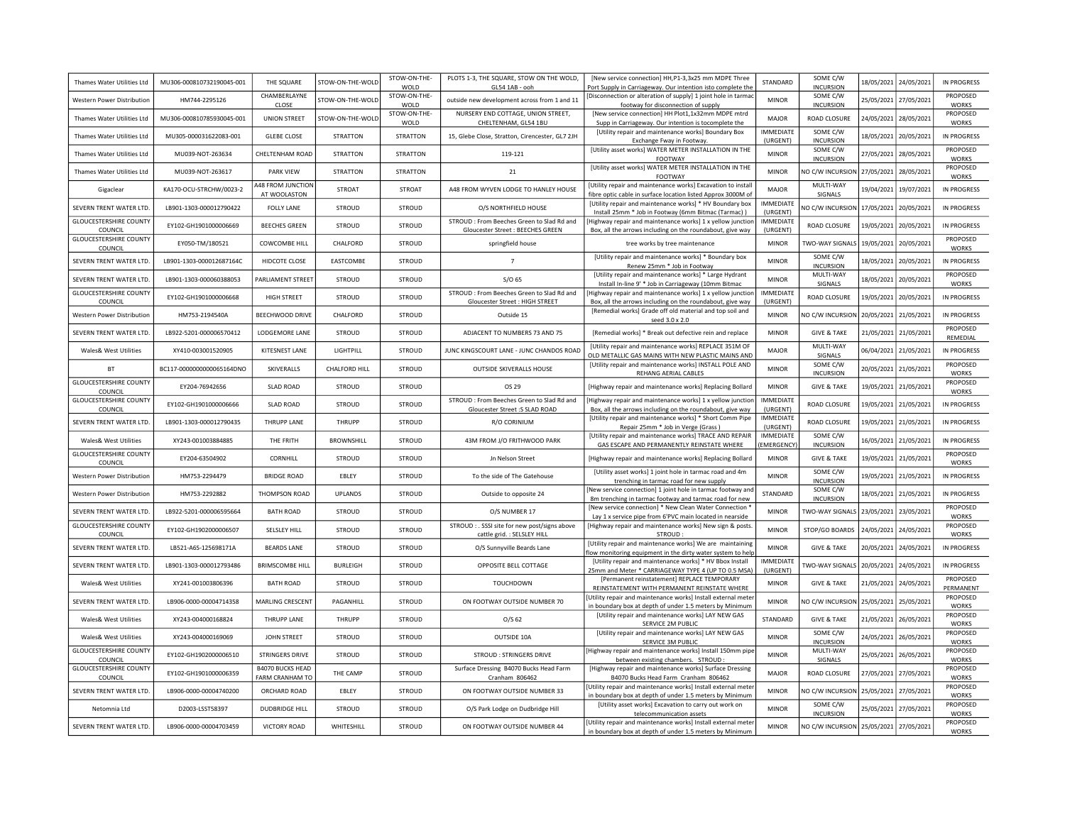| | | | | | | | | | | | |
|---|---|---|---|---|---|---|---|---|---|---|---|
| Thames Water Utilities Ltd | MU306-000810732190045-001 | THE SQUARE | STOW-ON-THE-WOLD | STOW-ON-THE-WOLD | PLOTS 1-3, THE SQUARE, STOW ON THE WOLD, GL54 1AB - ooh | [New service connection] HH,P1-3,3x25 mm MDPE Three Port Supply in Carriageway. Our intention isto complete the | STANDARD | SOME C/W INCURSION | 18/05/2021 | 24/05/2021 | IN PROGRESS |
| Western Power Distribution | HM744-2295126 | CHAMBERLAYNE CLOSE | STOW-ON-THE-WOLD | STOW-ON-THE-WOLD | outside new development across from 1 and 11 | [Disconnection or alteration of supply] 1 joint hole in tarmac footway for disconnection of supply | MINOR | SOME C/W INCURSION | 25/05/2021 | 27/05/2021 | PROPOSED WORKS |
| Thames Water Utilities Ltd | MU306-000810785930045-001 | UNION STREET | STOW-ON-THE-WOLD | STOW-ON-THE-WOLD | NURSERY END COTTAGE, UNION STREET, CHELTENHAM, GL54 1BU | [New service connection] HH Plot1,1x32mm MDPE mtrd Supp in Carriageway. Our intention is tocomplete the | MAJOR | ROAD CLOSURE | 24/05/2021 | 28/05/2021 | PROPOSED WORKS |
| Thames Water Utilities Ltd | MU305-000031622083-001 | GLEBE CLOSE | STRATTON | STRATTON | 15, Glebe Close, Stratton, Cirencester, GL7 2JH | [Utility repair and maintenance works] Boundary Box Exchange Fway in Footway. | IMMEDIATE (URGENT) | SOME C/W INCURSION | 18/05/2021 | 20/05/2021 | IN PROGRESS |
| Thames Water Utilities Ltd | MU039-NOT-263634 | CHELTENHAM ROAD | STRATTON | STRATTON | 119-121 | [Utility asset works] WATER METER INSTALLATION IN THE FOOTWAY | MINOR | SOME C/W INCURSION | 27/05/2021 | 28/05/2021 | PROPOSED WORKS |
| Thames Water Utilities Ltd | MU039-NOT-263617 | PARK VIEW | STRATTON | STRATTON | 21 | [Utility asset works] WATER METER INSTALLATION IN THE FOOTWAY | MINOR | NO C/W INCURSION | 27/05/2021 | 28/05/2021 | PROPOSED WORKS |
| Gigaclear | KA170-OCU-STRCHW/0023-2 | A48 FROM JUNCTION AT WOOLASTON | STROAT | STROAT | A48 FROM WYVEN LODGE TO HANLEY HOUSE | [Utility repair and maintenance works] Excavation to install fibre optic cable in surface location listed Approx 3000M of | MAJOR | MULTI-WAY SIGNALS | 19/04/2021 | 19/07/2021 | IN PROGRESS |
| SEVERN TRENT WATER LTD. | LB901-1303-000012790422 | FOLLY LANE | STROUD | STROUD | O/S NORTHFIELD HOUSE | [Utility repair and maintenance works] * HV Boundary box Install 25mm * Job in Footway (6mm Bitmac (Tarmac) ) | IMMEDIATE (URGENT) | NO C/W INCURSION | 17/05/2021 | 20/05/2021 | IN PROGRESS |
| GLOUCESTERSHIRE COUNTY COUNCIL | EY102-GH1901000006669 | BEECHES GREEN | STROUD | STROUD | STROUD : From Beeches Green to Slad Rd and Gloucester Street : BEECHES GREEN | [Highway repair and maintenance works] 1 x yellow junction Box, all the arrows including on the roundabout, give way | IMMEDIATE (URGENT) | ROAD CLOSURE | 19/05/2021 | 20/05/2021 | IN PROGRESS |
| GLOUCESTERSHIRE COUNTY COUNCIL | EY050-TM/180521 | COWCOMBE HILL | CHALFORD | STROUD | springfield house | tree works by tree maintenance | MINOR | TWO-WAY SIGNALS | 19/05/2021 | 20/05/2021 | PROPOSED WORKS |
| SEVERN TRENT WATER LTD. | LB901-1303-000012687164C | HIDCOTE CLOSE | EASTCOMBE | STROUD | 7 | [Utility repair and maintenance works] * Boundary box Renew 25mm * Job in Footway | MINOR | SOME C/W INCURSION | 18/05/2021 | 20/05/2021 | IN PROGRESS |
| SEVERN TRENT WATER LTD. | LB901-1303-000060388053 | PARLIAMENT STREET | STROUD | STROUD | S/O 65 | [Utility repair and maintenance works] * Large Hydrant Install In-line 9' * Job in Carriageway (10mm Bitmac | MINOR | MULTI-WAY SIGNALS | 18/05/2021 | 20/05/2021 | PROPOSED WORKS |
| GLOUCESTERSHIRE COUNTY COUNCIL | EY102-GH1901000006668 | HIGH STREET | STROUD | STROUD | STROUD : From Beeches Green to Slad Rd and Gloucester Street : HIGH STREET | [Highway repair and maintenance works] 1 x yellow junction Box, all the arrows including on the roundabout, give way | IMMEDIATE (URGENT) | ROAD CLOSURE | 19/05/2021 | 20/05/2021 | IN PROGRESS |
| Western Power Distribution | HM753-2194540A | BEECHWOOD DRIVE | CHALFORD | STROUD | Outside 15 | [Remedial works] Grade off old material and top soil and seed 3.0 x 2.0 | MINOR | NO C/W INCURSION | 20/05/2021 | 21/05/2021 | IN PROGRESS |
| SEVERN TRENT WATER LTD. | LB922-5201-000006570412 | LODGEMORE LANE | STROUD | STROUD | ADJACENT TO NUMBERS 73 AND 75 | [Remedial works] * Break out defective rein and replace | MINOR | GIVE & TAKE | 21/05/2021 | 21/05/2021 | PROPOSED REMEDIAL |
| Wales& West Utilities | XY410-003001520905 | KITESNEST LANE | LIGHTPILL | STROUD | JUNC KINGSCOURT LANE - JUNC CHANDOS ROAD | [Utility repair and maintenance works] REPLACE 351M OF OLD METALLIC GAS MAINS WITH NEW PLASTIC MAINS AND | MAJOR | MULTI-WAY SIGNALS | 06/04/2021 | 21/05/2021 | IN PROGRESS |
| BT | BC117-0000000000065164DNO | SKIVERALLS | CHALFORD HILL | STROUD | OUTSIDE SKIVERALLS HOUSE | [Utility repair and maintenance works] INSTALL POLE AND REHANG AERIAL CABLES | MINOR | SOME C/W INCURSION | 20/05/2021 | 21/05/2021 | PROPOSED WORKS |
| GLOUCESTERSHIRE COUNTY COUNCIL | EY204-76942656 | SLAD ROAD | STROUD | STROUD | OS 29 | [Highway repair and maintenance works] Replacing Bollard | MINOR | GIVE & TAKE | 19/05/2021 | 21/05/2021 | PROPOSED WORKS |
| GLOUCESTERSHIRE COUNTY COUNCIL | EY102-GH1901000006666 | SLAD ROAD | STROUD | STROUD | STROUD : From Beeches Green to Slad Rd and Gloucester Street :S SLAD ROAD | [Highway repair and maintenance works] 1 x yellow junction Box, all the arrows including on the roundabout, give way | IMMEDIATE (URGENT) | ROAD CLOSURE | 19/05/2021 | 21/05/2021 | IN PROGRESS |
| SEVERN TRENT WATER LTD. | LB901-1303-000012790435 | THRUPP LANE | THRUPP | STROUD | R/O CORINIUM | [Utility repair and maintenance works] * Short Comm Pipe Repair 25mm * Job in Verge (Grass ) | IMMEDIATE (URGENT) | ROAD CLOSURE | 19/05/2021 | 21/05/2021 | IN PROGRESS |
| Wales& West Utilities | XY243-001003884885 | THE FRITH | BROWNSHILL | STROUD | 43M FROM J/O FRITHWOOD PARK | [Utility repair and maintenance works] TRACE AND REPAIR GAS ESCAPE AND PERMANENTLY REINSTATE WHERE | IMMEDIATE (EMERGENCY) | SOME C/W INCURSION | 16/05/2021 | 21/05/2021 | IN PROGRESS |
| GLOUCESTERSHIRE COUNTY COUNCIL | EY204-63504902 | CORNHILL | STROUD | STROUD | Jn Nelson Street | [Highway repair and maintenance works] Replacing Bollard | MINOR | GIVE & TAKE | 19/05/2021 | 21/05/2021 | PROPOSED WORKS |
| Western Power Distribution | HM753-2294479 | BRIDGE ROAD | EBLEY | STROUD | To the side of The Gatehouse | [Utility asset works] 1 joint hole in tarmac road and 4m trenching in tarmac road for new supply | MINOR | SOME C/W INCURSION | 19/05/2021 | 21/05/2021 | IN PROGRESS |
| Western Power Distribution | HM753-2292882 | THOMPSON ROAD | UPLANDS | STROUD | Outside to opposite 24 | [New service connection] 1 joint hole in tarmac footway and 8m trenching in tarmac footway and tarmac road for new | STANDARD | SOME C/W INCURSION | 18/05/2021 | 21/05/2021 | IN PROGRESS |
| SEVERN TRENT WATER LTD. | LB922-5201-000006595664 | BATH ROAD | STROUD | STROUD | O/S NUMBER 17 | [New service connection] * New Clean Water Connection * Lay 1 x service pipe from 6"PVC main located in nearside | MINOR | TWO-WAY SIGNALS | 23/05/2021 | 23/05/2021 | PROPOSED WORKS |
| GLOUCESTERSHIRE COUNTY COUNCIL | EY102-GH1902000006507 | SELSLEY HILL | STROUD | STROUD | STROUD : . SSSI site for new post/signs above cattle grid. : SELSLEY HILL | [Highway repair and maintenance works] New sign & posts. STROUD : | MINOR | STOP/GO BOARDS | 24/05/2021 | 24/05/2021 | PROPOSED WORKS |
| SEVERN TRENT WATER LTD. | LB521-A6S-125698171A | BEARDS LANE | STROUD | STROUD | O/S Sunnyville Beards Lane | [Utility repair and maintenance works] We are maintaining flow monitoring equipment in the dirty water system to help | MINOR | GIVE & TAKE | 20/05/2021 | 24/05/2021 | IN PROGRESS |
| SEVERN TRENT WATER LTD. | LB901-1303-000012793486 | BRIMSCOMBE HILL | BURLEIGH | STROUD | OPPOSITE BELL COTTAGE | [Utility repair and maintenance works] * HV Bbox Install 25mm and Meter * CARRIAGEWAY TYPE 4 (UP TO 0.5 MSA) | IMMEDIATE (URGENT) | TWO-WAY SIGNALS | 20/05/2021 | 24/05/2021 | IN PROGRESS |
| Wales& West Utilities | XY241-001003806396 | BATH ROAD | STROUD | STROUD | TOUCHDOWN | [Permanent reinstatement] REPLACE TEMPORARY REINSTATEMENT WITH PERMANENT REINSTATE WHERE | MINOR | GIVE & TAKE | 21/05/2021 | 24/05/2021 | PROPOSED PERMANENT |
| SEVERN TRENT WATER LTD. | LB906-0000-00004714358 | MARLING CRESCENT | PAGANHILL | STROUD | ON FOOTWAY OUTSIDE NUMBER 70 | [Utility repair and maintenance works] Install external meter in boundary box at depth of under 1.5 meters by Minimum | MINOR | NO C/W INCURSION | 25/05/2021 | 25/05/2021 | PROPOSED WORKS |
| Wales& West Utilities | XY243-004000168824 | THRUPP LANE | THRUPP | STROUD | O/S 62 | [Utility repair and maintenance works] LAY NEW GAS SERVICE 2M PUBLIC | STANDARD | GIVE & TAKE | 21/05/2021 | 26/05/2021 | PROPOSED WORKS |
| Wales& West Utilities | XY243-004000169069 | JOHN STREET | STROUD | STROUD | OUTSIDE 10A | [Utility repair and maintenance works] LAY NEW GAS SERVICE 3M PUBLIC | MINOR | SOME C/W INCURSION | 24/05/2021 | 26/05/2021 | PROPOSED WORKS |
| GLOUCESTERSHIRE COUNTY COUNCIL | EY102-GH1902000006510 | STRINGERS DRIVE | STROUD | STROUD | STROUD : STRINGERS DRIVE | [Highway repair and maintenance works] Install 150mm pipe between existing chambers. STROUD : | MINOR | MULTI-WAY SIGNALS | 25/05/2021 | 26/05/2021 | PROPOSED WORKS |
| GLOUCESTERSHIRE COUNTY COUNCIL | EY102-GH1901000006359 | B4070 BUCKS HEAD FARM CRANHAM TO | THE CAMP | STROUD | Surface Dressing B4070 Bucks Head Farm Cranham 806462 | [Highway repair and maintenance works] Surface Dressing B4070 Bucks Head Farm Cranham 806462 | MAJOR | ROAD CLOSURE | 27/05/2021 | 27/05/2021 | PROPOSED WORKS |
| SEVERN TRENT WATER LTD. | LB906-0000-00004740200 | ORCHARD ROAD | EBLEY | STROUD | ON FOOTWAY OUTSIDE NUMBER 33 | [Utility repair and maintenance works] Install external meter in boundary box at depth of under 1.5 meters by Minimum | MINOR | NO C/W INCURSION | 25/05/2021 | 27/05/2021 | PROPOSED WORKS |
| Netomnia Ltd | D2003-LSST58397 | DUDBRIDGE HILL | STROUD | STROUD | O/S Park Lodge on Dudbridge Hill | [Utility asset works] Excavation to carry out work on telecommunication assets | MINOR | SOME C/W INCURSION | 25/05/2021 | 27/05/2021 | PROPOSED WORKS |
| SEVERN TRENT WATER LTD. | LB906-0000-00004703459 | VICTORY ROAD | WHITESHILL | STROUD | ON FOOTWAY OUTSIDE NUMBER 44 | [Utility repair and maintenance works] Install external meter in boundary box at depth of under 1.5 meters by Minimum | MINOR | NO C/W INCURSION | 25/05/2021 | 27/05/2021 | PROPOSED WORKS |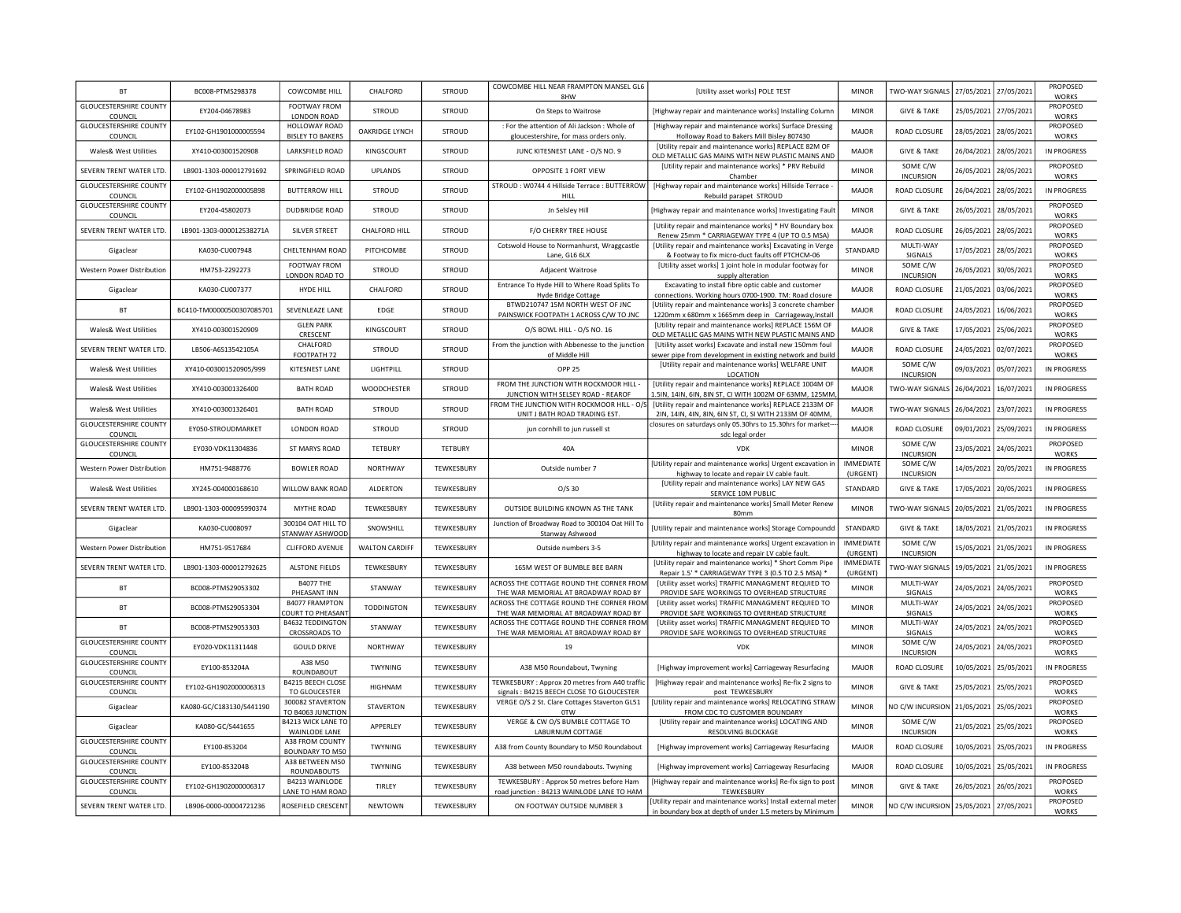| BT | BC008-PTMS298378 | COWCOMBE HILL | CHALFORD | STROUD | COWCOMBE HILL NEAR FRAMPTON MANSEL GL6 8HW | [Utility asset works] POLE TEST | MINOR | TWO-WAY SIGNALS | 27/05/2021 | 27/05/2021 | PROPOSED WORKS |
|---|---|---|---|---|---|---|---|---|---|---|---|
| GLOUCESTERSHIRE COUNTY COUNCIL | EY204-04678983 | FOOTWAY FROM LONDON ROAD | STROUD | STROUD | On Steps to Waitrose | [Highway repair and maintenance works] Installing Column | MINOR | GIVE & TAKE | 25/05/2021 | 27/05/2021 | PROPOSED WORKS |
| GLOUCESTERSHIRE COUNTY COUNCIL | EY102-GH1901000005594 | HOLLOWAY ROAD BISLEY TO BAKERS | OAKRIDGE LYNCH | STROUD | : For the attention of Ali Jackson : Whole of gloucestershire, for mass orders only. | [Highway repair and maintenance works] Surface Dressing Holloway Road to Bakers Mill Bisley 807430 | MAJOR | ROAD CLOSURE | 28/05/2021 | 28/05/2021 | PROPOSED WORKS |
| Wales& West Utilities | XY410-003001520908 | LARKSFIELD ROAD | KINGSCOURT | STROUD | JUNC KITESNEST LANE - O/S NO. 9 | [Utility repair and maintenance works] REPLACE 82M OF OLD METALLIC GAS MAINS WITH NEW PLASTIC MAINS AND | MAJOR | GIVE & TAKE | 26/04/2021 | 28/05/2021 | IN PROGRESS |
| SEVERN TRENT WATER LTD. | LB901-1303-000012791692 | SPRINGFIELD ROAD | UPLANDS | STROUD | OPPOSITE 1 FORT VIEW | [Utility repair and maintenance works] * PRV Rebuild Chamber | MINOR | SOME C/W INCURSION | 26/05/2021 | 28/05/2021 | PROPOSED WORKS |
| GLOUCESTERSHIRE COUNTY COUNCIL | EY102-GH1902000005898 | BUTTERROW HILL | STROUD | STROUD | STROUD : W0744 4 Hillside Terrace : BUTTERROW HILL | [Highway repair and maintenance works] Hillside Terrace - Rebuild parapet STROUD | MAJOR | ROAD CLOSURE | 26/04/2021 | 28/05/2021 | IN PROGRESS |
| GLOUCESTERSHIRE COUNTY COUNCIL | EY204-45802073 | DUDBRIDGE ROAD | STROUD | STROUD | Jn Selsley Hill | [Highway repair and maintenance works] Investigating Fault | MINOR | GIVE & TAKE | 26/05/2021 | 28/05/2021 | PROPOSED WORKS |
| SEVERN TRENT WATER LTD. | LB901-1303-000012538271A | SILVER STREET | CHALFORD HILL | STROUD | F/O CHERRY TREE HOUSE | [Utility repair and maintenance works] * HV Boundary box Renew 25mm * CARRIAGEWAY TYPE 4 (UP TO 0.5 MSA) | MAJOR | ROAD CLOSURE | 26/05/2021 | 28/05/2021 | PROPOSED WORKS |
| Gigaclear | KA030-CU007948 | CHELTENHAM ROAD | PITCHCOMBE | STROUD | Cotswold House to Normanhurst, Wraggcastle Lane, GL6 6LX | [Utility repair and maintenance works] Excavating in Verge & Footway to fix micro-duct faults off PTCHCM-06 | STANDARD | MULTI-WAY SIGNALS | 17/05/2021 | 28/05/2021 | PROPOSED WORKS |
| Western Power Distribution | HM753-2292273 | FOOTWAY FROM LONDON ROAD TO | STROUD | STROUD | Adjacent Waitrose | [Utility asset works] 1 joint hole in modular footway for supply alteration | MINOR | SOME C/W INCURSION | 26/05/2021 | 30/05/2021 | PROPOSED WORKS |
| Gigaclear | KA030-CU007377 | HYDE HILL | CHALFORD | STROUD | Entrance To Hyde Hill to Where Road Splits To Hyde Bridge Cottage | Excavating to install fibre optic cable and customer connections. Working hours 0700-1900. TM: Road closure | MAJOR | ROAD CLOSURE | 21/05/2021 | 03/06/2021 | PROPOSED WORKS |
| BT | BC410-TM00000500307085701 | SEVENLEAZE LANE | EDGE | STROUD | BTWD210747 15M NORTH WEST OF JNC PAINSWICK FOOTPATH 1 ACROSS C/W TO JNC | [Utility repair and maintenance works] 3 concrete chamber 1220mm x 680mm x 1665mm deep in Carriageway,Install | MAJOR | ROAD CLOSURE | 24/05/2021 | 16/06/2021 | PROPOSED WORKS |
| Wales& West Utilities | XY410-003001520909 | GLEN PARK CRESCENT | KINGSCOURT | STROUD | O/S BOWL HILL - O/S NO. 16 | [Utility repair and maintenance works] REPLACE 156M OF OLD METALLIC GAS MAINS WITH NEW PLASTIC MAINS AND | MAJOR | GIVE & TAKE | 17/05/2021 | 25/06/2021 | PROPOSED WORKS |
| SEVERN TRENT WATER LTD. | LB506-A6S13542105A | CHALFORD FOOTPATH 72 | STROUD | STROUD | From the junction with Abbenesse to the junction of Middle Hill | [Utility asset works] Excavate and install new 150mm foul sewer pipe from development in existing network and build | MAJOR | ROAD CLOSURE | 24/05/2021 | 02/07/2021 | PROPOSED WORKS |
| Wales& West Utilities | XY410-003001520905/999 | KITESNEST LANE | LIGHTPILL | STROUD | OPP 25 | [Utility repair and maintenance works] WELFARE UNIT LOCATION | MAJOR | SOME C/W INCURSION | 09/03/2021 | 05/07/2021 | IN PROGRESS |
| Wales& West Utilities | XY410-003001326400 | BATH ROAD | WOODCHESTER | STROUD | FROM THE JUNCTION WITH ROCKMOOR HILL - JUNCTION WITH SELSEY ROAD - REAROF | [Utility repair and maintenance works] REPLACE 1004M OF 1.5IN, 14IN, 6IN, 8IN ST, CI WITH 1002M OF 63MM, 125MM, | MAJOR | TWO-WAY SIGNALS | 26/04/2021 | 16/07/2021 | IN PROGRESS |
| Wales& West Utilities | XY410-003001326401 | BATH ROAD | STROUD | STROUD | FROM THE JUNCTION WITH ROCKMOOR HILL - O/S UNIT J BATH ROAD TRADING EST. | [Utility repair and maintenance works] REPLACE 2133M OF 2IN, 14IN, 4IN, 8IN, 6IN ST, CI, SI WITH 2133M OF 40MM, | MAJOR | TWO-WAY SIGNALS | 26/04/2021 | 23/07/2021 | IN PROGRESS |
| GLOUCESTERSHIRE COUNTY COUNCIL | EY050-STROUDMARKET | LONDON ROAD | STROUD | STROUD | jun cornhill to jun russell st | closures on saturdays only 05.30hrs to 15.30hrs for market---sdc legal order | MAJOR | ROAD CLOSURE | 09/01/2021 | 25/09/2021 | IN PROGRESS |
| GLOUCESTERSHIRE COUNTY COUNCIL | EY030-VDK11304836 | ST MARYS ROAD | TETBURY | TETBURY | 40A | VDK | MINOR | SOME C/W INCURSION | 23/05/2021 | 24/05/2021 | PROPOSED WORKS |
| Western Power Distribution | HM751-9488776 | BOWLER ROAD | NORTHWAY | TEWKESBURY | Outside number 7 | [Utility repair and maintenance works] Urgent excavation in highway to locate and repair LV cable fault. | IMMEDIATE (URGENT) | SOME C/W INCURSION | 14/05/2021 | 20/05/2021 | IN PROGRESS |
| Wales& West Utilities | XY245-004000168610 | WILLOW BANK ROAD | ALDERTON | TEWKESBURY | O/S 30 | [Utility repair and maintenance works] LAY NEW GAS SERVICE 10M PUBLIC | STANDARD | GIVE & TAKE | 17/05/2021 | 20/05/2021 | IN PROGRESS |
| SEVERN TRENT WATER LTD. | LB901-1303-000095990374 | MYTHE ROAD | TEWKESBURY | TEWKESBURY | OUTSIDE BUILDING KNOWN AS THE TANK | [Utility repair and maintenance works] Small Meter Renew 80mm | MINOR | TWO-WAY SIGNALS | 20/05/2021 | 21/05/2021 | IN PROGRESS |
| Gigaclear | KA030-CU008097 | 300104 OAT HILL TO STANWAY ASHWOOD | SNOWSHILL | TEWKESBURY | Junction of Broadway Road to 300104 Oat Hill To Stanway Ashwood | [Utility repair and maintenance works] Storage Compoundd | STANDARD | GIVE & TAKE | 18/05/2021 | 21/05/2021 | IN PROGRESS |
| Western Power Distribution | HM751-9517684 | CLIFFORD AVENUE | WALTON CARDIFF | TEWKESBURY | Outside numbers 3-5 | [Utility repair and maintenance works] Urgent excavation in highway to locate and repair LV cable fault. | IMMEDIATE (URGENT) | SOME C/W INCURSION | 15/05/2021 | 21/05/2021 | IN PROGRESS |
| SEVERN TRENT WATER LTD. | LB901-1303-000012792625 | ALSTONE FIELDS | TEWKESBURY | TEWKESBURY | 165M WEST OF BUMBLE BEE BARN | [Utility repair and maintenance works] * Short Comm Pipe Repair 1.5' * CARRIAGEWAY TYPE 3 (0.5 TO 2.5 MSA) * | IMMEDIATE (URGENT) | TWO-WAY SIGNALS | 19/05/2021 | 21/05/2021 | IN PROGRESS |
| BT | BC008-PTMS29053302 | B4077 THE PHEASANT INN | STANWAY | TEWKESBURY | ACROSS THE COTTAGE ROUND THE CORNER FROM THE WAR MEMORIAL AT BROADWAY ROAD BY | [Utility asset works] TRAFFIC MANAGMENT REQUIED TO PROVIDE SAFE WORKINGS TO OVERHEAD STRUCTURE | MINOR | MULTI-WAY SIGNALS | 24/05/2021 | 24/05/2021 | PROPOSED WORKS |
| BT | BC008-PTMS29053304 | B4077 FRAMPTON COURT TO PHEASANT | TODDINGTON | TEWKESBURY | ACROSS THE COTTAGE ROUND THE CORNER FROM THE WAR MEMORIAL AT BROADWAY ROAD BY | [Utility asset works] TRAFFIC MANAGMENT REQUIED TO PROVIDE SAFE WORKINGS TO OVERHEAD STRUCTURE | MINOR | MULTI-WAY SIGNALS | 24/05/2021 | 24/05/2021 | PROPOSED WORKS |
| BT | BC008-PTMS29053303 | B4632 TEDDINGTON CROSSROADS TO | STANWAY | TEWKESBURY | ACROSS THE COTTAGE ROUND THE CORNER FROM THE WAR MEMORIAL AT BROADWAY ROAD BY | [Utility asset works] TRAFFIC MANAGMENT REQUIED TO PROVIDE SAFE WORKINGS TO OVERHEAD STRUCTURE | MINOR | MULTI-WAY SIGNALS | 24/05/2021 | 24/05/2021 | PROPOSED WORKS |
| GLOUCESTERSHIRE COUNTY COUNCIL | EY020-VDK11311448 | GOULD DRIVE | NORTHWAY | TEWKESBURY | 19 | VDK | MINOR | SOME C/W INCURSION | 24/05/2021 | 24/05/2021 | PROPOSED WORKS |
| GLOUCESTERSHIRE COUNTY COUNCIL | EY100-853204A | A38 M50 ROUNDABOUT | TWYNING | TEWKESBURY | A38 M50 Roundabout, Twyning | [Highway improvement works] Carriageway Resurfacing | MAJOR | ROAD CLOSURE | 10/05/2021 | 25/05/2021 | IN PROGRESS |
| GLOUCESTERSHIRE COUNTY COUNCIL | EY102-GH1902000006313 | B4215 BEECH CLOSE TO GLOUCESTER | HIGHNAM | TEWKESBURY | TEWKESBURY : Approx 20 metres from A40 traffic signals : B4215 BEECH CLOSE TO GLOUCESTER | [Highway repair and maintenance works] Re-fix 2 signs to post TEWKESBURY | MINOR | GIVE & TAKE | 25/05/2021 | 25/05/2021 | PROPOSED WORKS |
| Gigaclear | KA080-GC/C183130/S441190 | 300082 STAVERTON TO B4063 JUNCTION | STAVERTON | TEWKESBURY | VERGE O/S 2 St. Clare Cottages Staverton GL51 0TW | [Utility repair and maintenance works] RELOCATING STRAW FROM CDC TO CUSTOMER BOUNDARY | MINOR | NO C/W INCURSION | 21/05/2021 | 25/05/2021 | PROPOSED WORKS |
| Gigaclear | KA080-GC/S441655 | B4213 WICK LANE TO WAINLODE LANE | APPERLEY | TEWKESBURY | VERGE & CW O/S BUMBLE COTTAGE TO LABURNUM COTTAGE | [Utility repair and maintenance works] LOCATING AND RESOLVING BLOCKAGE | MINOR | SOME C/W INCURSION | 21/05/2021 | 25/05/2021 | PROPOSED WORKS |
| GLOUCESTERSHIRE COUNTY COUNCIL | EY100-853204 | A38 FROM COUNTY BOUNDARY TO M50 | TWYNING | TEWKESBURY | A38 from County Boundary to M50 Roundabout | [Highway improvement works] Carriageway Resurfacing | MAJOR | ROAD CLOSURE | 10/05/2021 | 25/05/2021 | IN PROGRESS |
| GLOUCESTERSHIRE COUNTY COUNCIL | EY100-853204B | A38 BETWEEN M50 ROUNDABOUTS | TWYNING | TEWKESBURY | A38 between M50 roundabouts. Twyning | [Highway improvement works] Carriageway Resurfacing | MAJOR | ROAD CLOSURE | 10/05/2021 | 25/05/2021 | IN PROGRESS |
| GLOUCESTERSHIRE COUNTY COUNCIL | EY102-GH1902000006317 | B4213 WAINLODE LANE TO HAM ROAD | TIRLEY | TEWKESBURY | TEWKESBURY : Approx 50 metres before Ham road junction : B4213 WAINLODE LANE TO HAM | [Highway repair and maintenance works] Re-fix sign to post TEWKESBURY | MINOR | GIVE & TAKE | 26/05/2021 | 26/05/2021 | PROPOSED WORKS |
| SEVERN TRENT WATER LTD. | LB906-0000-00004721236 | ROSEFIELD CRESCENT | NEWTOWN | TEWKESBURY | ON FOOTWAY OUTSIDE NUMBER 3 | [Utility repair and maintenance works] Install external meter in boundary box at depth of under 1.5 meters by Minimum | MINOR | NO C/W INCURSION | 25/05/2021 | 27/05/2021 | PROPOSED WORKS |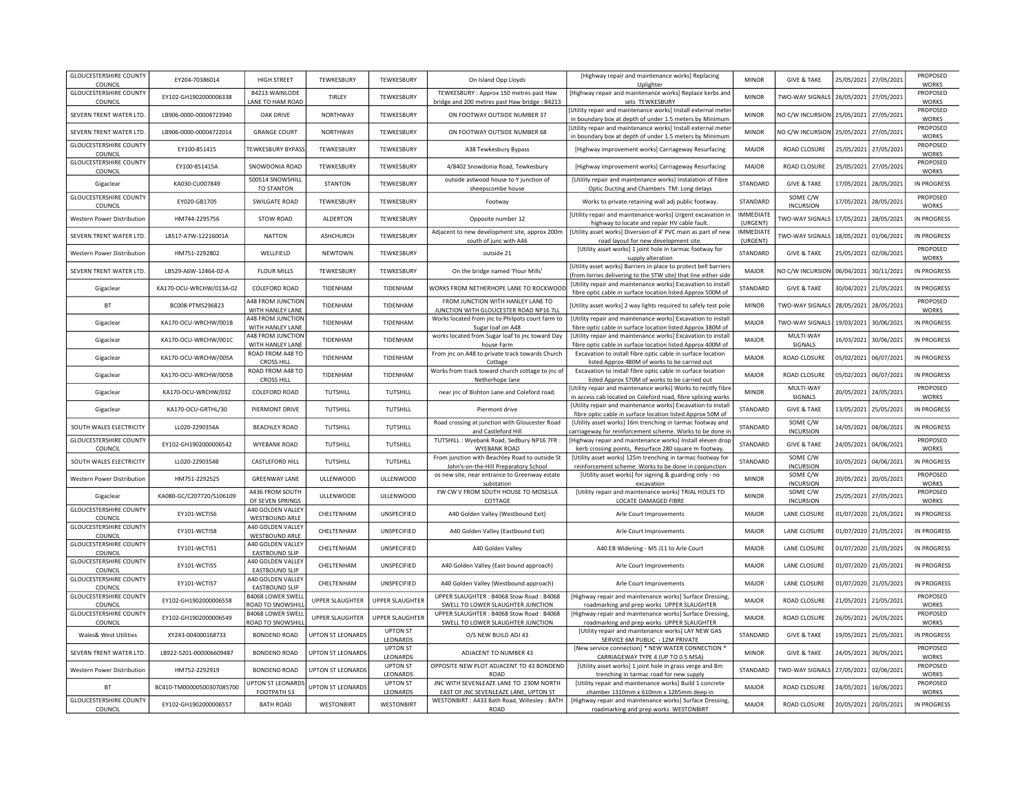| GLOUCESTERSHIRE COUNTY COUNCIL | EY204-70386014 | HIGH STREET | TEWKESBURY | TEWKESBURY | On Island Opp Lloyds | [Highway repair and maintenance works] Replacing Uplighter | MINOR | GIVE & TAKE | 25/05/2021 | 27/05/2021 | PROPOSED WORKS |
|---|---|---|---|---|---|---|---|---|---|---|---|
| GLOUCESTERSHIRE COUNTY COUNCIL | EY102-GH1902000006338 | B4213 WAINLODE LANE TO HAM ROAD | TIRLEY | TEWKESBURY | TEWKESBURY : Approx 150 metres past Haw bridge and 200 metres past Haw bridge : B4213 | [Highway repair and maintenance works] Replace kerbs and sets TEWKESBURY | MINOR | TWO-WAY SIGNALS | 26/05/2021 | 27/05/2021 | PROPOSED WORKS |
| SEVERN TRENT WATER LTD. | LB906-0000-00004723940 | OAK DRIVE | NORTHWAY | TEWKESBURY | ON FOOTWAY OUTSIDE NUMBER 37 | [Utility repair and maintenance works] Install external meter in boundary box at depth of under 1.5 meters by Minimum | MINOR | NO C/W INCURSION | 25/05/2021 | 27/05/2021 | PROPOSED WORKS |
| SEVERN TRENT WATER LTD. | LB906-0000-00004722014 | GRANGE COURT | NORTHWAY | TEWKESBURY | ON FOOTWAY OUTSIDE NUMBER 68 | [Utility repair and maintenance works] Install external meter in boundary box at depth of under 1.5 meters by Minimum | MINOR | NO C/W INCURSION | 25/05/2021 | 27/05/2021 | PROPOSED WORKS |
| GLOUCESTERSHIRE COUNTY COUNCIL | EY100-851415 | TEWKESBURY BYPASS | TEWKESBURY | TEWKESBURY | A38 Tewkesbury Bypass | [Highway improvement works] Carriageway Resurfacing | MAJOR | ROAD CLOSURE | 25/05/2021 | 27/05/2021 | PROPOSED WORKS |
| GLOUCESTERSHIRE COUNTY COUNCIL | EY100-851415A | SNOWDONIA ROAD | TEWKESBURY | TEWKESBURY | 4/8402 Snowdonia Road, Tewkesbury | [Highway improvement works] Carriageway Resurfacing | MAJOR | ROAD CLOSURE | 25/05/2021 | 27/05/2021 | PROPOSED WORKS |
| Gigaclear | KA030-CU007849 | 500514 SNOWSHILL TO STANTON | STANTON | TEWKESBURY | outside astwood house to Y junction of sheepscombe house | [Utility repair and maintenance works] Instalation of Fibre Optic Ducting and Chambers TM: Long delays | STANDARD | GIVE & TAKE | 17/05/2021 | 28/05/2021 | IN PROGRESS |
| GLOUCESTERSHIRE COUNTY COUNCIL | EY020-GB1705 | SWILGATE ROAD | TEWKESBURY | TEWKESBURY | Footway | Works to private retaining wall adj public footway. | STANDARD | SOME C/W INCURSION | 17/05/2021 | 28/05/2021 | PROPOSED WORKS |
| Western Power Distribution | HM744-2295756 | STOW ROAD | ALDERTON | TEWKESBURY | Opposite number 12 | [Utility repair and maintenance works] Urgent excavation in highway to locate and repair HV cable fault. | IMMEDIATE (URGENT) | TWO-WAY SIGNALS | 17/05/2021 | 28/05/2021 | IN PROGRESS |
| SEVERN TRENT WATER LTD. | LB517-A7W-12216001A | NATTON | ASHCHURCH | TEWKESBURY | Adjacent to new development site, approx 200m south of junc with A46 | [Utility asset works] Diversion of 4' PVC main as part of new road layout for new development site. | IMMEDIATE (URGENT) | TWO-WAY SIGNALS | 18/05/2021 | 01/06/2021 | IN PROGRESS |
| Western Power Distribution | HM751-2292802 | WELLFIELD | NEWTOWN | TEWKESBURY | outside 21 | [Utility asset works] 1 joint hole in tarmac footway for supply alteration | STANDARD | GIVE & TAKE | 25/05/2021 | 02/06/2021 | PROPOSED WORKS |
| SEVERN TRENT WATER LTD. | LB529-A6W-12464-02-A | FLOUR MILLS | TEWKESBURY | TEWKESBURY | On the bridge named 'Flour Mills' | [Utility asset works] Barriers in place to protect bell barriers (from lorries delivering to the STW site) that line either side | MAJOR | NO C/W INCURSION | 06/04/2021 | 30/11/2021 | IN PROGRESS |
| Gigaclear | KA170-OCU-WRCHW/013A-02 | COLEFORD ROAD | TIDENHAM | TIDENHAM | WORKS FROM NETHERHOPE LANE TO ROCKWOOD | [Utility repair and maintenance works] Excavation to install fibre optic cable in surface location listed Approx 500M of | STANDARD | GIVE & TAKE | 30/04/2021 | 21/05/2021 | IN PROGRESS |
| BT | BC008-PTMS296823 | A48 FROM JUNCTION WITH HANLEY LANE | TIDENHAM | TIDENHAM | FROM JUNCTION WITH HANLEY LANE TO JUNCTION WITH GLOUCESTER ROAD NP16 7LL | [Utility asset works] 2 way lights required to safely test pole | MINOR | TWO-WAY SIGNALS | 28/05/2021 | 28/05/2021 | PROPOSED WORKS |
| Gigaclear | KA170-OCU-WRCHW/001B | A48 FROM JUNCTION WITH HANLEY LANE | TIDENHAM | TIDENHAM | Works located from jnc to Philpots court farm to Sugar loaf on A48 | [Utility repair and maintenance works] Excavation to install fibre optic cable in surface location listed Approx 380M of | MAJOR | TWO-WAY SIGNALS | 19/03/2021 | 30/06/2021 | IN PROGRESS |
| Gigaclear | KA170-OCU-WRCHW/001C | A48 FROM JUNCTION WITH HANLEY LANE | TIDENHAM | TIDENHAM | works located from Sugar loaf to jnc toward Day house Farm | [Utility repair and maintenance works] Excavation to install fibre optic cable in surface location listed Approx 400M of | MAJOR | MULTI-WAY SIGNALS | 16/03/2021 | 30/06/2021 | IN PROGRESS |
| Gigaclear | KA170-OCU-WRCHW/005A | ROAD FROM A48 TO CROSS HILL | TIDENHAM | TIDENHAM | From jnc on A48 to private track towards Church Cottage | Excavation to install fibre optic cable in surface location listed Approx 480M of works to be carried out | MAJOR | ROAD CLOSURE | 05/02/2021 | 06/07/2021 | IN PROGRESS |
| Gigaclear | KA170-OCU-WRCHW/005B | ROAD FROM A48 TO CROSS HILL | TIDENHAM | TIDENHAM | Works from track toward church cottage to jnc of Netherhope lane | Excavation to install fibre optic cable in surface location listed Approx 570M of works to be carried out | MAJOR | ROAD CLOSURE | 05/02/2021 | 06/07/2021 | IN PROGRESS |
| Gigaclear | KA170-OCU-WRCHW/032 | COLEFORD ROAD | TUTSHILL | TUTSHILL | near jnc of Bishton Lane and Coleford road. | [Utility repair and maintenance works] Works to recitfy fibre in access cab located on Coleford road, fibre splicing works | MINOR | MULTI-WAY SIGNALS | 20/05/2021 | 24/05/2021 | PROPOSED WORKS |
| Gigaclear | KA170-OCU-GRTHL/30 | PIERMONT DRIVE | TUTSHILL | TUTSHILL | Piermont drive | [Utility repair and maintenance works] Excavation to install fibre optic cable in surface location listed Approx 50M of | STANDARD | GIVE & TAKE | 13/05/2021 | 25/05/2021 | IN PROGRESS |
| SOUTH WALES ELECTRICITY | LL020-2290354A | BEACHLEY ROAD | TUTSHILL | TUTSHILL | Road crossing at junction with Gloucester Road and Castleford Hill | [Utility asset works] 16m trenching in tarmac footway and carriageway for reinforcement scheme. Works to be done in | STANDARD | SOME C/W INCURSION | 14/05/2021 | 04/06/2021 | IN PROGRESS |
| GLOUCESTERSHIRE COUNTY COUNCIL | EY102-GH1902000006542 | WYEBANK ROAD | TUTSHILL | TUTSHILL | TUTSHILL : Wyebank Road, Sedbury NP16 7FR : WYEBANK ROAD | [Highway repair and maintenance works] Install eleven drop kerb crossing points, Resurface 280 square m footway. | STANDARD | GIVE & TAKE | 24/05/2021 | 04/06/2021 | PROPOSED WORKS |
| SOUTH WALES ELECTRICITY | LL020-2290354B | CASTLEFORD HILL | TUTSHILL | TUTSHILL | From junction with Beachley Road to outside St John's-on-the-Hill Preparatory School | [Utility asset works] 125m trenching in tarmac footway for reinforcement scheme. Works to be done in conjunction | STANDARD | SOME C/W INCURSION | 10/05/2021 | 04/06/2021 | IN PROGRESS |
| Western Power Distribution | HM751-2292525 | GREENWAY LANE | ULLENWOOD | ULLENWOOD | os new site, near entrance to Greenway estate substation | [Utility asset works] for signing & guarding only - no excavation | MINOR | SOME C/W INCURSION | 20/05/2021 | 20/05/2021 | PROPOSED WORKS |
| Gigaclear | KA080-GC/C207720/S106109 | A436 FROM SOUTH OF SEVEN SPRINGS | ULLENWOOD | ULLENWOOD | FW CW V FROM SOUTH HOUSE TO MOSELLA COTTAGE | [Utility repair and maintenance works] TRIAL HOLES TO LOCATE DAMAGED FIBRE | MINOR | SOME C/W INCURSION | 25/05/2021 | 27/05/2021 | PROPOSED WORKS |
| GLOUCESTERSHIRE COUNTY COUNCIL | EY101-WCTIS6 | A40 GOLDEN VALLEY WESTBOUND ARLE | CHELTENHAM | UNSPECIFIED | A40 Golden Valley (Westbound Exit) | Arle Court Improvements | MAJOR | LANE CLOSURE | 01/07/2020 | 21/05/2021 | IN PROGRESS |
| GLOUCESTERSHIRE COUNTY COUNCIL | EY101-WCTIS8 | A40 GOLDEN VALLEY WESTBOUND ARLE | CHELTENHAM | UNSPECIFIED | A40 Golden Valley (Eastbound Exit) | Arle Court Improvements | MAJOR | LANE CLOSURE | 01/07/2020 | 21/05/2021 | IN PROGRESS |
| GLOUCESTERSHIRE COUNTY COUNCIL | EY101-WCTIS1 | A40 GOLDEN VALLEY EASTBOUND SLIP | CHELTENHAM | UNSPECIFIED | A40 Golden Valley | A40 EB Widening - M5 J11 to Arle Court | MAJOR | LANE CLOSURE | 01/07/2020 | 21/05/2021 | IN PROGRESS |
| GLOUCESTERSHIRE COUNTY COUNCIL | EY101-WCTIS5 | A40 GOLDEN VALLEY EASTBOUND SLIP | CHELTENHAM | UNSPECIFIED | A40 Golden Valley (East bound approach) | Arle Court Improvements | MAJOR | LANE CLOSURE | 01/07/2020 | 21/05/2021 | IN PROGRESS |
| GLOUCESTERSHIRE COUNTY COUNCIL | EY101-WCTIS7 | A40 GOLDEN VALLEY EASTBOUND SLIP | CHELTENHAM | UNSPECIFIED | A40 Golden Valley (Westbound approach) | Arle Court Improvements | MAJOR | LANE CLOSURE | 01/07/2020 | 21/05/2021 | IN PROGRESS |
| GLOUCESTERSHIRE COUNTY COUNCIL | EY102-GH1902000006558 | B4068 LOWER SWELL ROAD TO SNOWSHILL | UPPER SLAUGHTER | UPPER SLAUGHTER | UPPER SLAUGHTER : B4068 Stow Road : B4068 SWELL TO LOWER SLAUGHTER JUNCTION | [Highway repair and maintenance works] Surface Dressing, roadmarking and prep works UPPER SLAUGHTER | MAJOR | ROAD CLOSURE | 21/05/2021 | 21/05/2021 | PROPOSED WORKS |
| GLOUCESTERSHIRE COUNTY COUNCIL | EY102-GH1902000006549 | B4068 LOWER SWELL ROAD TO SNOWSHILL | UPPER SLAUGHTER | UPPER SLAUGHTER | UPPER SLAUGHTER : B4068 Stow Road : B4068 SWELL TO LOWER SLAUGHTER JUNCTION | [Highway repair and maintenance works] Surface Dressing, roadmarking and prep works UPPER SLAUGHTER | MAJOR | ROAD CLOSURE | 26/05/2021 | 26/05/2021 | PROPOSED WORKS |
| Wales& West Utilities | XY243-004000168733 | BONDEND ROAD | UPTON ST LEONARDS | UPTON ST LEONARDS | O/S NEW BUILD ADJ 43 | [Utility repair and maintenance works] LAY NEW GAS SERVICE 6M PUBLIC - 12M PRIVATE | STANDARD | GIVE & TAKE | 19/05/2021 | 25/05/2021 | IN PROGRESS |
| SEVERN TRENT WATER LTD. | LB922-5201-000006609487 | BONDEND ROAD | UPTON ST LEONARDS | UPTON ST LEONARDS | ADJACENT TO NUMBER 43 | [New service connection] * NEW WATER CONNECTION * CARRIAGEWAY TYPE 4 (UP TO 0.5 MSA) | MINOR | GIVE & TAKE | 24/05/2021 | 26/05/2021 | PROPOSED WORKS |
| Western Power Distribution | HM752-2292919 | BONDEND ROAD | UPTON ST LEONARDS | UPTON ST LEONARDS | OPPOSITE NEW PLOT ADJACENT TO 43 BONDEND ROAD | [Utility asset works] 1 joint hole in grass verge and 8m trenching in tarmac road for new supply | STANDARD | TWO-WAY SIGNALS | 27/05/2021 | 02/06/2021 | PROPOSED WORKS |
| BT | BC410-TM00000500307085700 | UPTON ST LEONARDS FOOTPATH 53 | UPTON ST LEONARDS | UPTON ST LEONARDS | JNC WITH SEVENLEAZE LANE TO 230M NORTH EAST OF JNC SEVENLEAZE LANE, UPTON ST | [Utility repair and maintenance works] Build 1 concrete chamber 1310mm x 610mm x 1265mm deep in | MAJOR | ROAD CLOSURE | 24/05/2021 | 16/06/2021 | PROPOSED WORKS |
| GLOUCESTERSHIRE COUNTY COUNCIL | EY102-GH1902000006557 | BATH ROAD | WESTONBIRT | WESTONBIRT | WESTONBIRT : A433 Bath Road, Willesley : BATH ROAD | [Highway repair and maintenance works] Surface Dressing, roadmarking and prep works WESTONBIRT | MAJOR | ROAD CLOSURE | 20/05/2021 | 20/05/2021 | IN PROGRESS |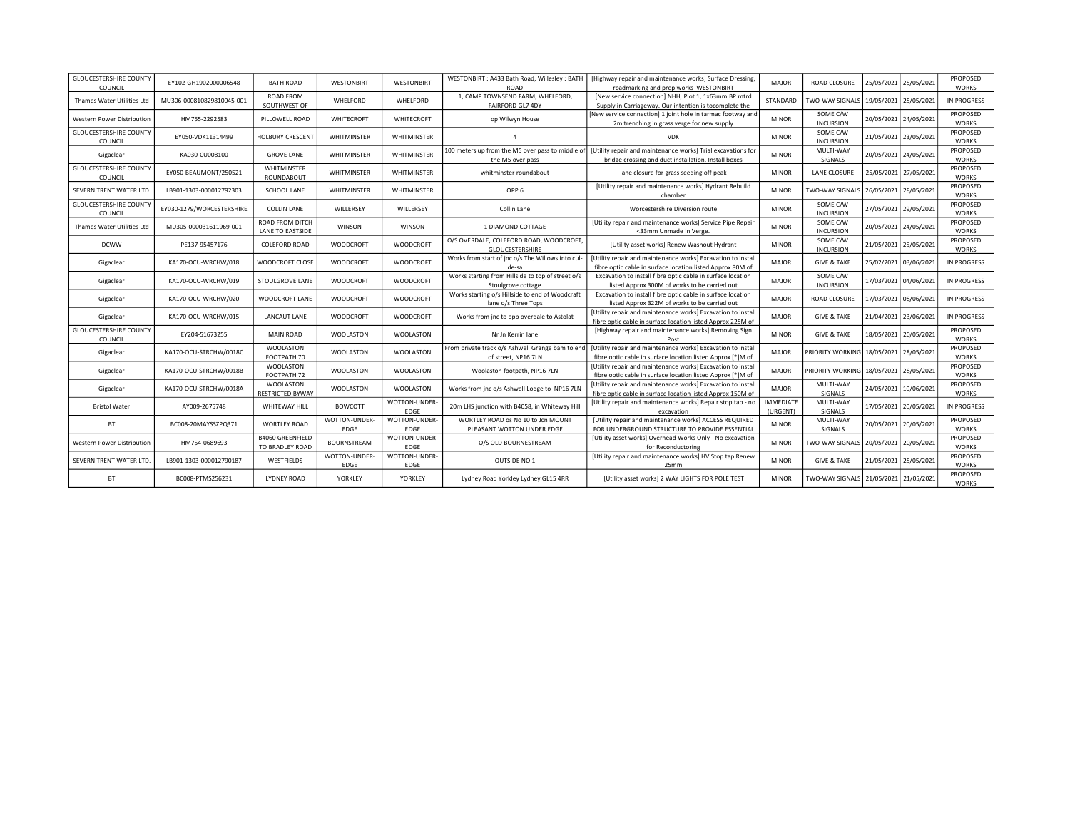| | | | | | | | | | | | |
|---|---|---|---|---|---|---|---|---|---|---|---|
| GLOUCESTERSHIRE COUNTY COUNCIL | EY102-GH1902000006548 | BATH ROAD | WESTONBIRT | WESTONBIRT | WESTONBIRT : A433 Bath Road, Willesley : BATH ROAD | [Highway repair and maintenance works] Surface Dressing, roadmarking and prep works WESTONBIRT | MAJOR | ROAD CLOSURE | 25/05/2021 | 25/05/2021 | PROPOSED WORKS |
| Thames Water Utilities Ltd | MU306-000810829810045-001 | ROAD FROM SOUTHWEST OF | WHELFORD | WHELFORD | 1, CAMP TOWNSEND FARM, WHELFORD, FAIRFORD GL7 4DY | [New service connection] NHH, Plot 1, 1x63mm BP mtrd Supply in Carriageway. Our intention is tocomplete the | STANDARD | TWO-WAY SIGNALS | 19/05/2021 | 25/05/2021 | IN PROGRESS |
| Western Power Distribution | HM755-2292583 | PILLOWELL ROAD | WHITECROFT | WHITECROFT | op Wilwyn House | [New service connection] 1 joint hole in tarmac footway and 2m trenching in grass verge for new supply | MINOR | SOME C/W INCURSION | 20/05/2021 | 24/05/2021 | PROPOSED WORKS |
| GLOUCESTERSHIRE COUNTY COUNCIL | EY050-VDK11314499 | HOLBURY CRESCENT | WHITMINSTER | WHITMINSTER | 4 | VDK | MINOR | SOME C/W INCURSION | 21/05/2021 | 23/05/2021 | PROPOSED WORKS |
| Gigaclear | KA030-CU008100 | GROVE LANE | WHITMINSTER | WHITMINSTER | 100 meters up from the M5 over pass to middle of the M5 over pass | [Utility repair and maintenance works] Trial excavations for bridge crossing and duct installation. Install boxes | MINOR | MULTI-WAY SIGNALS | 20/05/2021 | 24/05/2021 | PROPOSED WORKS |
| GLOUCESTERSHIRE COUNTY COUNCIL | EY050-BEAUMONT/250521 | WHITMINSTER ROUNDABOUT | WHITMINSTER | WHITMINSTER | whitminster roundabout | lane closure for grass seeding off peak | MINOR | LANE CLOSURE | 25/05/2021 | 27/05/2021 | PROPOSED WORKS |
| SEVERN TRENT WATER LTD. | LB901-1303-000012792303 | SCHOOL LANE | WHITMINSTER | WHITMINSTER | OPP 6 | [Utility repair and maintenance works] Hydrant Rebuild chamber | MINOR | TWO-WAY SIGNALS | 26/05/2021 | 28/05/2021 | PROPOSED WORKS |
| GLOUCESTERSHIRE COUNTY COUNCIL | EY030-1279/WORCESTERSHIRE | COLLIN LANE | WILLERSEY | WILLERSEY | Collin Lane | Worcestershire Diversion route | MINOR | SOME C/W INCURSION | 27/05/2021 | 29/05/2021 | PROPOSED WORKS |
| Thames Water Utilities Ltd | MU305-000031611969-001 | ROAD FROM DITCH LANE TO EASTSIDE | WINSON | WINSON | 1 DIAMOND COTTAGE | [Utility repair and maintenance works] Service Pipe Repair <33mm Unmade in Verge. | MINOR | SOME C/W INCURSION | 20/05/2021 | 24/05/2021 | PROPOSED WORKS |
| DCWW | PE137-95457176 | COLEFORD ROAD | WOODCROFT | WOODCROFT | O/S OVERDALE, COLEFORD ROAD, WOODCROFT, GLOUCESTERSHIRE | [Utility asset works] Renew Washout Hydrant | MINOR | SOME C/W INCURSION | 21/05/2021 | 25/05/2021 | PROPOSED WORKS |
| Gigaclear | KA170-OCU-WRCHW/018 | WOODCROFT CLOSE | WOODCROFT | WOODCROFT | Works from start of jnc o/s The Willows into cul-de-sa | [Utility repair and maintenance works] Excavation to install fibre optic cable in surface location listed Approx 80M of | MAJOR | GIVE & TAKE | 25/02/2021 | 03/06/2021 | IN PROGRESS |
| Gigaclear | KA170-OCU-WRCHW/019 | STOULGROVE LANE | WOODCROFT | WOODCROFT | Works starting from Hillside to top of street o/s Stoulgrove cottage | Excavation to install fibre optic cable in surface location listed Approx 300M of works to be carried out | MAJOR | SOME C/W INCURSION | 17/03/2021 | 04/06/2021 | IN PROGRESS |
| Gigaclear | KA170-OCU-WRCHW/020 | WOODCROFT LANE | WOODCROFT | WOODCROFT | Works starting o/s Hillside to end of Woodcraft lane o/s Three Tops | Excavation to install fibre optic cable in surface location listed Approx 322M of works to be carried out | MAJOR | ROAD CLOSURE | 17/03/2021 | 08/06/2021 | IN PROGRESS |
| Gigaclear | KA170-OCU-WRCHW/015 | LANCAUT LANE | WOODCROFT | WOODCROFT | Works from jnc to opp overdale to Astolat | [Utility repair and maintenance works] Excavation to install fibre optic cable in surface location listed Approx 225M of | MAJOR | GIVE & TAKE | 21/04/2021 | 23/06/2021 | IN PROGRESS |
| GLOUCESTERSHIRE COUNTY COUNCIL | EY204-51673255 | MAIN ROAD | WOOLASTON | WOOLASTON | Nr Jn Kerrin lane | [Highway repair and maintenance works] Removing Sign Post | MINOR | GIVE & TAKE | 18/05/2021 | 20/05/2021 | PROPOSED WORKS |
| Gigaclear | KA170-OCU-STRCHW/0018C | WOOLASTON FOOTPATH 70 | WOOLASTON | WOOLASTON | From private track o/s Ashwell Grange bam to end of street, NP16 7LN | [Utility repair and maintenance works] Excavation to install fibre optic cable in surface location listed Approx [*]M of | MAJOR | PRIORITY WORKING | 18/05/2021 | 28/05/2021 | PROPOSED WORKS |
| Gigaclear | KA170-OCU-STRCHW/0018B | WOOLASTON FOOTPATH 72 | WOOLASTON | WOOLASTON | Woolaston footpath, NP16 7LN | [Utility repair and maintenance works] Excavation to install fibre optic cable in surface location listed Approx [*]M of | MAJOR | PRIORITY WORKING | 18/05/2021 | 28/05/2021 | PROPOSED WORKS |
| Gigaclear | KA170-OCU-STRCHW/0018A | WOOLASTON RESTRICTED BYWAY | WOOLASTON | WOOLASTON | Works from jnc o/s Ashwell Lodge to NP16 7LN | [Utility repair and maintenance works] Excavation to install fibre optic cable in surface location listed Approx 150M of | MAJOR | MULTI-WAY SIGNALS | 24/05/2021 | 10/06/2021 | PROPOSED WORKS |
| Bristol Water | AY009-2675748 | WHITEWAY HILL | BOWCOTT | WOTTON-UNDER-EDGE | 20m LHS junction with B4058, in Whiteway Hill | [Utility repair and maintenance works] Repair stop tap - no excavation | IMMEDIATE (URGENT) | MULTI-WAY SIGNALS | 17/05/2021 | 20/05/2021 | IN PROGRESS |
| BT | BC008-20MAYSSZPQ371 | WORTLEY ROAD | WOTTON-UNDER-EDGE | WOTTON-UNDER-EDGE | WORTLEY ROAD os No 10 to Jcn MOUNT PLEASANT WOTTON UNDER EDGE | [Utility repair and maintenance works] ACCESS REQUIRED FOR UNDERGROUND STRUCTURE TO PROVIDE ESSENTIAL | MINOR | MULTI-WAY SIGNALS | 20/05/2021 | 20/05/2021 | PROPOSED WORKS |
| Western Power Distribution | HM754-0689693 | B4060 GREENFIELD TO BRADLEY ROAD | BOURNSTREAM | WOTTON-UNDER-EDGE | O/S OLD BOURNESTREAM | [Utility asset works] Overhead Works Only - No excavation for Reconductoring | MINOR | TWO-WAY SIGNALS | 20/05/2021 | 20/05/2021 | PROPOSED WORKS |
| SEVERN TRENT WATER LTD. | LB901-1303-000012790187 | WESTFIELDS | WOTTON-UNDER-EDGE | WOTTON-UNDER-EDGE | OUTSIDE NO 1 | [Utility repair and maintenance works] HV Stop tap Renew 25mm | MINOR | GIVE & TAKE | 21/05/2021 | 25/05/2021 | PROPOSED WORKS |
| BT | BC008-PTMS256231 | LYDNEY ROAD | YORKLEY | YORKLEY | Lydney Road Yorkley Lydney GL15 4RR | [Utility asset works] 2 WAY LIGHTS FOR POLE TEST | MINOR | TWO-WAY SIGNALS | 21/05/2021 | 21/05/2021 | PROPOSED WORKS |